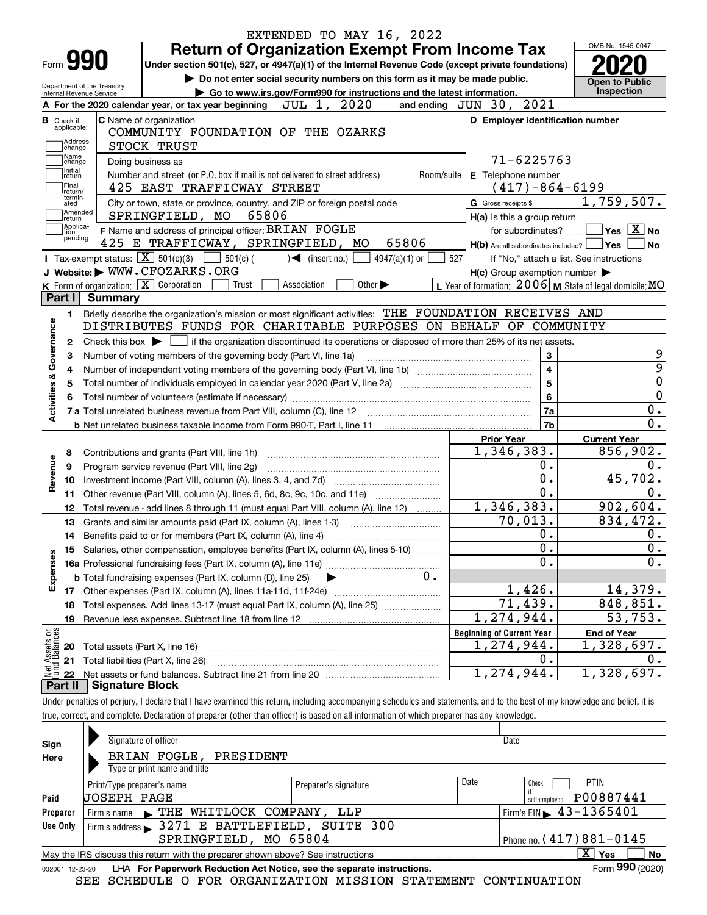EXTENDED TO MAY 16, 2022

# Form 990 — Return of Organization Exempt From Income Tax

Under section 501(c), 527, or 4947(a)(1) of the Internal Revenue Code (except private foundations)

▶ Do not enter social security numbers on this form as it may be made public.

▶ Go to www.irs.gov/Form990 for instructions and the latest information.

Department of the Treasury
Internal Revenue Service

OMB No. 1545-0047

**2020**

**Open to Public Inspection**

**A** For the 2020 calendar year, or tax year beginning JUL 1, 2020 and ending JUN 30, 2021

**B** Check if applicable: Address change, Name change, Initial return, Final return/terminated, Amended return, Application pending

**C** Name of organization: COMMUNITY FOUNDATION OF THE OZARKS STOCK TRUST

Doing business as

Number and street (or P.O. box if mail is not delivered to street address): 425 EAST TRAFFICWAY STREET — Room/suite

City or town, state or province, country, and ZIP or foreign postal code: SPRINGFIELD, MO 65806

**D** Employer identification number: 71-6225763

**E** Telephone number: (417)-864-6199

**G** Gross receipts $ 1,759,507.

**F** Name and address of principal officer: BRIAN FOGLE, 425 E TRAFFICWAY, SPRINGFIELD, MO 65806

**H(a)** Is this a group return for subordinates? ☐ Yes ☒ No

**H(b)** Are all subordinates included? ☐ Yes ☐ No — If "No," attach a list. See instructions

**H(c)** Group exemption number ▶

**I** Tax-exempt status: ☒ 501(c)(3) ☐ 501(c) ( ) ◀ (insert no.) ☐ 4947(a)(1) or ☐ 527

**J** Website: ▶ WWW.CFOZARKS.ORG

**K** Form of organization: ☒ Corporation ☐ Trust ☐ Association ☐ Other ▶

**L** Year of formation: 2006 **M** State of legal domicile: MO

## Part I Summary

**Activities & Governance**

1 Briefly describe the organization's mission or most significant activities: THE FOUNDATION RECEIVES AND DISTRIBUTES FUNDS FOR CHARITABLE PURPOSES ON BEHALF OF COMMUNITY

2 Check this box ▶ ☐ if the organization discontinued its operations or disposed of more than 25% of its net assets.

| Line | Description | No. | Value |
|---|---|---|---|
| 3 | Number of voting members of the governing body (Part VI, line 1a) | 3 | 9 |
| 4 | Number of independent voting members of the governing body (Part VI, line 1b) | 4 | 9 |
| 5 | Total number of individuals employed in calendar year 2020 (Part V, line 2a) | 5 | 0 |
| 6 | Total number of volunteers (estimate if necessary) | 6 | 0 |
| 7a | Total unrelated business revenue from Part VIII, column (C), line 12 | 7a | 0. |
| 7b | Net unrelated business taxable income from Form 990-T, Part I, line 11 | 7b | 0. |

| Line | Description | Prior Year | Current Year |
|---|---|---|---|
| **Revenue** | | | |
| 8 | Contributions and grants (Part VIII, line 1h) | 1,346,383. | 856,902. |
| 9 | Program service revenue (Part VIII, line 2g) | 0. | 0. |
| 10 | Investment income (Part VIII, column (A), lines 3, 4, and 7d) | 0. | 45,702. |
| 11 | Other revenue (Part VIII, column (A), lines 5, 6d, 8c, 9c, 10c, and 11e) | 0. | 0. |
| 12 | Total revenue - add lines 8 through 11 (must equal Part VIII, column (A), line 12) | 1,346,383. | 902,604. |
| **Expenses** | | | |
| 13 | Grants and similar amounts paid (Part IX, column (A), lines 1-3) | 70,013. | 834,472. |
| 14 | Benefits paid to or for members (Part IX, column (A), line 4) | 0. | 0. |
| 15 | Salaries, other compensation, employee benefits (Part IX, column (A), lines 5-10) | 0. | 0. |
| 16a | Professional fundraising fees (Part IX, column (A), line 11e) | 0. | 0. |
| b | Total fundraising expenses (Part IX, column (D), line 25) ▶ 0. | | |
| 17 | Other expenses (Part IX, column (A), lines 11a-11d, 11f-24e) | 1,426. | 14,379. |
| 18 | Total expenses. Add lines 13-17 (must equal Part IX, column (A), line 25) | 71,439. | 848,851. |
| 19 | Revenue less expenses. Subtract line 18 from line 12 | 1,274,944. | 53,753. |
| **Net Assets or Fund Balances** | | **Beginning of Current Year** | **End of Year** |
| 20 | Total assets (Part X, line 16) | 1,274,944. | 1,328,697. |
| 21 | Total liabilities (Part X, line 26) | 0. | 0. |
| 22 | Net assets or fund balances. Subtract line 21 from line 20 | 1,274,944. | 1,328,697. |

## Part II Signature Block

Under penalties of perjury, I declare that I have examined this return, including accompanying schedules and statements, and to the best of my knowledge and belief, it is true, correct, and complete. Declaration of preparer (other than officer) is based on all information of which preparer has any knowledge.

**Sign Here**

Signature of officer — Date

BRIAN FOGLE, PRESIDENT
Type or print name and title

**Paid Preparer Use Only**

| Print/Type preparer's name | Preparer's signature | Date | Check if self-employed | PTIN |
|---|---|---|---|---|
| JOSEPH PAGE | | | ☐ | P00887441 |

Firm's name ▶ THE WHITLOCK COMPANY, LLP — Firm's EIN ▶ 43-1365401

Firm's address ▶ 3271 E BATTLEFIELD, SUITE 300, SPRINGFIELD, MO 65804 — Phone no. (417)881-0145

May the IRS discuss this return with the preparer shown above? See instructions ☒ Yes ☐ No

032001 12-23-20 LHA For Paperwork Reduction Act Notice, see the separate instructions. Form **990** (2020)

SEE SCHEDULE O FOR ORGANIZATION MISSION STATEMENT CONTINUATION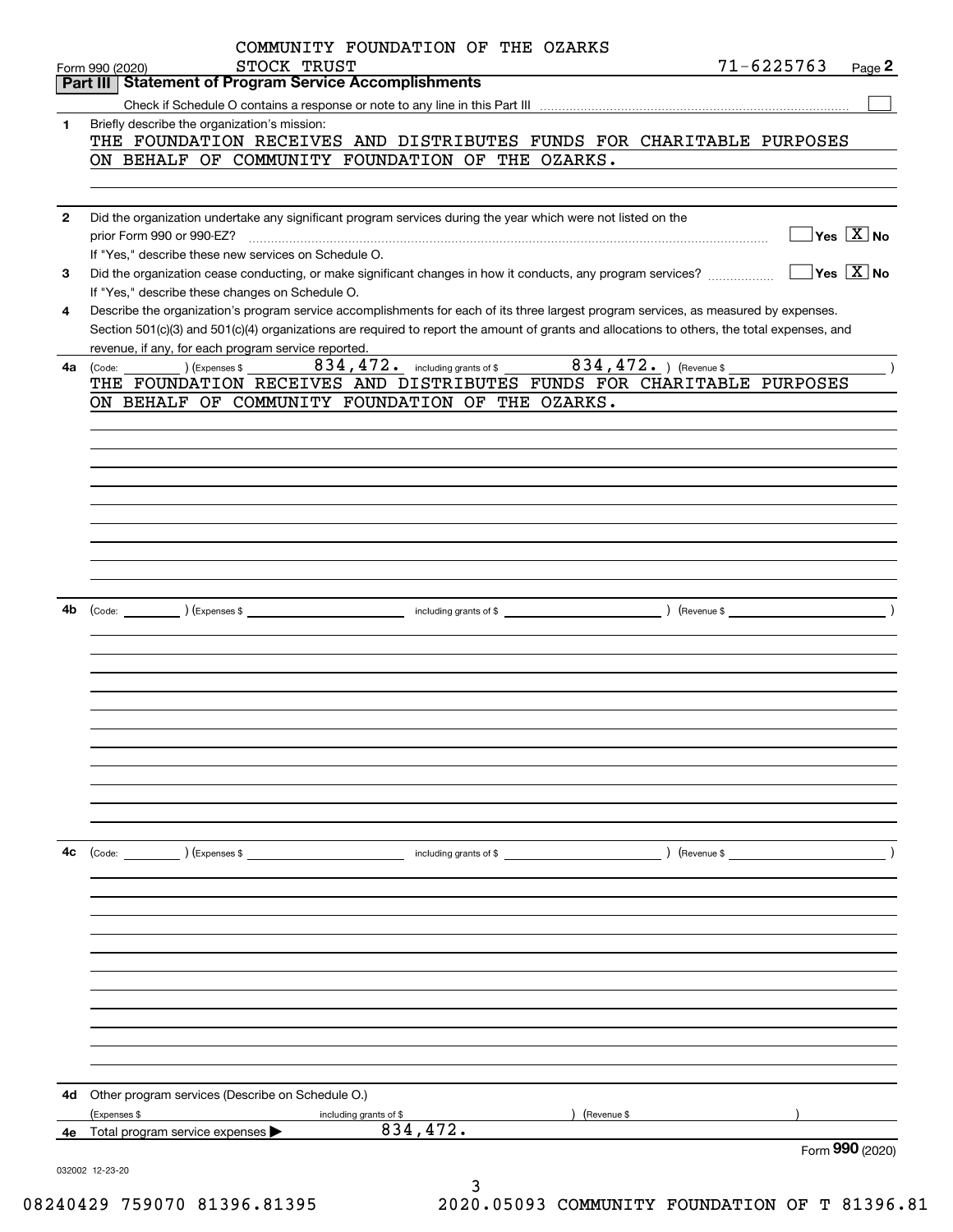COMMUNITY FOUNDATION OF THE OZARKS
STOCK TRUST

Form 990 (2020) 71-6225763 Page **2**

## Part III Statement of Program Service Accomplishments

Check if Schedule O contains a response or note to any line in this Part III ☐

**1** Briefly describe the organization's mission:

THE FOUNDATION RECEIVES AND DISTRIBUTES FUNDS FOR CHARITABLE PURPOSES ON BEHALF OF COMMUNITY FOUNDATION OF THE OZARKS.

**2** Did the organization undertake any significant program services during the year which were not listed on the prior Form 990 or 990-EZ? ☐ Yes ☒ No

If "Yes," describe these new services on Schedule O.

**3** Did the organization cease conducting, or make significant changes in how it conducts, any program services? ☐ Yes ☒ No

If "Yes," describe these changes on Schedule O.

**4** Describe the organization's program service accomplishments for each of its three largest program services, as measured by expenses. Section 501(c)(3) and 501(c)(4) organizations are required to report the amount of grants and allocations to others, the total expenses, and revenue, if any, for each program service reported.

**4a** (Code: ) (Expenses $ 834,472. including grants of $ 834,472. ) (Revenue $ )

THE FOUNDATION RECEIVES AND DISTRIBUTES FUNDS FOR CHARITABLE PURPOSES ON BEHALF OF COMMUNITY FOUNDATION OF THE OZARKS.

**4b** (Code: ) (Expenses $ including grants of $ ) (Revenue $ )

**4c** (Code: ) (Expenses $ including grants of $ ) (Revenue $ )

**4d** Other program services (Describe on Schedule O.)

(Expenses $ including grants of $ ) (Revenue $ )

**4e** Total program service expenses ▶ 834,472.

Form **990** (2020)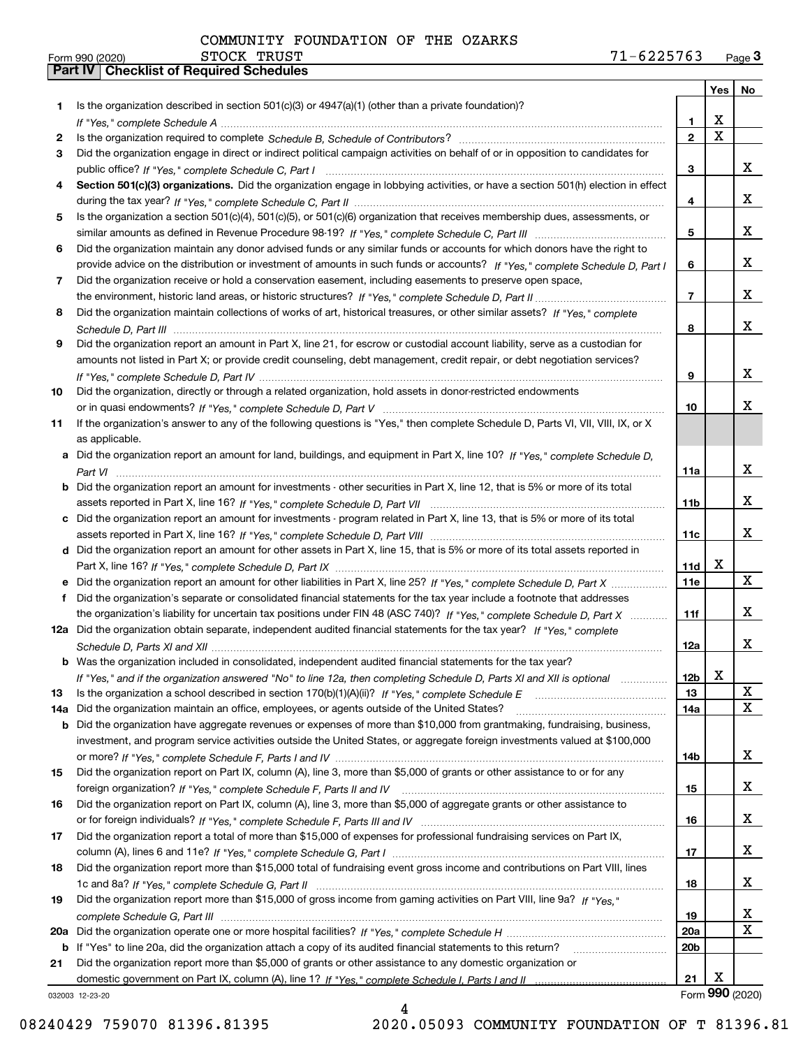COMMUNITY FOUNDATION OF THE OZARKS
Form 990 (2020) STOCK TRUST 71-6225763 Page 3

**Part IV | Checklist of Required Schedules**

| | | | Yes | No |
|---|---|---|---|---|
| 1 | Is the organization described in section 501(c)(3) or 4947(a)(1) (other than a private foundation)? *If "Yes," complete Schedule A* | 1 | X | |
| 2 | Is the organization required to complete *Schedule B, Schedule of Contributors*? | 2 | X | |
| 3 | Did the organization engage in direct or indirect political campaign activities on behalf of or in opposition to candidates for public office? *If "Yes," complete Schedule C, Part I* | 3 | | X |
| 4 | **Section 501(c)(3) organizations.** Did the organization engage in lobbying activities, or have a section 501(h) election in effect during the tax year? *If "Yes," complete Schedule C, Part II* | 4 | | X |
| 5 | Is the organization a section 501(c)(4), 501(c)(5), or 501(c)(6) organization that receives membership dues, assessments, or similar amounts as defined in Revenue Procedure 98-19? *If "Yes," complete Schedule C, Part III* | 5 | | X |
| 6 | Did the organization maintain any donor advised funds or any similar funds or accounts for which donors have the right to provide advice on the distribution or investment of amounts in such funds or accounts? *If "Yes," complete Schedule D, Part I* | 6 | | X |
| 7 | Did the organization receive or hold a conservation easement, including easements to preserve open space, the environment, historic land areas, or historic structures? *If "Yes," complete Schedule D, Part II* | 7 | | X |
| 8 | Did the organization maintain collections of works of art, historical treasures, or other similar assets? *If "Yes," complete Schedule D, Part III* | 8 | | X |
| 9 | Did the organization report an amount in Part X, line 21, for escrow or custodial account liability, serve as a custodian for amounts not listed in Part X; or provide credit counseling, debt management, credit repair, or debt negotiation services? *If "Yes," complete Schedule D, Part IV* | 9 | | X |
| 10 | Did the organization, directly or through a related organization, hold assets in donor-restricted endowments or in quasi endowments? *If "Yes," complete Schedule D, Part V* | 10 | | X |
| 11 | If the organization's answer to any of the following questions is "Yes," then complete Schedule D, Parts VI, VII, VIII, IX, or X as applicable. | | | |
| a | Did the organization report an amount for land, buildings, and equipment in Part X, line 10? *If "Yes," complete Schedule D, Part VI* | 11a | | X |
| b | Did the organization report an amount for investments - other securities in Part X, line 12, that is 5% or more of its total assets reported in Part X, line 16? *If "Yes," complete Schedule D, Part VII* | 11b | | X |
| c | Did the organization report an amount for investments - program related in Part X, line 13, that is 5% or more of its total assets reported in Part X, line 16? *If "Yes," complete Schedule D, Part VIII* | 11c | | X |
| d | Did the organization report an amount for other assets in Part X, line 15, that is 5% or more of its total assets reported in Part X, line 16? *If "Yes," complete Schedule D, Part IX* | 11d | X | |
| e | Did the organization report an amount for other liabilities in Part X, line 25? *If "Yes," complete Schedule D, Part X* | 11e | | X |
| f | Did the organization's separate or consolidated financial statements for the tax year include a footnote that addresses the organization's liability for uncertain tax positions under FIN 48 (ASC 740)? *If "Yes," complete Schedule D, Part X* | 11f | | X |
| 12a | Did the organization obtain separate, independent audited financial statements for the tax year? *If "Yes," complete Schedule D, Parts XI and XII* | 12a | | X |
| b | Was the organization included in consolidated, independent audited financial statements for the tax year? *If "Yes," and if the organization answered "No" to line 12a, then completing Schedule D, Parts XI and XII is optional* | 12b | X | |
| 13 | Is the organization a school described in section 170(b)(1)(A)(ii)? *If "Yes," complete Schedule E* | 13 | | X |
| 14a | Did the organization maintain an office, employees, or agents outside of the United States? | 14a | | X |
| b | Did the organization have aggregate revenues or expenses of more than $10,000 from grantmaking, fundraising, business, investment, and program service activities outside the United States, or aggregate foreign investments valued at $100,000 or more? *If "Yes," complete Schedule F, Parts I and IV* | 14b | | X |
| 15 | Did the organization report on Part IX, column (A), line 3, more than $5,000 of grants or other assistance to or for any foreign organization? *If "Yes," complete Schedule F, Parts II and IV* | 15 | | X |
| 16 | Did the organization report on Part IX, column (A), line 3, more than $5,000 of aggregate grants or other assistance to or for foreign individuals? *If "Yes," complete Schedule F, Parts III and IV* | 16 | | X |
| 17 | Did the organization report a total of more than $15,000 of expenses for professional fundraising services on Part IX, column (A), lines 6 and 11e? *If "Yes," complete Schedule G, Part I* | 17 | | X |
| 18 | Did the organization report more than $15,000 total of fundraising event gross income and contributions on Part VIII, lines 1c and 8a? *If "Yes," complete Schedule G, Part II* | 18 | | X |
| 19 | Did the organization report more than $15,000 of gross income from gaming activities on Part VIII, line 9a? *If "Yes," complete Schedule G, Part III* | 19 | | X |
| 20a | Did the organization operate one or more hospital facilities? *If "Yes," complete Schedule H* | 20a | | X |
| b | If "Yes" to line 20a, did the organization attach a copy of its audited financial statements to this return? | 20b | | |
| 21 | Did the organization report more than $5,000 of grants or other assistance to any domestic organization or domestic government on Part IX, column (A), line 1? *If "Yes," complete Schedule I, Parts I and II* | 21 | X | |

032003 12-23-20 Form **990** (2020)

08240429 759070 81396.81395 2020.05093 COMMUNITY FOUNDATION OF T 81396.81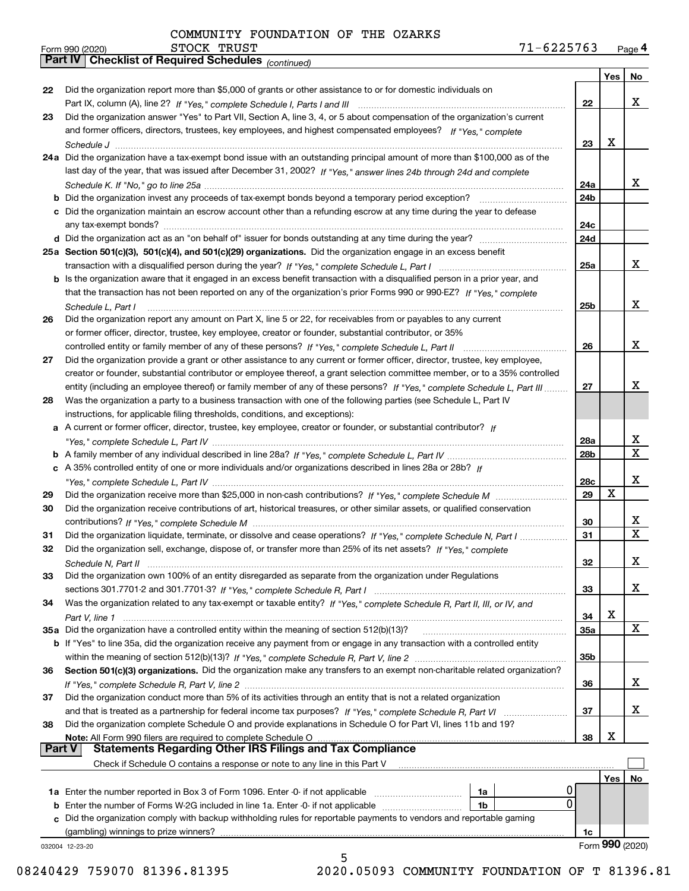COMMUNITY FOUNDATION OF THE OZARKS
STOCK TRUST 71-6225763

Form 990 (2020) Page **4**

## Part IV Checklist of Required Schedules *(continued)*

| | | | Yes | No |
|---|---|---|---|---|
| 22 | Did the organization report more than $5,000 of grants or other assistance to or for domestic individuals on Part IX, column (A), line 2? *If "Yes," complete Schedule I, Parts I and III* | 22 | | X |
| 23 | Did the organization answer "Yes" to Part VII, Section A, line 3, 4, or 5 about compensation of the organization's current and former officers, directors, trustees, key employees, and highest compensated employees? *If "Yes," complete Schedule J* | 23 | X | |
| 24a | Did the organization have a tax-exempt bond issue with an outstanding principal amount of more than $100,000 as of the last day of the year, that was issued after December 31, 2002? *If "Yes," answer lines 24b through 24d and complete Schedule K. If "No," go to line 25a* | 24a | | X |
| b | Did the organization invest any proceeds of tax-exempt bonds beyond a temporary period exception? | 24b | | |
| c | Did the organization maintain an escrow account other than a refunding escrow at any time during the year to defease any tax-exempt bonds? | 24c | | |
| d | Did the organization act as an "on behalf of" issuer for bonds outstanding at any time during the year? | 24d | | |
| 25a | **Section 501(c)(3), 501(c)(4), and 501(c)(29) organizations.** Did the organization engage in an excess benefit transaction with a disqualified person during the year? *If "Yes," complete Schedule L, Part I* | 25a | | X |
| b | Is the organization aware that it engaged in an excess benefit transaction with a disqualified person in a prior year, and that the transaction has not been reported on any of the organization's prior Forms 990 or 990-EZ? *If "Yes," complete Schedule L, Part I* | 25b | | X |
| 26 | Did the organization report any amount on Part X, line 5 or 22, for receivables from or payables to any current or former officer, director, trustee, key employee, creator or founder, substantial contributor, or 35% controlled entity or family member of any of these persons? *If "Yes," complete Schedule L, Part II* | 26 | | X |
| 27 | Did the organization provide a grant or other assistance to any current or former officer, director, trustee, key employee, creator or founder, substantial contributor or employee thereof, a grant selection committee member, or to a 35% controlled entity (including an employee thereof) or family member of any of these persons? *If "Yes," complete Schedule L, Part III* | 27 | | X |
| 28 | Was the organization a party to a business transaction with one of the following parties (see Schedule L, Part IV instructions, for applicable filing thresholds, conditions, and exceptions): | | | |
| a | A current or former officer, director, trustee, key employee, creator or founder, or substantial contributor? *If "Yes," complete Schedule L, Part IV* | 28a | | X |
| b | A family member of any individual described in line 28a? *If "Yes," complete Schedule L, Part IV* | 28b | | X |
| c | A 35% controlled entity of one or more individuals and/or organizations described in lines 28a or 28b? *If "Yes," complete Schedule L, Part IV* | 28c | | X |
| 29 | Did the organization receive more than $25,000 in non-cash contributions? *If "Yes," complete Schedule M* | 29 | X | |
| 30 | Did the organization receive contributions of art, historical treasures, or other similar assets, or qualified conservation contributions? *If "Yes," complete Schedule M* | 30 | | X |
| 31 | Did the organization liquidate, terminate, or dissolve and cease operations? *If "Yes," complete Schedule N, Part I* | 31 | | X |
| 32 | Did the organization sell, exchange, dispose of, or transfer more than 25% of its net assets? *If "Yes," complete Schedule N, Part II* | 32 | | X |
| 33 | Did the organization own 100% of an entity disregarded as separate from the organization under Regulations sections 301.7701-2 and 301.7701-3? *If "Yes," complete Schedule R, Part I* | 33 | | X |
| 34 | Was the organization related to any tax-exempt or taxable entity? *If "Yes," complete Schedule R, Part II, III, or IV, and Part V, line 1* | 34 | X | |
| 35a | Did the organization have a controlled entity within the meaning of section 512(b)(13)? | 35a | | X |
| b | If "Yes" to line 35a, did the organization receive any payment from or engage in any transaction with a controlled entity within the meaning of section 512(b)(13)? *If "Yes," complete Schedule R, Part V, line 2* | 35b | | |
| 36 | **Section 501(c)(3) organizations.** Did the organization make any transfers to an exempt non-charitable related organization? *If "Yes," complete Schedule R, Part V, line 2* | 36 | | X |
| 37 | Did the organization conduct more than 5% of its activities through an entity that is not a related organization and that is treated as a partnership for federal income tax purposes? *If "Yes," complete Schedule R, Part VI* | 37 | | X |
| 38 | Did the organization complete Schedule O and provide explanations in Schedule O for Part VI, lines 11b and 19? **Note:** All Form 990 filers are required to complete Schedule O | 38 | X | |

## Part V Statements Regarding Other IRS Filings and Tax Compliance

Check if Schedule O contains a response or note to any line in this Part V ☐

| | | | | | Yes | No |
|---|---|---|---|---|---|---|
| 1a | Enter the number reported in Box 3 of Form 1096. Enter -0- if not applicable | 1a | 0 | | | |
| b | Enter the number of Forms W-2G included in line 1a. Enter -0- if not applicable | 1b | 0 | | | |
| c | Did the organization comply with backup withholding rules for reportable payments to vendors and reportable gaming (gambling) winnings to prize winners? | | | 1c | | |

032004 12-23-20 Form **990** (2020)

08240429 759070 81396.81395 2020.05093 COMMUNITY FOUNDATION OF T 81396.81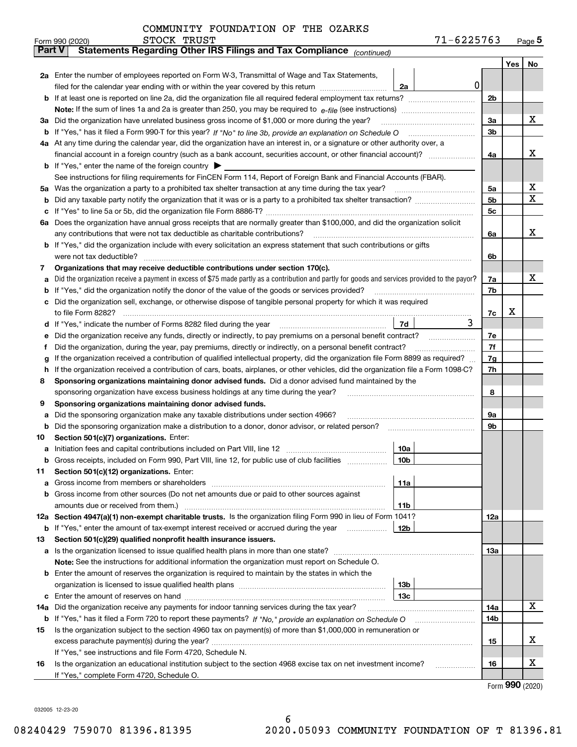COMMUNITY FOUNDATION OF THE OZARKS
STOCK TRUST

Form 990 (2020) — 71-6225763 — Page 5

## Part V Statements Regarding Other IRS Filings and Tax Compliance *(continued)*

| Line | Question | Sub-line | Amount | Line | Yes | No |
|---|---|---|---|---|---|---|
| 2a | Enter the number of employees reported on Form W-3, Transmittal of Wage and Tax Statements, filed for the calendar year ending with or within the year covered by this return | 2a | 0 | | | |
| b | If at least one is reported on line 2a, did the organization file all required federal employment tax returns? | | | 2b | | |
| | **Note:** If the sum of lines 1a and 2a is greater than 250, you may be required to *e-file* (see instructions) | | | | | |
| 3a | Did the organization have unrelated business gross income of $1,000 or more during the year? | | | 3a | | X |
| b | If "Yes," has it filed a Form 990-T for this year? *If "No" to line 3b, provide an explanation on Schedule O* | | | 3b | | |
| 4a | At any time during the calendar year, did the organization have an interest in, or a signature or other authority over, a financial account in a foreign country (such as a bank account, securities account, or other financial account)? | | | 4a | | X |
| b | If "Yes," enter the name of the foreign country ▶ | | | | | |
| | See instructions for filing requirements for FinCEN Form 114, Report of Foreign Bank and Financial Accounts (FBAR). | | | | | |
| 5a | Was the organization a party to a prohibited tax shelter transaction at any time during the tax year? | | | 5a | | X |
| b | Did any taxable party notify the organization that it was or is a party to a prohibited tax shelter transaction? | | | 5b | | X |
| c | If "Yes" to line 5a or 5b, did the organization file Form 8886-T? | | | 5c | | |
| 6a | Does the organization have annual gross receipts that are normally greater than $100,000, and did the organization solicit any contributions that were not tax deductible as charitable contributions? | | | 6a | | X |
| b | If "Yes," did the organization include with every solicitation an express statement that such contributions or gifts were not tax deductible? | | | 6b | | |
| 7 | **Organizations that may receive deductible contributions under section 170(c).** | | | | | |
| a | Did the organization receive a payment in excess of $75 made partly as a contribution and partly for goods and services provided to the payor? | | | 7a | | X |
| b | If "Yes," did the organization notify the donor of the value of the goods or services provided? | | | 7b | | |
| c | Did the organization sell, exchange, or otherwise dispose of tangible personal property for which it was required to file Form 8282? | | | 7c | X | |
| d | If "Yes," indicate the number of Forms 8282 filed during the year | 7d | 3 | | | |
| e | Did the organization receive any funds, directly or indirectly, to pay premiums on a personal benefit contract? | | | 7e | | |
| f | Did the organization, during the year, pay premiums, directly or indirectly, on a personal benefit contract? | | | 7f | | |
| g | If the organization received a contribution of qualified intellectual property, did the organization file Form 8899 as required? | | | 7g | | |
| h | If the organization received a contribution of cars, boats, airplanes, or other vehicles, did the organization file a Form 1098-C? | | | 7h | | |
| 8 | **Sponsoring organizations maintaining donor advised funds.** Did a donor advised fund maintained by the sponsoring organization have excess business holdings at any time during the year? | | | 8 | | |
| 9 | **Sponsoring organizations maintaining donor advised funds.** | | | | | |
| a | Did the sponsoring organization make any taxable distributions under section 4966? | | | 9a | | |
| b | Did the sponsoring organization make a distribution to a donor, donor advisor, or related person? | | | 9b | | |
| 10 | **Section 501(c)(7) organizations.** Enter: | | | | | |
| a | Initiation fees and capital contributions included on Part VIII, line 12 | 10a | | | | |
| b | Gross receipts, included on Form 990, Part VIII, line 12, for public use of club facilities | 10b | | | | |
| 11 | **Section 501(c)(12) organizations.** Enter: | | | | | |
| a | Gross income from members or shareholders | 11a | | | | |
| b | Gross income from other sources (Do not net amounts due or paid to other sources against amounts due or received from them.) | 11b | | | | |
| 12a | **Section 4947(a)(1) non-exempt charitable trusts.** Is the organization filing Form 990 in lieu of Form 1041? | | | 12a | | |
| b | If "Yes," enter the amount of tax-exempt interest received or accrued during the year | 12b | | | | |
| 13 | **Section 501(c)(29) qualified nonprofit health insurance issuers.** | | | | | |
| a | Is the organization licensed to issue qualified health plans in more than one state? | | | 13a | | |
| | **Note:** See the instructions for additional information the organization must report on Schedule O. | | | | | |
| b | Enter the amount of reserves the organization is required to maintain by the states in which the organization is licensed to issue qualified health plans | 13b | | | | |
| c | Enter the amount of reserves on hand | 13c | | | | |
| 14a | Did the organization receive any payments for indoor tanning services during the tax year? | | | 14a | | X |
| b | If "Yes," has it filed a Form 720 to report these payments? *If "No," provide an explanation on Schedule O* | | | 14b | | |
| 15 | Is the organization subject to the section 4960 tax on payment(s) of more than $1,000,000 in remuneration or excess parachute payment(s) during the year? | | | 15 | | X |
| | If "Yes," see instructions and file Form 4720, Schedule N. | | | | | |
| 16 | Is the organization an educational institution subject to the section 4968 excise tax on net investment income? | | | 16 | | X |
| | If "Yes," complete Form 4720, Schedule O. | | | | | |

Form **990** (2020)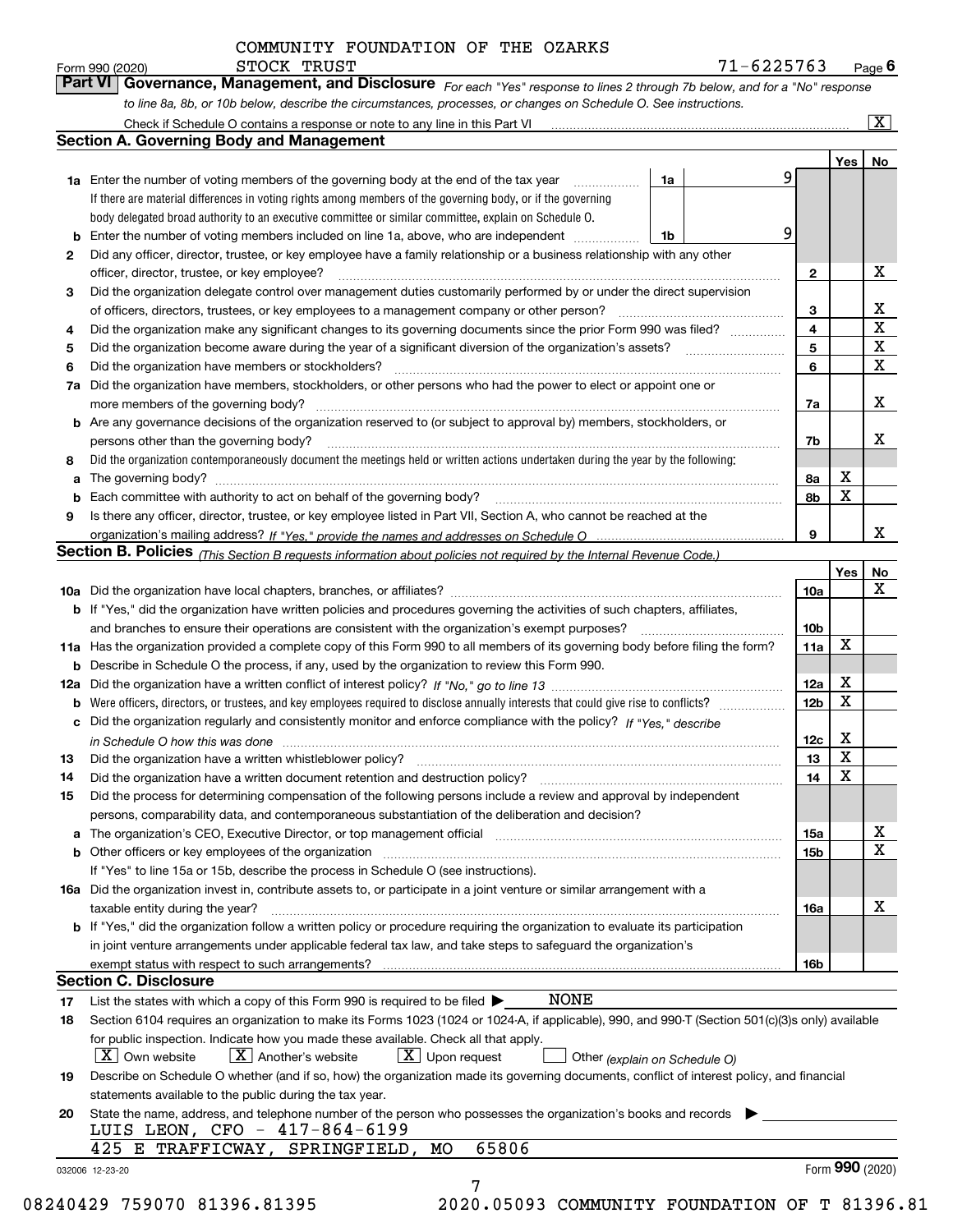COMMUNITY FOUNDATION OF THE OZARKS

Form 990 (2020) STOCK TRUST 71-6225763 Page 6

## Part VI Governance, Management, and Disclosure

*For each "Yes" response to lines 2 through 7b below, and for a "No" response to line 8a, 8b, or 10b below, describe the circumstances, processes, or changes on Schedule O. See instructions.*

Check if Schedule O contains a response or note to any line in this Part VI ... [X]

### Section A. Governing Body and Management

| | | | | Yes | No |
|---|---|---|---|---|---|
| 1a | Enter the number of voting members of the governing body at the end of the tax year. If there are material differences in voting rights among members of the governing body, or if the governing body delegated broad authority to an executive committee or similar committee, explain on Schedule O. | 1a | 9 | | |
| b | Enter the number of voting members included on line 1a, above, who are independent | 1b | 9 | | |
| 2 | Did any officer, director, trustee, or key employee have a family relationship or a business relationship with any other officer, director, trustee, or key employee? | 2 | | | X |
| 3 | Did the organization delegate control over management duties customarily performed by or under the direct supervision of officers, directors, trustees, or key employees to a management company or other person? | 3 | | | X |
| 4 | Did the organization make any significant changes to its governing documents since the prior Form 990 was filed? | 4 | | | X |
| 5 | Did the organization become aware during the year of a significant diversion of the organization's assets? | 5 | | | X |
| 6 | Did the organization have members or stockholders? | 6 | | | X |
| 7a | Did the organization have members, stockholders, or other persons who had the power to elect or appoint one or more members of the governing body? | 7a | | | X |
| b | Are any governance decisions of the organization reserved to (or subject to approval by) members, stockholders, or persons other than the governing body? | 7b | | | X |
| 8 | Did the organization contemporaneously document the meetings held or written actions undertaken during the year by the following: | | | | |
| a | The governing body? | 8a | | X | |
| b | Each committee with authority to act on behalf of the governing body? | 8b | | X | |
| 9 | Is there any officer, director, trustee, or key employee listed in Part VII, Section A, who cannot be reached at the organization's mailing address? *If "Yes," provide the names and addresses on Schedule O* | 9 | | | X |

### Section B. Policies *(This Section B requests information about policies not required by the Internal Revenue Code.)*

| | | | Yes | No |
|---|---|---|---|---|
| 10a | Did the organization have local chapters, branches, or affiliates? | 10a | | X |
| b | If "Yes," did the organization have written policies and procedures governing the activities of such chapters, affiliates, and branches to ensure their operations are consistent with the organization's exempt purposes? | 10b | | |
| 11a | Has the organization provided a complete copy of this Form 990 to all members of its governing body before filing the form? | 11a | X | |
| b | Describe in Schedule O the process, if any, used by the organization to review this Form 990. | | | |
| 12a | Did the organization have a written conflict of interest policy? *If "No," go to line 13* | 12a | X | |
| b | Were officers, directors, or trustees, and key employees required to disclose annually interests that could give rise to conflicts? | 12b | X | |
| c | Did the organization regularly and consistently monitor and enforce compliance with the policy? *If "Yes," describe in Schedule O how this was done* | 12c | X | |
| 13 | Did the organization have a written whistleblower policy? | 13 | X | |
| 14 | Did the organization have a written document retention and destruction policy? | 14 | X | |
| 15 | Did the process for determining compensation of the following persons include a review and approval by independent persons, comparability data, and contemporaneous substantiation of the deliberation and decision? | | | |
| a | The organization's CEO, Executive Director, or top management official | 15a | | X |
| b | Other officers or key employees of the organization | 15b | | X |
| | If "Yes" to line 15a or 15b, describe the process in Schedule O (see instructions). | | | |
| 16a | Did the organization invest in, contribute assets to, or participate in a joint venture or similar arrangement with a taxable entity during the year? | 16a | | X |
| b | If "Yes," did the organization follow a written policy or procedure requiring the organization to evaluate its participation in joint venture arrangements under applicable federal tax law, and take steps to safeguard the organization's exempt status with respect to such arrangements? | 16b | | |

### Section C. Disclosure

17 List the states with which a copy of this Form 990 is required to be filed ▶ NONE

18 Section 6104 requires an organization to make its Forms 1023 (1024 or 1024-A, if applicable), 990, and 990-T (Section 501(c)(3)s only) available for public inspection. Indicate how you made these available. Check all that apply.

[X] Own website [X] Another's website [X] Upon request [ ] Other *(explain on Schedule O)*

19 Describe on Schedule O whether (and if so, how) the organization made its governing documents, conflict of interest policy, and financial statements available to the public during the tax year.

20 State the name, address, and telephone number of the person who possesses the organization's books and records ▶

LUIS LEON, CFO - 417-864-6199

425 E TRAFFICWAY, SPRINGFIELD, MO 65806

032006 12-23-20 Form **990** (2020)

08240429 759070 81396.81395 2020.05093 COMMUNITY FOUNDATION OF T 81396.81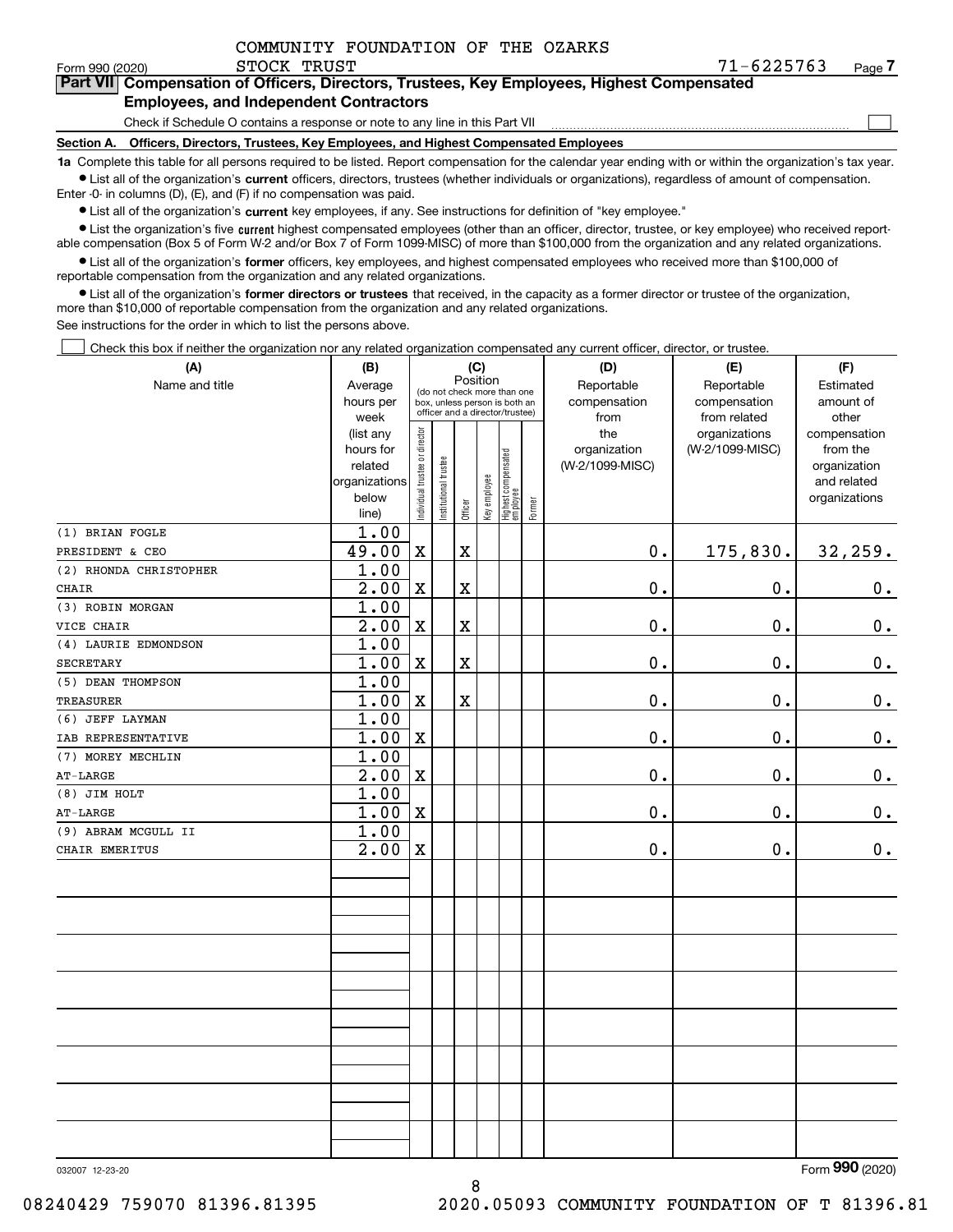COMMUNITY FOUNDATION OF THE OZARKS
Form 990 (2020) STOCK TRUST 71-6225763 Page 7

## Part VII Compensation of Officers, Directors, Trustees, Key Employees, Highest Compensated Employees, and Independent Contractors

Check if Schedule O contains a response or note to any line in this Part VII ☐

**Section A. Officers, Directors, Trustees, Key Employees, and Highest Compensated Employees**

**1a** Complete this table for all persons required to be listed. Report compensation for the calendar year ending with or within the organization's tax year.

- List all of the organization's **current** officers, directors, trustees (whether individuals or organizations), regardless of amount of compensation. Enter -0- in columns (D), (E), and (F) if no compensation was paid.
- List all of the organization's **current** key employees, if any. See instructions for definition of "key employee."
- List the organization's five **current** highest compensated employees (other than an officer, director, trustee, or key employee) who received reportable compensation (Box 5 of Form W-2 and/or Box 7 of Form 1099-MISC) of more than $100,000 from the organization and any related organizations.
- List all of the organization's **former** officers, key employees, and highest compensated employees who received more than $100,000 of reportable compensation from the organization and any related organizations.
- List all of the organization's **former directors or trustees** that received, in the capacity as a former director or trustee of the organization, more than $10,000 of reportable compensation from the organization and any related organizations.

See instructions for the order in which to list the persons above.

☐ Check this box if neither the organization nor any related organization compensated any current officer, director, or trustee.

| (A) Name and title | (B) Average hours per week (list any hours for related organizations below line) | (C) Position: Individual trustee or director | Institutional trustee | Officer | Key employee | Highest compensated employee | Former | (D) Reportable compensation from the organization (W-2/1099-MISC) | (E) Reportable compensation from related organizations (W-2/1099-MISC) | (F) Estimated amount of other compensation from the organization and related organizations |
|---|---|---|---|---|---|---|---|---|---|---|
| (1) BRIAN FOGLE<br>PRESIDENT & CEO | 1.00<br>49.00 | X | | X | | | | 0. | 175,830. | 32,259. |
| (2) RHONDA CHRISTOPHER<br>CHAIR | 1.00<br>2.00 | X | | X | | | | 0. | 0. | 0. |
| (3) ROBIN MORGAN<br>VICE CHAIR | 1.00<br>2.00 | X | | X | | | | 0. | 0. | 0. |
| (4) LAURIE EDMONDSON<br>SECRETARY | 1.00<br>1.00 | X | | X | | | | 0. | 0. | 0. |
| (5) DEAN THOMPSON<br>TREASURER | 1.00<br>1.00 | X | | X | | | | 0. | 0. | 0. |
| (6) JEFF LAYMAN<br>IAB REPRESENTATIVE | 1.00<br>1.00 | X | | | | | | 0. | 0. | 0. |
| (7) MOREY MECHLIN<br>AT-LARGE | 1.00<br>2.00 | X | | | | | | 0. | 0. | 0. |
| (8) JIM HOLT<br>AT-LARGE | 1.00<br>1.00 | X | | | | | | 0. | 0. | 0. |
| (9) ABRAM MCGULL II<br>CHAIR EMERITUS | 1.00<br>2.00 | X | | | | | | 0. | 0. | 0. |

032007 12-23-20 Form 990 (2020)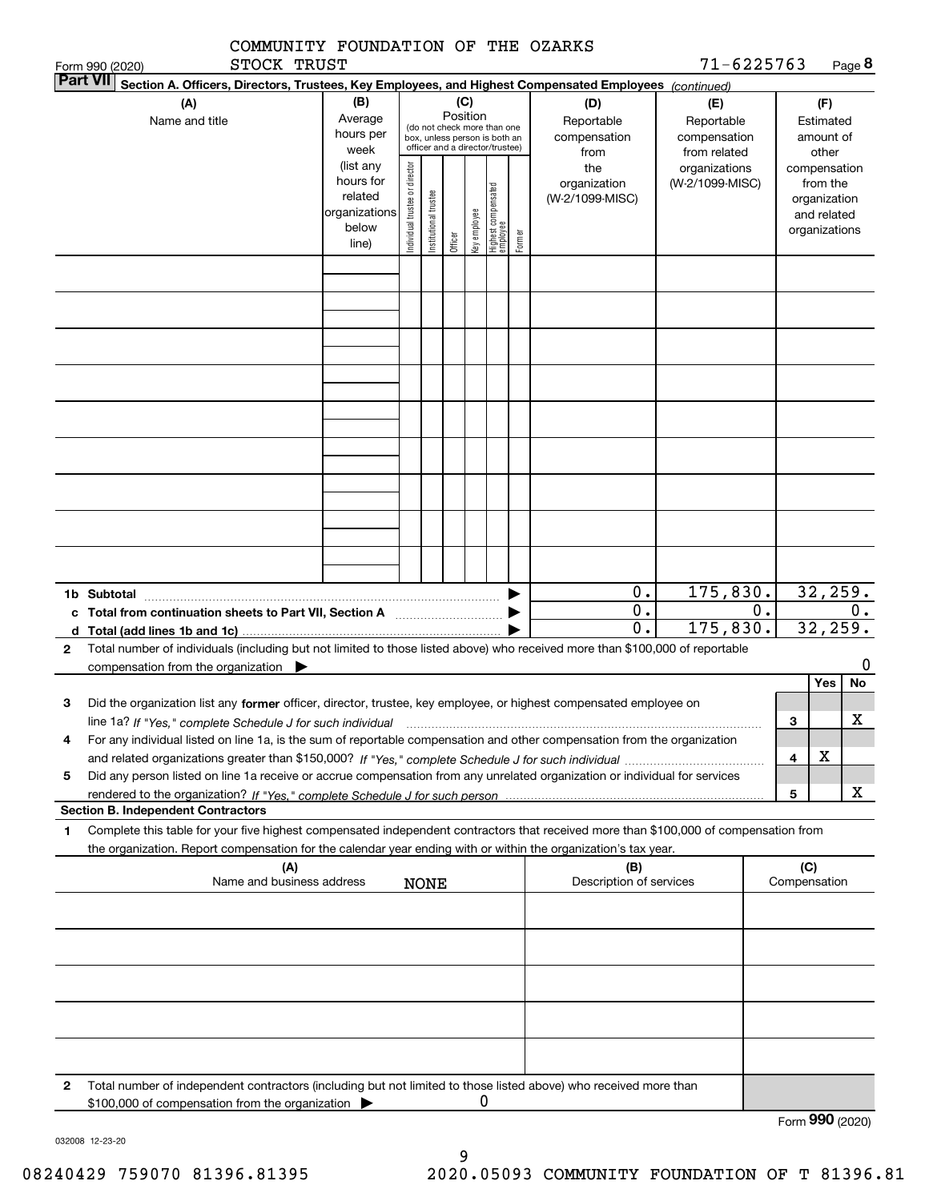COMMUNITY FOUNDATION OF THE OZARKS
STOCK TRUST

71-6225763

Form 990 (2020) Page 8

**Part VII Section A. Officers, Directors, Trustees, Key Employees, and Highest Compensated Employees** *(continued)*

| (A) Name and title | (B) Average hours per week (list any hours for related organizations below line) | (C) Position (do not check more than one box, unless person is both an officer and a director/trustee) | | | | | | (D) Reportable compensation from the organization (W-2/1099-MISC) | (E) Reportable compensation from related organizations (W-2/1099-MISC) | (F) Estimated amount of other compensation from the organization and related organizations |
|---|---|---|---|---|---|---|---|---|---|---|
| | | Individual trustee or director | Institutional trustee | Officer | Key employee | Highest compensated employee | Former | | | |
| | | | | | | | | | | |
| | | | | | | | | | | |
| | | | | | | | | | | |
| | | | | | | | | | | |
| | | | | | | | | | | |
| | | | | | | | | | | |
| | | | | | | | | | | |
| | | | | | | | | | | |
| | | | | | | | | | | |
| **1b Subtotal** | | | | | | | ▶ | 0. | 175,830. | 32,259. |
| **c Total from continuation sheets to Part VII, Section A** | | | | | | | ▶ | 0. | 0. | 0. |
| **d Total (add lines 1b and 1c)** | | | | | | | ▶ | 0. | 175,830. | 32,259. |

**2** Total number of individuals (including but not limited to those listed above) who received more than $100,000 of reportable compensation from the organization ▶ 0

| | | | Yes | No |
|---|---|---|---|---|
| **3** | Did the organization list any **former** officer, director, trustee, key employee, or highest compensated employee on line 1a? *If "Yes," complete Schedule J for such individual* | 3 | | X |
| **4** | For any individual listed on line 1a, is the sum of reportable compensation and other compensation from the organization and related organizations greater than $150,000? *If "Yes," complete Schedule J for such individual* | 4 | X | |
| **5** | Did any person listed on line 1a receive or accrue compensation from any unrelated organization or individual for services rendered to the organization? *If "Yes," complete Schedule J for such person* | 5 | | X |

**Section B. Independent Contractors**

**1** Complete this table for your five highest compensated independent contractors that received more than $100,000 of compensation from the organization. Report compensation for the calendar year ending with or within the organization's tax year.

| (A) Name and business address | (B) Description of services | (C) Compensation |
|---|---|---|
| NONE | | |
| | | |
| | | |
| | | |
| | | |

**2** Total number of independent contractors (including but not limited to those listed above) who received more than $100,000 of compensation from the organization ▶ 0

Form **990** (2020)

032008 12-23-20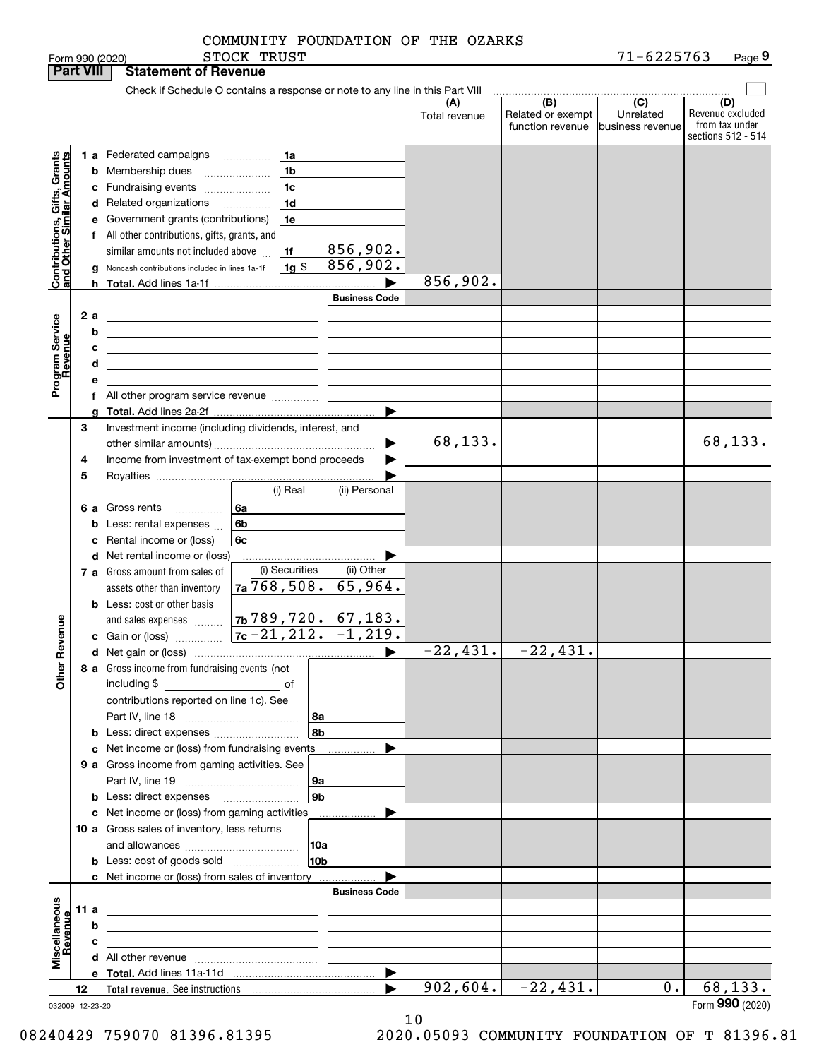COMMUNITY FOUNDATION OF THE OZARKS
STOCK TRUST

71-6225763

## Part VIII Statement of Revenue

Check if Schedule O contains a response or note to any line in this Part VIII

| | | | (A) Total revenue | (B) Related or exempt function revenue | (C) Unrelated business revenue | (D) Revenue excluded from tax under sections 512 - 514 |
|---|---|---|---|---|---|---|
| **Contributions, Gifts, Grants and Other Similar Amounts** | 1a Federated campaigns | 1a | | | | |
| | b Membership dues | 1b | | | | |
| | c Fundraising events | 1c | | | | |
| | d Related organizations | 1d | | | | |
| | e Government grants (contributions) | 1e | | | | |
| | f All other contributions, gifts, grants, and similar amounts not included above | 1f 856,902. | | | | |
| | g Noncash contributions included in lines 1a-1f | 1g $ 856,902. | | | | |
| | h **Total.** Add lines 1a-1f | | 856,902. | | | |
| **Program Service Revenue** | | Business Code | | | | |
| | 2a | | | | | |
| | b | | | | | |
| | c | | | | | |
| | d | | | | | |
| | e | | | | | |
| | f All other program service revenue | | | | | |
| | g **Total.** Add lines 2a-2f | | | | | |
| **Other Revenue** | 3 Investment income (including dividends, interest, and other similar amounts) | | 68,133. | | | 68,133. |
| | 4 Income from investment of tax-exempt bond proceeds | | | | | |
| | 5 Royalties | | | | | |
| | 6a Gross rents — 6a (i) Real / (ii) Personal | | | | | |
| | b Less: rental expenses — 6b | | | | | |
| | c Rental income or (loss) — 6c | | | | | |
| | d Net rental income or (loss) | | | | | |
| | 7a Gross amount from sales of assets other than inventory — 7a (i) Securities 768,508. (ii) Other 65,964. | | | | | |
| | b Less: cost or other basis and sales expenses — 7b (i) 789,720. (ii) 67,183. | | | | | |
| | c Gain or (loss) — 7c (i) -21,212. (ii) -1,219. | | | | | |
| | d Net gain or (loss) | | -22,431. | -22,431. | | |
| | 8a Gross income from fundraising events (not including $ ____ of contributions reported on line 1c). See Part IV, line 18 | 8a | | | | |
| | b Less: direct expenses | 8b | | | | |
| | c Net income or (loss) from fundraising events | | | | | |
| | 9a Gross income from gaming activities. See Part IV, line 19 | 9a | | | | |
| | b Less: direct expenses | 9b | | | | |
| | c Net income or (loss) from gaming activities | | | | | |
| | 10a Gross sales of inventory, less returns and allowances | 10a | | | | |
| | b Less: cost of goods sold | 10b | | | | |
| | c Net income or (loss) from sales of inventory | | | | | |
| **Miscellaneous Revenue** | | Business Code | | | | |
| | 11a | | | | | |
| | b | | | | | |
| | c | | | | | |
| | d All other revenue | | | | | |
| | e **Total.** Add lines 11a-11d | | | | | |
| | 12 **Total revenue.** See instructions | | 902,604. | -22,431. | 0. | 68,133. |

032009 12-23-20

Form **990** (2020)

08240429 759070 81396.81395 2020.05093 COMMUNITY FOUNDATION OF T 81396.81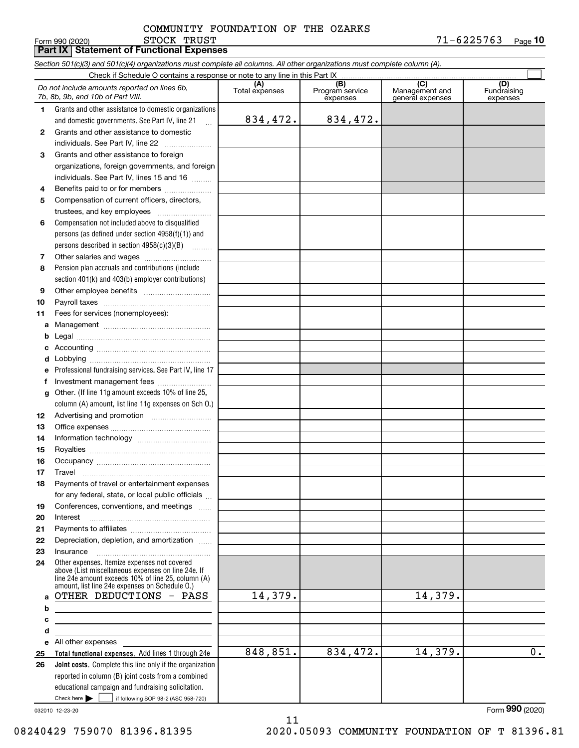COMMUNITY FOUNDATION OF THE OZARKS
Form 990 (2020) STOCK TRUST 71-6225763 Page 10

**Part IX Statement of Functional Expenses**

*Section 501(c)(3) and 501(c)(4) organizations must complete all columns. All other organizations must complete column (A).*

Check if Schedule O contains a response or note to any line in this Part IX ☐

| *Do not include amounts reported on lines 6b, 7b, 8b, 9b, and 10b of Part VIII.* | (A) Total expenses | (B) Program service expenses | (C) Management and general expenses | (D) Fundraising expenses |
|---|---|---|---|---|
| 1 Grants and other assistance to domestic organizations and domestic governments. See Part IV, line 21 | 834,472. | 834,472. | | |
| 2 Grants and other assistance to domestic individuals. See Part IV, line 22 | | | | |
| 3 Grants and other assistance to foreign organizations, foreign governments, and foreign individuals. See Part IV, lines 15 and 16 | | | | |
| 4 Benefits paid to or for members | | | | |
| 5 Compensation of current officers, directors, trustees, and key employees | | | | |
| 6 Compensation not included above to disqualified persons (as defined under section 4958(f)(1)) and persons described in section 4958(c)(3)(B) | | | | |
| 7 Other salaries and wages | | | | |
| 8 Pension plan accruals and contributions (include section 401(k) and 403(b) employer contributions) | | | | |
| 9 Other employee benefits | | | | |
| 10 Payroll taxes | | | | |
| 11 Fees for services (nonemployees): | | | | |
| a Management | | | | |
| b Legal | | | | |
| c Accounting | | | | |
| d Lobbying | | | | |
| e Professional fundraising services. See Part IV, line 17 | | | | |
| f Investment management fees | | | | |
| g Other. (If line 11g amount exceeds 10% of line 25, column (A) amount, list line 11g expenses on Sch O.) | | | | |
| 12 Advertising and promotion | | | | |
| 13 Office expenses | | | | |
| 14 Information technology | | | | |
| 15 Royalties | | | | |
| 16 Occupancy | | | | |
| 17 Travel | | | | |
| 18 Payments of travel or entertainment expenses for any federal, state, or local public officials | | | | |
| 19 Conferences, conventions, and meetings | | | | |
| 20 Interest | | | | |
| 21 Payments to affiliates | | | | |
| 22 Depreciation, depletion, and amortization | | | | |
| 23 Insurance | | | | |
| 24 Other expenses. Itemize expenses not covered above (List miscellaneous expenses on line 24e. If line 24e amount exceeds 10% of line 25, column (A) amount, list line 24e expenses on Schedule O.) | | | | |
| a OTHER DEDUCTIONS - PASS | 14,379. | | 14,379. | |
| b | | | | |
| c | | | | |
| d | | | | |
| e All other expenses | | | | |
| 25 **Total functional expenses.** Add lines 1 through 24e | 848,851. | 834,472. | 14,379. | 0. |
| 26 **Joint costs.** Complete this line only if the organization reported in column (B) joint costs from a combined educational campaign and fundraising solicitation. Check here ☐ if following SOP 98-2 (ASC 958-720) | | | | |

032010 12-23-20 Form 990 (2020)

08240429 759070 81396.81395 2020.05093 COMMUNITY FOUNDATION OF T 81396.81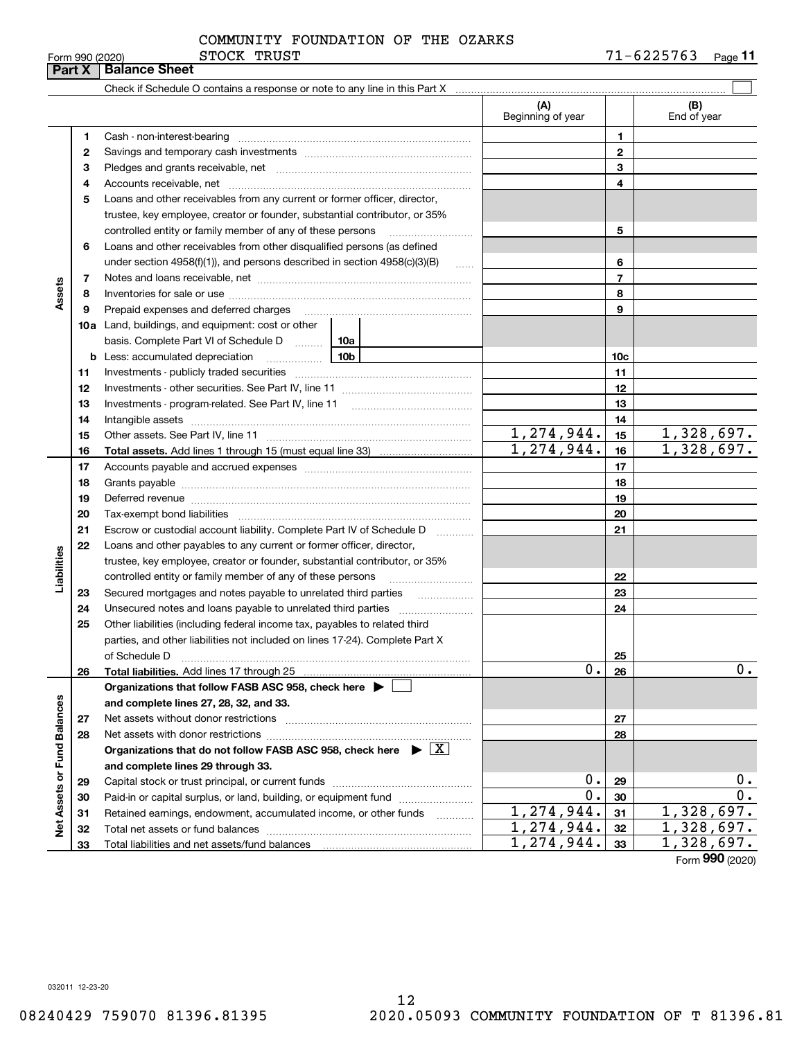COMMUNITY FOUNDATION OF THE OZARKS
STOCK TRUST

Form 990 (2020) 71-6225763

## Part X Balance Sheet

Check if Schedule O contains a response or note to any line in this Part X ☐

| | | Description | (A) Beginning of year | | (B) End of year |
|---|---|---|---|---|---|
| Assets | 1 | Cash - non-interest-bearing | | 1 | |
| | 2 | Savings and temporary cash investments | | 2 | |
| | 3 | Pledges and grants receivable, net | | 3 | |
| | 4 | Accounts receivable, net | | 4 | |
| | 5 | Loans and other receivables from any current or former officer, director, trustee, key employee, creator or founder, substantial contributor, or 35% controlled entity or family member of any of these persons | | 5 | |
| | 6 | Loans and other receivables from other disqualified persons (as defined under section 4958(f)(1)), and persons described in section 4958(c)(3)(B) | | 6 | |
| | 7 | Notes and loans receivable, net | | 7 | |
| | 8 | Inventories for sale or use | | 8 | |
| | 9 | Prepaid expenses and deferred charges | | 9 | |
| | 10a | Land, buildings, and equipment: cost or other basis. Complete Part VI of Schedule D 10a | | | |
| | b | Less: accumulated depreciation 10b | | 10c | |
| | 11 | Investments - publicly traded securities | | 11 | |
| | 12 | Investments - other securities. See Part IV, line 11 | | 12 | |
| | 13 | Investments - program-related. See Part IV, line 11 | | 13 | |
| | 14 | Intangible assets | | 14 | |
| | 15 | Other assets. See Part IV, line 11 | 1,274,944. | 15 | 1,328,697. |
| | 16 | **Total assets.** Add lines 1 through 15 (must equal line 33) | 1,274,944. | 16 | 1,328,697. |
| Liabilities | 17 | Accounts payable and accrued expenses | | 17 | |
| | 18 | Grants payable | | 18 | |
| | 19 | Deferred revenue | | 19 | |
| | 20 | Tax-exempt bond liabilities | | 20 | |
| | 21 | Escrow or custodial account liability. Complete Part IV of Schedule D | | 21 | |
| | 22 | Loans and other payables to any current or former officer, director, trustee, key employee, creator or founder, substantial contributor, or 35% controlled entity or family member of any of these persons | | 22 | |
| | 23 | Secured mortgages and notes payable to unrelated third parties | | 23 | |
| | 24 | Unsecured notes and loans payable to unrelated third parties | | 24 | |
| | 25 | Other liabilities (including federal income tax, payables to related third parties, and other liabilities not included on lines 17-24). Complete Part X of Schedule D | | 25 | |
| | 26 | **Total liabilities.** Add lines 17 through 25 | 0. | 26 | 0. |
| Net Assets or Fund Balances | | **Organizations that follow FASB ASC 958, check here** ☐ **and complete lines 27, 28, 32, and 33.** | | | |
| | 27 | Net assets without donor restrictions | | 27 | |
| | 28 | Net assets with donor restrictions | | 28 | |
| | | **Organizations that do not follow FASB ASC 958, check here** ☒ **and complete lines 29 through 33.** | | | |
| | 29 | Capital stock or trust principal, or current funds | 0. | 29 | 0. |
| | 30 | Paid-in or capital surplus, or land, building, or equipment fund | 0. | 30 | 0. |
| | 31 | Retained earnings, endowment, accumulated income, or other funds | 1,274,944. | 31 | 1,328,697. |
| | 32 | Total net assets or fund balances | 1,274,944. | 32 | 1,328,697. |
| | 33 | Total liabilities and net assets/fund balances | 1,274,944. | 33 | 1,328,697. |

Form **990** (2020)

032011 12-23-20

08240429 759070 81396.81395 2020.05093 COMMUNITY FOUNDATION OF T 81396.81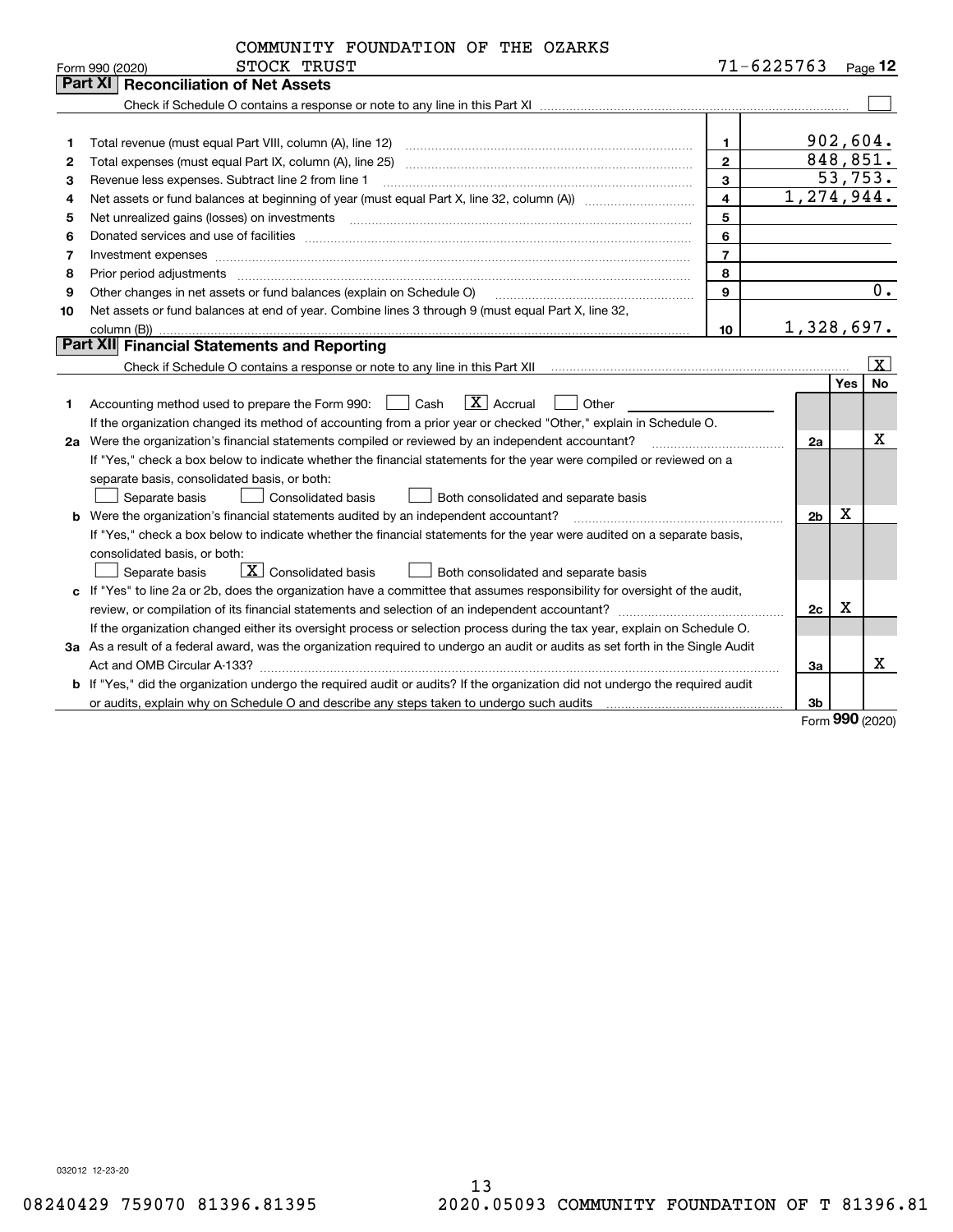COMMUNITY FOUNDATION OF THE OZARKS
Form 990 (2020) STOCK TRUST 71-6225763 Page 12

## Part XI Reconciliation of Net Assets

Check if Schedule O contains a response or note to any line in this Part XI ☐

| | | | |
|---|---|---|---|
| 1 | Total revenue (must equal Part VIII, column (A), line 12) | 1 | 902,604. |
| 2 | Total expenses (must equal Part IX, column (A), line 25) | 2 | 848,851. |
| 3 | Revenue less expenses. Subtract line 2 from line 1 | 3 | 53,753. |
| 4 | Net assets or fund balances at beginning of year (must equal Part X, line 32, column (A)) | 4 | 1,274,944. |
| 5 | Net unrealized gains (losses) on investments | 5 | |
| 6 | Donated services and use of facilities | 6 | |
| 7 | Investment expenses | 7 | |
| 8 | Prior period adjustments | 8 | |
| 9 | Other changes in net assets or fund balances (explain on Schedule O) | 9 | 0. |
| 10 | Net assets or fund balances at end of year. Combine lines 3 through 9 (must equal Part X, line 32, column (B)) | 10 | 1,328,697. |

## Part XII Financial Statements and Reporting

Check if Schedule O contains a response or note to any line in this Part XII ☒

| | | | Yes | No |
|---|---|---|---|---|
| 1 | Accounting method used to prepare the Form 990: ☐ Cash ☒ Accrual ☐ Other | | | |
| | If the organization changed its method of accounting from a prior year or checked "Other," explain in Schedule O. | | | |
| 2a | Were the organization's financial statements compiled or reviewed by an independent accountant? | 2a | | X |
| | If "Yes," check a box below to indicate whether the financial statements for the year were compiled or reviewed on a separate basis, consolidated basis, or both: ☐ Separate basis ☐ Consolidated basis ☐ Both consolidated and separate basis | | | |
| b | Were the organization's financial statements audited by an independent accountant? | 2b | X | |
| | If "Yes," check a box below to indicate whether the financial statements for the year were audited on a separate basis, consolidated basis, or both: ☐ Separate basis ☒ Consolidated basis ☐ Both consolidated and separate basis | | | |
| c | If "Yes" to line 2a or 2b, does the organization have a committee that assumes responsibility for oversight of the audit, review, or compilation of its financial statements and selection of an independent accountant? | 2c | X | |
| | If the organization changed either its oversight process or selection process during the tax year, explain on Schedule O. | | | |
| 3a | As a result of a federal award, was the organization required to undergo an audit or audits as set forth in the Single Audit Act and OMB Circular A-133? | 3a | | X |
| b | If "Yes," did the organization undergo the required audit or audits? If the organization did not undergo the required audit or audits, explain why on Schedule O and describe any steps taken to undergo such audits | 3b | | |

Form **990** (2020)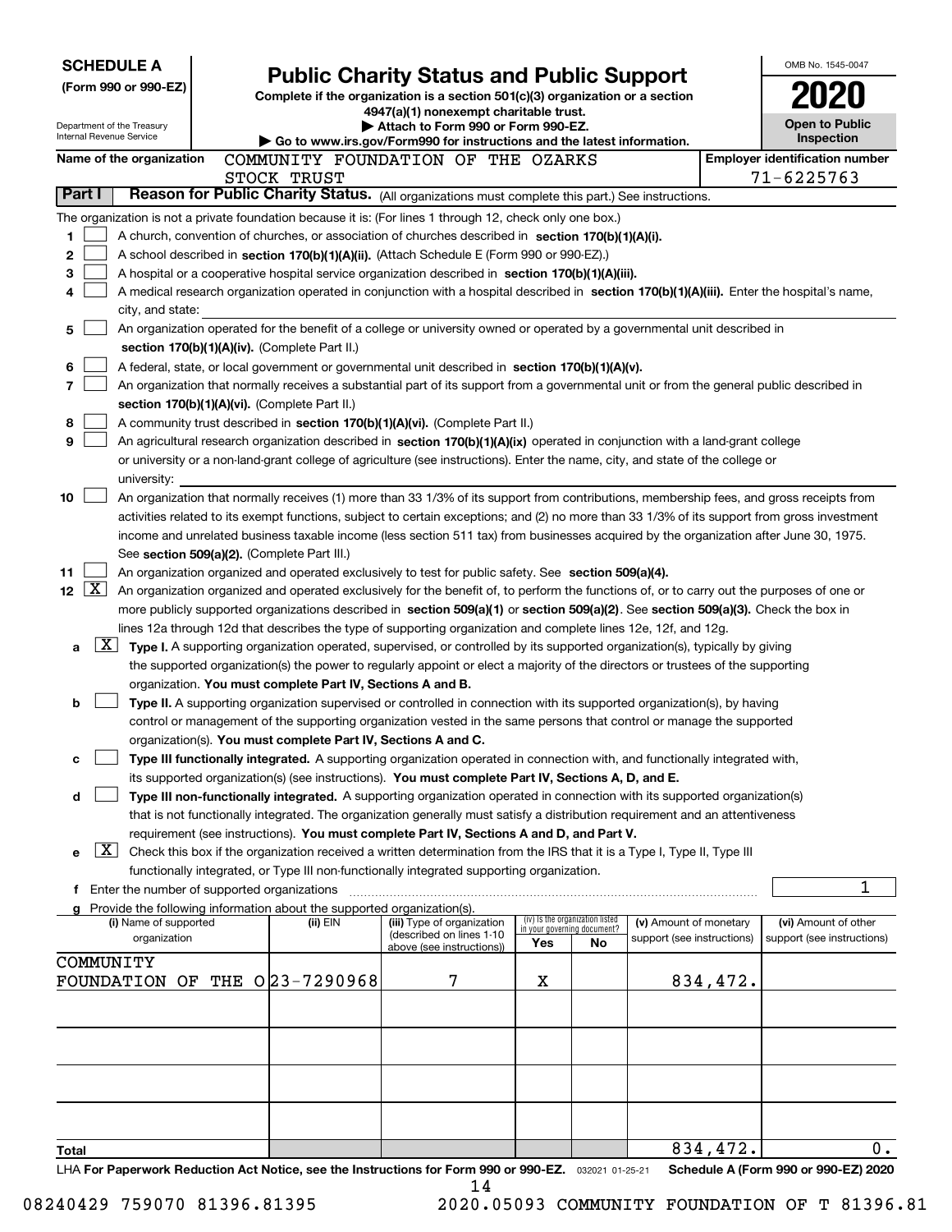**SCHEDULE A**
**(Form 990 or 990-EZ)**

Department of the Treasury
Internal Revenue Service

# Public Charity Status and Public Support

**Complete if the organization is a section 501(c)(3) organization or a section 4947(a)(1) nonexempt charitable trust.**
**▶ Attach to Form 990 or Form 990-EZ.**
**▶ Go to www.irs.gov/Form990 for instructions and the latest information.**

OMB No. 1545-0047

**2020**

**Open to Public Inspection**

**Name of the organization:** COMMUNITY FOUNDATION OF THE OZARKS STOCK TRUST

**Employer identification number:** 71-6225763

## Part I — Reason for Public Charity Status. (All organizations must complete this part.) See instructions.

The organization is not a private foundation because it is: (For lines 1 through 12, check only one box.)

1. [ ] A church, convention of churches, or association of churches described in **section 170(b)(1)(A)(i).**
2. [ ] A school described in **section 170(b)(1)(A)(ii).** (Attach Schedule E (Form 990 or 990-EZ).)
3. [ ] A hospital or a cooperative hospital service organization described in **section 170(b)(1)(A)(iii).**
4. [ ] A medical research organization operated in conjunction with a hospital described in **section 170(b)(1)(A)(iii).** Enter the hospital's name, city, and state:
5. [ ] An organization operated for the benefit of a college or university owned or operated by a governmental unit described in **section 170(b)(1)(A)(iv).** (Complete Part II.)
6. [ ] A federal, state, or local government or governmental unit described in **section 170(b)(1)(A)(v).**
7. [ ] An organization that normally receives a substantial part of its support from a governmental unit or from the general public described in **section 170(b)(1)(A)(vi).** (Complete Part II.)
8. [ ] A community trust described in **section 170(b)(1)(A)(vi).** (Complete Part II.)
9. [ ] An agricultural research organization described in **section 170(b)(1)(A)(ix)** operated in conjunction with a land-grant college or university or a non-land-grant college of agriculture (see instructions). Enter the name, city, and state of the college or university:
10. [ ] An organization that normally receives (1) more than 33 1/3% of its support from contributions, membership fees, and gross receipts from activities related to its exempt functions, subject to certain exceptions; and (2) no more than 33 1/3% of its support from gross investment income and unrelated business taxable income (less section 511 tax) from businesses acquired by the organization after June 30, 1975. See **section 509(a)(2).** (Complete Part III.)
11. [ ] An organization organized and operated exclusively to test for public safety. See **section 509(a)(4).**
12. [X] An organization organized and operated exclusively for the benefit of, to perform the functions of, or to carry out the purposes of one or more publicly supported organizations described in **section 509(a)(1)** or **section 509(a)(2)**. See **section 509(a)(3).** Check the box in lines 12a through 12d that describes the type of supporting organization and complete lines 12e, 12f, and 12g.
   - **a** [X] **Type I.** A supporting organization operated, supervised, or controlled by its supported organization(s), typically by giving the supported organization(s) the power to regularly appoint or elect a majority of the directors or trustees of the supporting organization. **You must complete Part IV, Sections A and B.**
   - **b** [ ] **Type II.** A supporting organization supervised or controlled in connection with its supported organization(s), by having control or management of the supporting organization vested in the same persons that control or manage the supported organization(s). **You must complete Part IV, Sections A and C.**
   - **c** [ ] **Type III functionally integrated.** A supporting organization operated in connection with, and functionally integrated with, its supported organization(s) (see instructions). **You must complete Part IV, Sections A, D, and E.**
   - **d** [ ] **Type III non-functionally integrated.** A supporting organization operated in connection with its supported organization(s) that is not functionally integrated. The organization generally must satisfy a distribution requirement and an attentiveness requirement (see instructions). **You must complete Part IV, Sections A and D, and Part V.**
   - **e** [X] Check this box if the organization received a written determination from the IRS that it is a Type I, Type II, Type III functionally integrated, or Type III non-functionally integrated supporting organization.
   - **f** Enter the number of supported organizations: 1
   - **g** Provide the following information about the supported organization(s).

| (i) Name of supported organization | (ii) EIN | (iii) Type of organization (described on lines 1-10 above (see instructions)) | (iv) Is the organization listed in your governing document? Yes | No | (v) Amount of monetary support (see instructions) | (vi) Amount of other support (see instructions) |
|---|---|---|---|---|---|---|
| COMMUNITY FOUNDATION OF THE O | 23-7290968 | 7 | X | | 834,472. | |
| | | | | | | |
| | | | | | | |
| | | | | | | |
| | | | | | | |
| **Total** | | | | | 834,472. | 0. |

LHA **For Paperwork Reduction Act Notice, see the Instructions for Form 990 or 990-EZ.** 032021 01-25-21 **Schedule A (Form 990 or 990-EZ) 2020**

08240429 759070 81396.81395 2020.05093 COMMUNITY FOUNDATION OF T 81396.81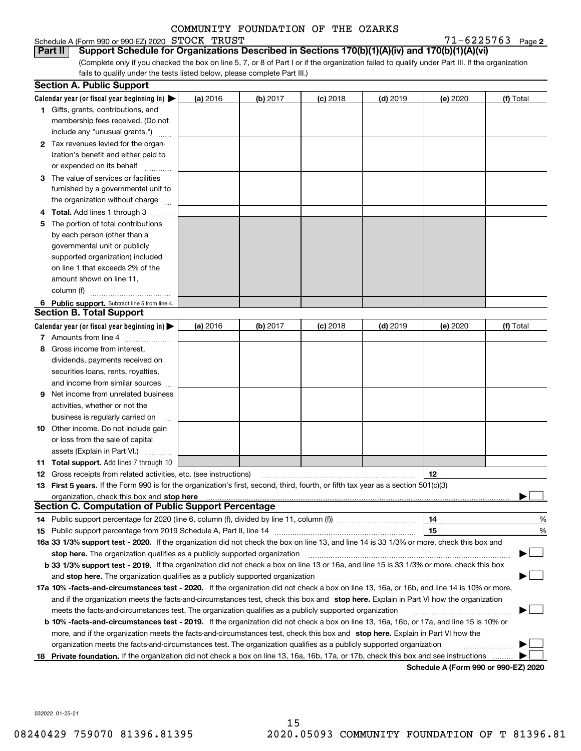COMMUNITY FOUNDATION OF THE OZARKS

Schedule A (Form 990 or 990-EZ) 2020 STOCK TRUST 71-6225763 Page 2

**Part II Support Schedule for Organizations Described in Sections 170(b)(1)(A)(iv) and 170(b)(1)(A)(vi)**

(Complete only if you checked the box on line 5, 7, or 8 of Part I or if the organization failed to qualify under Part III. If the organization fails to qualify under the tests listed below, please complete Part III.)

## Section A. Public Support

| Calendar year (or fiscal year beginning in) ▶ | (a) 2016 | (b) 2017 | (c) 2018 | (d) 2019 | (e) 2020 | (f) Total |
|---|---|---|---|---|---|---|
| 1 Gifts, grants, contributions, and membership fees received. (Do not include any "unusual grants.") | | | | | | |
| 2 Tax revenues levied for the organization's benefit and either paid to or expended on its behalf | | | | | | |
| 3 The value of services or facilities furnished by a governmental unit to the organization without charge | | | | | | |
| 4 **Total.** Add lines 1 through 3 | | | | | | |
| 5 The portion of total contributions by each person (other than a governmental unit or publicly supported organization) included on line 1 that exceeds 2% of the amount shown on line 11, column (f) | | | | | | |
| 6 **Public support.** Subtract line 5 from line 4. | | | | | | |

## Section B. Total Support

| Calendar year (or fiscal year beginning in) ▶ | (a) 2016 | (b) 2017 | (c) 2018 | (d) 2019 | (e) 2020 | (f) Total |
|---|---|---|---|---|---|---|
| 7 Amounts from line 4 | | | | | | |
| 8 Gross income from interest, dividends, payments received on securities loans, rents, royalties, and income from similar sources | | | | | | |
| 9 Net income from unrelated business activities, whether or not the business is regularly carried on | | | | | | |
| 10 Other income. Do not include gain or loss from the sale of capital assets (Explain in Part VI.) | | | | | | |
| 11 **Total support.** Add lines 7 through 10 | | | | | | |

12 Gross receipts from related activities, etc. (see instructions) | 12 |

13 **First 5 years.** If the Form 990 is for the organization's first, second, third, fourth, or fifth tax year as a section 501(c)(3) organization, check this box and **stop here** ▶ ☐

## Section C. Computation of Public Support Percentage

14 Public support percentage for 2020 (line 6, column (f), divided by line 11, column (f)) | 14 | %

15 Public support percentage from 2019 Schedule A, Part II, line 14 | 15 | %

**16a 33 1/3% support test - 2020.** If the organization did not check the box on line 13, and line 14 is 33 1/3% or more, check this box and **stop here.** The organization qualifies as a publicly supported organization ▶ ☐

**b 33 1/3% support test - 2019.** If the organization did not check a box on line 13 or 16a, and line 15 is 33 1/3% or more, check this box and **stop here.** The organization qualifies as a publicly supported organization ▶ ☐

**17a 10% -facts-and-circumstances test - 2020.** If the organization did not check a box on line 13, 16a, or 16b, and line 14 is 10% or more, and if the organization meets the facts-and-circumstances test, check this box and **stop here.** Explain in Part VI how the organization meets the facts-and-circumstances test. The organization qualifies as a publicly supported organization ▶ ☐

**b 10% -facts-and-circumstances test - 2019.** If the organization did not check a box on line 13, 16a, 16b, or 17a, and line 15 is 10% or more, and if the organization meets the facts-and-circumstances test, check this box and **stop here.** Explain in Part VI how the organization meets the facts-and-circumstances test. The organization qualifies as a publicly supported organization ▶ ☐

**18 Private foundation.** If the organization did not check a box on line 13, 16a, 16b, 17a, or 17b, check this box and see instructions ▶ ☐

**Schedule A (Form 990 or 990-EZ) 2020**

032022 01-25-21

08240429 759070 81396.81395 2020.05093 COMMUNITY FOUNDATION OF T 81396.81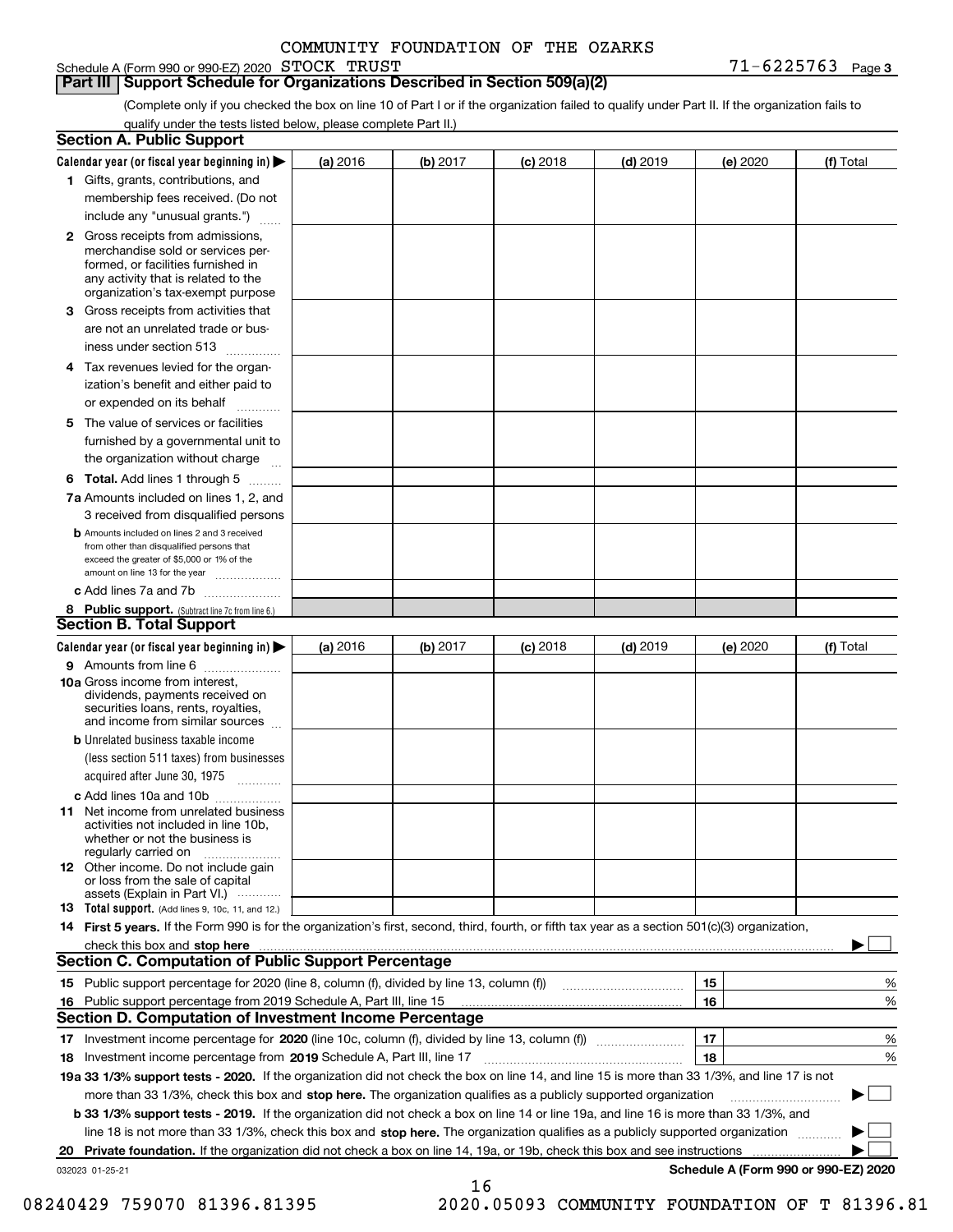COMMUNITY FOUNDATION OF THE OZARKS

Schedule A (Form 990 or 990-EZ) 2020 STOCK TRUST 71-6225763 Page 3

## Part III Support Schedule for Organizations Described in Section 509(a)(2)

(Complete only if you checked the box on line 10 of Part I or if the organization failed to qualify under Part II. If the organization fails to qualify under the tests listed below, please complete Part II.)

### Section A. Public Support

| Calendar year (or fiscal year beginning in) ▶ | (a) 2016 | (b) 2017 | (c) 2018 | (d) 2019 | (e) 2020 | (f) Total |
|---|---|---|---|---|---|---|
| 1 Gifts, grants, contributions, and membership fees received. (Do not include any "unusual grants.") | | | | | | |
| 2 Gross receipts from admissions, merchandise sold or services performed, or facilities furnished in any activity that is related to the organization's tax-exempt purpose | | | | | | |
| 3 Gross receipts from activities that are not an unrelated trade or business under section 513 | | | | | | |
| 4 Tax revenues levied for the organization's benefit and either paid to or expended on its behalf | | | | | | |
| 5 The value of services or facilities furnished by a governmental unit to the organization without charge | | | | | | |
| 6 Total. Add lines 1 through 5 | | | | | | |
| 7a Amounts included on lines 1, 2, and 3 received from disqualified persons | | | | | | |
| b Amounts included on lines 2 and 3 received from other than disqualified persons that exceed the greater of $5,000 or 1% of the amount on line 13 for the year | | | | | | |
| c Add lines 7a and 7b | | | | | | |
| 8 Public support. (Subtract line 7c from line 6.) | | | | | | |

### Section B. Total Support

| Calendar year (or fiscal year beginning in) ▶ | (a) 2016 | (b) 2017 | (c) 2018 | (d) 2019 | (e) 2020 | (f) Total |
|---|---|---|---|---|---|---|
| 9 Amounts from line 6 | | | | | | |
| 10a Gross income from interest, dividends, payments received on securities loans, rents, royalties, and income from similar sources | | | | | | |
| b Unrelated business taxable income (less section 511 taxes) from businesses acquired after June 30, 1975 | | | | | | |
| c Add lines 10a and 10b | | | | | | |
| 11 Net income from unrelated business activities not included in line 10b, whether or not the business is regularly carried on | | | | | | |
| 12 Other income. Do not include gain or loss from the sale of capital assets (Explain in Part VI.) | | | | | | |
| 13 Total support. (Add lines 9, 10c, 11, and 12.) | | | | | | |

14 **First 5 years.** If the Form 990 is for the organization's first, second, third, fourth, or fifth tax year as a section 501(c)(3) organization, check this box and **stop here** ▶ ☐

### Section C. Computation of Public Support Percentage

| | | | |
|---|---|---|---|
| 15 | Public support percentage for 2020 (line 8, column (f), divided by line 13, column (f)) | 15 | % |
| 16 | Public support percentage from 2019 Schedule A, Part III, line 15 | 16 | % |

### Section D. Computation of Investment Income Percentage

| | | | |
|---|---|---|---|
| 17 | Investment income percentage for **2020** (line 10c, column (f), divided by line 13, column (f)) | 17 | % |
| 18 | Investment income percentage from **2019** Schedule A, Part III, line 17 | 18 | % |

**19a 33 1/3% support tests - 2020.** If the organization did not check the box on line 14, and line 15 is more than 33 1/3%, and line 17 is not more than 33 1/3%, check this box and **stop here.** The organization qualifies as a publicly supported organization ▶ ☐

**b 33 1/3% support tests - 2019.** If the organization did not check a box on line 14 or line 19a, and line 16 is more than 33 1/3%, and line 18 is not more than 33 1/3%, check this box and **stop here.** The organization qualifies as a publicly supported organization ▶ ☐

**20 Private foundation.** If the organization did not check a box on line 14, 19a, or 19b, check this box and see instructions ▶ ☐

032023 01-25-21 **Schedule A (Form 990 or 990-EZ) 2020**

08240429 759070 81396.81395 2020.05093 COMMUNITY FOUNDATION OF T 81396.81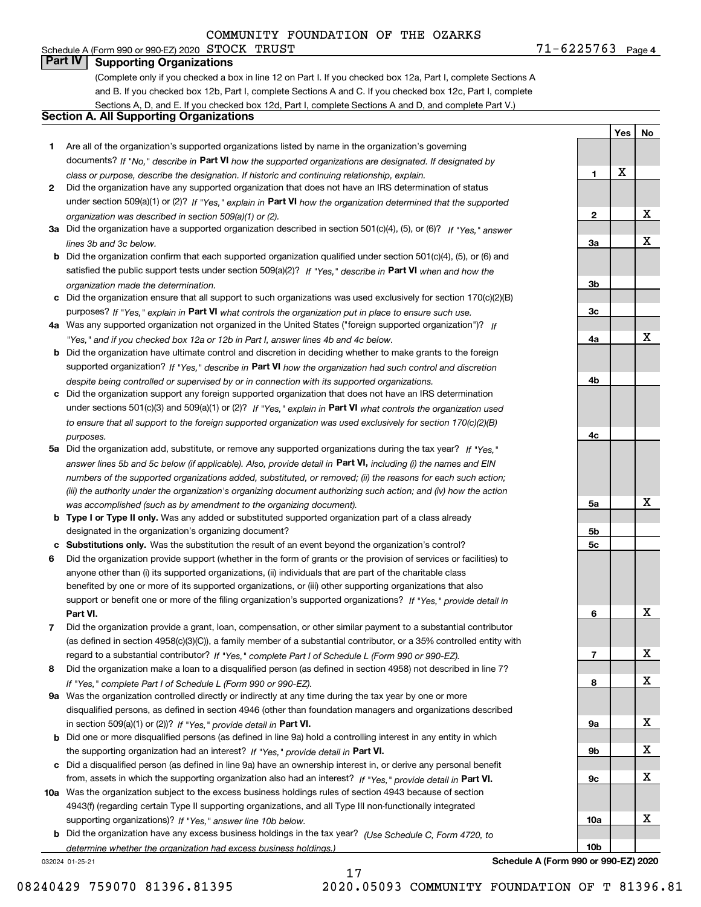COMMUNITY FOUNDATION OF THE OZARKS

Schedule A (Form 990 or 990-EZ) 2020 STOCK TRUST 71-6225763 Page 4

## Part IV Supporting Organizations

(Complete only if you checked a box in line 12 on Part I. If you checked box 12a, Part I, complete Sections A and B. If you checked box 12b, Part I, complete Sections A and C. If you checked box 12c, Part I, complete Sections A, D, and E. If you checked box 12d, Part I, complete Sections A and D, and complete Part V.)

### Section A. All Supporting Organizations

| | | | Yes | No |
|---|---|---|---|---|
| **1** | Are all of the organization's supported organizations listed by name in the organization's governing documents? *If "No," describe in* **Part VI** *how the supported organizations are designated. If designated by class or purpose, describe the designation. If historic and continuing relationship, explain.* | **1** | X | |
| **2** | Did the organization have any supported organization that does not have an IRS determination of status under section 509(a)(1) or (2)? *If "Yes," explain in* **Part VI** *how the organization determined that the supported organization was described in section 509(a)(1) or (2).* | **2** | | X |
| **3a** | Did the organization have a supported organization described in section 501(c)(4), (5), or (6)? *If "Yes," answer lines 3b and 3c below.* | **3a** | | X |
| **b** | Did the organization confirm that each supported organization qualified under section 501(c)(4), (5), or (6) and satisfied the public support tests under section 509(a)(2)? *If "Yes," describe in* **Part VI** *when and how the organization made the determination.* | **3b** | | |
| **c** | Did the organization ensure that all support to such organizations was used exclusively for section 170(c)(2)(B) purposes? *If "Yes," explain in* **Part VI** *what controls the organization put in place to ensure such use.* | **3c** | | |
| **4a** | Was any supported organization not organized in the United States ("foreign supported organization")? *If "Yes," and if you checked box 12a or 12b in Part I, answer lines 4b and 4c below.* | **4a** | | X |
| **b** | Did the organization have ultimate control and discretion in deciding whether to make grants to the foreign supported organization? *If "Yes," describe in* **Part VI** *how the organization had such control and discretion despite being controlled or supervised by or in connection with its supported organizations.* | **4b** | | |
| **c** | Did the organization support any foreign supported organization that does not have an IRS determination under sections 501(c)(3) and 509(a)(1) or (2)? *If "Yes," explain in* **Part VI** *what controls the organization used to ensure that all support to the foreign supported organization was used exclusively for section 170(c)(2)(B) purposes.* | **4c** | | |
| **5a** | Did the organization add, substitute, or remove any supported organizations during the tax year? *If "Yes," answer lines 5b and 5c below (if applicable). Also, provide detail in* **Part VI,** *including (i) the names and EIN numbers of the supported organizations added, substituted, or removed; (ii) the reasons for each such action; (iii) the authority under the organization's organizing document authorizing such action; and (iv) how the action was accomplished (such as by amendment to the organizing document).* | **5a** | | X |
| **b** | **Type I or Type II only.** Was any added or substituted supported organization part of a class already designated in the organization's organizing document? | **5b** | | |
| **c** | **Substitutions only.** Was the substitution the result of an event beyond the organization's control? | **5c** | | |
| **6** | Did the organization provide support (whether in the form of grants or the provision of services or facilities) to anyone other than (i) its supported organizations, (ii) individuals that are part of the charitable class benefited by one or more of its supported organizations, or (iii) other supporting organizations that also support or benefit one or more of the filing organization's supported organizations? *If "Yes," provide detail in* **Part VI.** | **6** | | X |
| **7** | Did the organization provide a grant, loan, compensation, or other similar payment to a substantial contributor (as defined in section 4958(c)(3)(C)), a family member of a substantial contributor, or a 35% controlled entity with regard to a substantial contributor? *If "Yes," complete Part I of Schedule L (Form 990 or 990-EZ).* | **7** | | X |
| **8** | Did the organization make a loan to a disqualified person (as defined in section 4958) not described in line 7? *If "Yes," complete Part I of Schedule L (Form 990 or 990-EZ).* | **8** | | X |
| **9a** | Was the organization controlled directly or indirectly at any time during the tax year by one or more disqualified persons, as defined in section 4946 (other than foundation managers and organizations described in section 509(a)(1) or (2))? *If "Yes," provide detail in* **Part VI.** | **9a** | | X |
| **b** | Did one or more disqualified persons (as defined in line 9a) hold a controlling interest in any entity in which the supporting organization had an interest? *If "Yes," provide detail in* **Part VI.** | **9b** | | X |
| **c** | Did a disqualified person (as defined in line 9a) have an ownership interest in, or derive any personal benefit from, assets in which the supporting organization also had an interest? *If "Yes," provide detail in* **Part VI.** | **9c** | | X |
| **10a** | Was the organization subject to the excess business holdings rules of section 4943 because of section 4943(f) (regarding certain Type II supporting organizations, and all Type III non-functionally integrated supporting organizations)? *If "Yes," answer line 10b below.* | **10a** | | X |
| **b** | Did the organization have any excess business holdings in the tax year? *(Use Schedule C, Form 4720, to determine whether the organization had excess business holdings.)* | **10b** | | |

032024 01-25-21 **Schedule A (Form 990 or 990-EZ) 2020**

08240429 759070 81396.81395 2020.05093 COMMUNITY FOUNDATION OF T 81396.81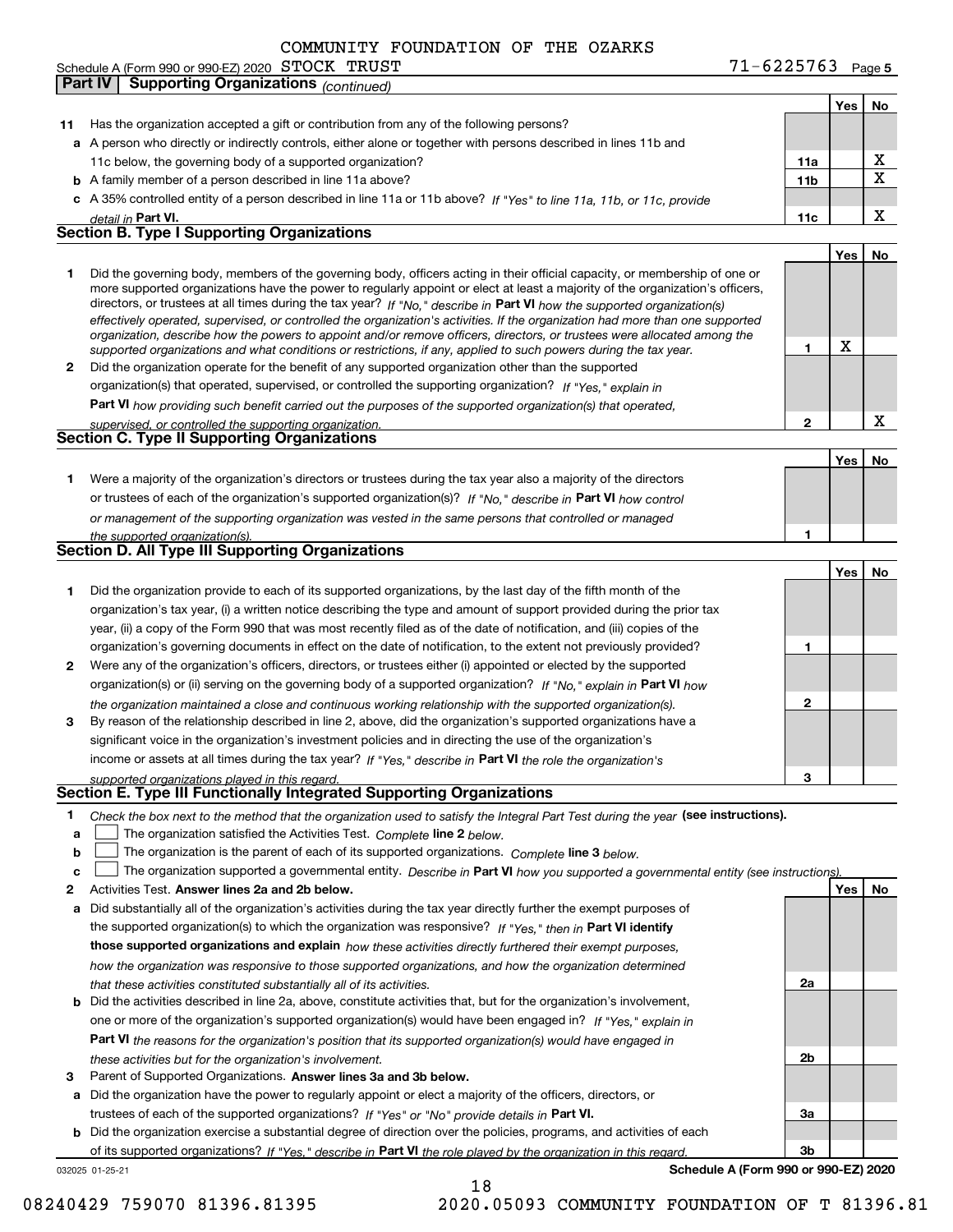COMMUNITY FOUNDATION OF THE OZARKS

Schedule A (Form 990 or 990-EZ) 2020 STOCK TRUST 71-6225763 Page 5

**Part IV Supporting Organizations** *(continued)*

| | | | Yes | No |
|---|---|---|---|---|
| **11** | Has the organization accepted a gift or contribution from any of the following persons? | | | |
| **a** | A person who directly or indirectly controls, either alone or together with persons described in lines 11b and 11c below, the governing body of a supported organization? | **11a** | | X |
| **b** | A family member of a person described in line 11a above? | **11b** | | X |
| **c** | A 35% controlled entity of a person described in line 11a or 11b above? *If "Yes" to line 11a, 11b, or 11c, provide detail in* **Part VI.** | **11c** | | X |

## Section B. Type I Supporting Organizations

| | | | Yes | No |
|---|---|---|---|---|
| **1** | Did the governing body, members of the governing body, officers acting in their official capacity, or membership of one or more supported organizations have the power to regularly appoint or elect at least a majority of the organization's officers, directors, or trustees at all times during the tax year? *If "No," describe in* **Part VI** *how the supported organization(s) effectively operated, supervised, or controlled the organization's activities. If the organization had more than one supported organization, describe how the powers to appoint and/or remove officers, directors, or trustees were allocated among the supported organizations and what conditions or restrictions, if any, applied to such powers during the tax year.* | **1** | X | |
| **2** | Did the organization operate for the benefit of any supported organization other than the supported organization(s) that operated, supervised, or controlled the supporting organization? *If "Yes," explain in* **Part VI** *how providing such benefit carried out the purposes of the supported organization(s) that operated, supervised, or controlled the supporting organization.* | **2** | | X |

## Section C. Type II Supporting Organizations

| | | | Yes | No |
|---|---|---|---|---|
| **1** | Were a majority of the organization's directors or trustees during the tax year also a majority of the directors or trustees of each of the organization's supported organization(s)? *If "No," describe in* **Part VI** *how control or management of the supporting organization was vested in the same persons that controlled or managed the supported organization(s).* | **1** | | |

## Section D. All Type III Supporting Organizations

| | | | Yes | No |
|---|---|---|---|---|
| **1** | Did the organization provide to each of its supported organizations, by the last day of the fifth month of the organization's tax year, (i) a written notice describing the type and amount of support provided during the prior tax year, (ii) a copy of the Form 990 that was most recently filed as of the date of notification, and (iii) copies of the organization's governing documents in effect on the date of notification, to the extent not previously provided? | **1** | | |
| **2** | Were any of the organization's officers, directors, or trustees either (i) appointed or elected by the supported organization(s) or (ii) serving on the governing body of a supported organization? *If "No," explain in* **Part VI** *how the organization maintained a close and continuous working relationship with the supported organization(s).* | **2** | | |
| **3** | By reason of the relationship described in line 2, above, did the organization's supported organizations have a significant voice in the organization's investment policies and in directing the use of the organization's income or assets at all times during the tax year? *If "Yes," describe in* **Part VI** *the role the organization's supported organizations played in this regard.* | **3** | | |

## Section E. Type III Functionally Integrated Supporting Organizations

**1** *Check the box next to the method that the organization used to satisfy the Integral Part Test during the year* **(see instructions).**

- **a** ☐ The organization satisfied the Activities Test. *Complete* **line 2** *below.*
- **b** ☐ The organization is the parent of each of its supported organizations. *Complete* **line 3** *below.*
- **c** ☐ The organization supported a governmental entity. *Describe in* **Part VI** *how you supported a governmental entity (see instructions).*

| | | | Yes | No |
|---|---|---|---|---|
| **2** | Activities Test. **Answer lines 2a and 2b below.** | | | |
| **a** | Did substantially all of the organization's activities during the tax year directly further the exempt purposes of the supported organization(s) to which the organization was responsive? *If "Yes," then in* **Part VI identify those supported organizations and explain** *how these activities directly furthered their exempt purposes, how the organization was responsive to those supported organizations, and how the organization determined that these activities constituted substantially all of its activities.* | **2a** | | |
| **b** | Did the activities described in line 2a, above, constitute activities that, but for the organization's involvement, one or more of the organization's supported organization(s) would have been engaged in? *If "Yes," explain in* **Part VI** *the reasons for the organization's position that its supported organization(s) would have engaged in these activities but for the organization's involvement.* | **2b** | | |
| **3** | Parent of Supported Organizations. **Answer lines 3a and 3b below.** | | | |
| **a** | Did the organization have the power to regularly appoint or elect a majority of the officers, directors, or trustees of each of the supported organizations? *If "Yes" or "No" provide details in* **Part VI.** | **3a** | | |
| **b** | Did the organization exercise a substantial degree of direction over the policies, programs, and activities of each of its supported organizations? *If "Yes," describe in* **Part VI** *the role played by the organization in this regard.* | **3b** | | |

032025 01-25-21 **Schedule A (Form 990 or 990-EZ) 2020**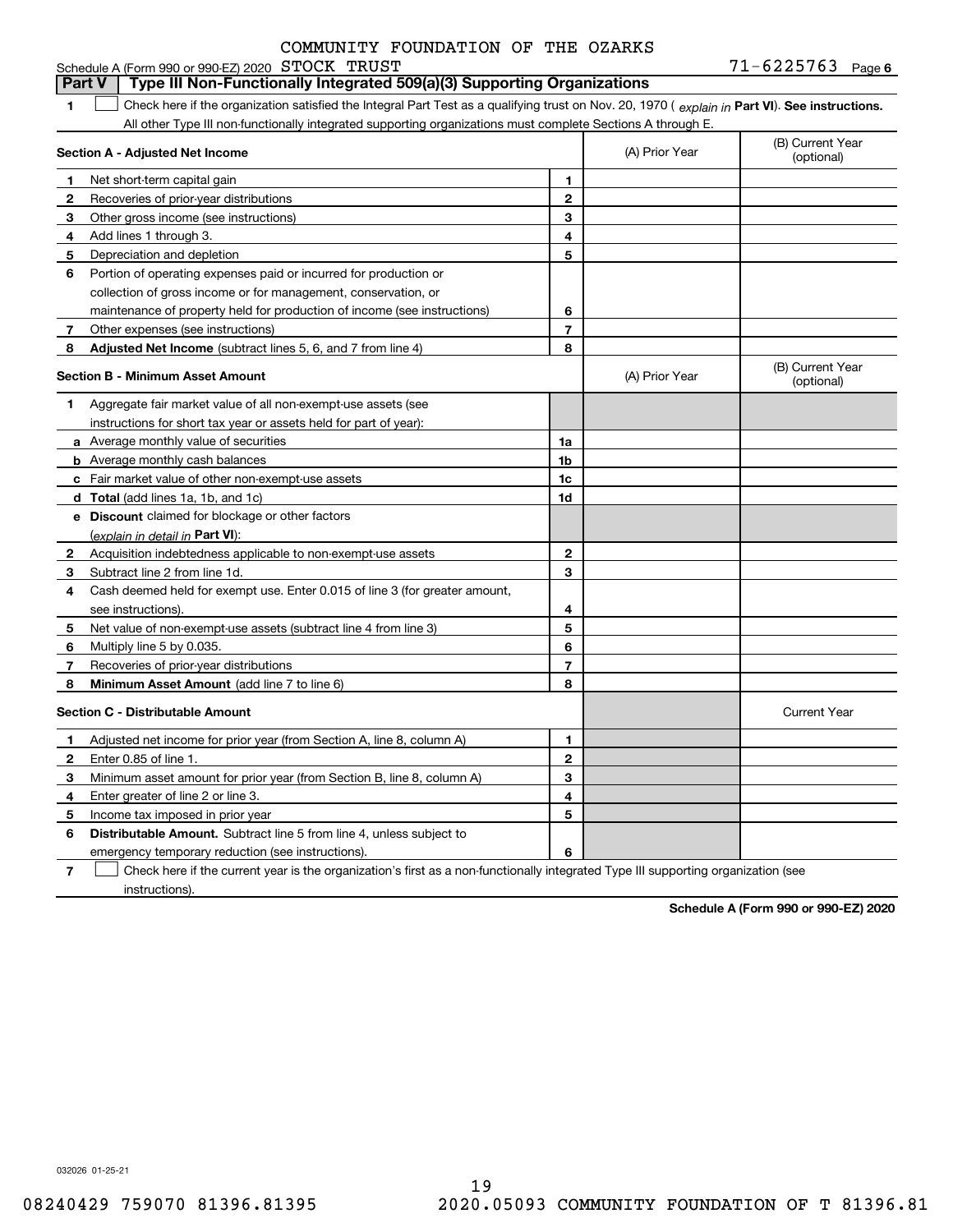COMMUNITY FOUNDATION OF THE OZARKS

Schedule A (Form 990 or 990-EZ) 2020 STOCK TRUST 71-6225763 Page 6

## Part V | Type III Non-Functionally Integrated 509(a)(3) Supporting Organizations

1 ☐ Check here if the organization satisfied the Integral Part Test as a qualifying trust on Nov. 20, 1970 ( *explain in* **Part VI**). **See instructions.** All other Type III non-functionally integrated supporting organizations must complete Sections A through E.

| **Section A - Adjusted Net Income** | | | (A) Prior Year | (B) Current Year (optional) |
|---|---|---|---|---|
| 1 | Net short-term capital gain | 1 | | |
| 2 | Recoveries of prior-year distributions | 2 | | |
| 3 | Other gross income (see instructions) | 3 | | |
| 4 | Add lines 1 through 3. | 4 | | |
| 5 | Depreciation and depletion | 5 | | |
| 6 | Portion of operating expenses paid or incurred for production or collection of gross income or for management, conservation, or maintenance of property held for production of income (see instructions) | 6 | | |
| 7 | Other expenses (see instructions) | 7 | | |
| 8 | **Adjusted Net Income** (subtract lines 5, 6, and 7 from line 4) | 8 | | |

| **Section B - Minimum Asset Amount** | | | (A) Prior Year | (B) Current Year (optional) |
|---|---|---|---|---|
| 1 | Aggregate fair market value of all non-exempt-use assets (see instructions for short tax year or assets held for part of year): | | | |
| a | Average monthly value of securities | 1a | | |
| b | Average monthly cash balances | 1b | | |
| c | Fair market value of other non-exempt-use assets | 1c | | |
| d | **Total** (add lines 1a, 1b, and 1c) | 1d | | |
| e | **Discount** claimed for blockage or other factors (*explain in detail in* **Part VI**): | | | |
| 2 | Acquisition indebtedness applicable to non-exempt-use assets | 2 | | |
| 3 | Subtract line 2 from line 1d. | 3 | | |
| 4 | Cash deemed held for exempt use. Enter 0.015 of line 3 (for greater amount, see instructions). | 4 | | |
| 5 | Net value of non-exempt-use assets (subtract line 4 from line 3) | 5 | | |
| 6 | Multiply line 5 by 0.035. | 6 | | |
| 7 | Recoveries of prior-year distributions | 7 | | |
| 8 | **Minimum Asset Amount** (add line 7 to line 6) | 8 | | |

| **Section C - Distributable Amount** | | | | Current Year |
|---|---|---|---|---|
| 1 | Adjusted net income for prior year (from Section A, line 8, column A) | 1 | | |
| 2 | Enter 0.85 of line 1. | 2 | | |
| 3 | Minimum asset amount for prior year (from Section B, line 8, column A) | 3 | | |
| 4 | Enter greater of line 2 or line 3. | 4 | | |
| 5 | Income tax imposed in prior year | 5 | | |
| 6 | **Distributable Amount.** Subtract line 5 from line 4, unless subject to emergency temporary reduction (see instructions). | 6 | | |

7 ☐ Check here if the current year is the organization's first as a non-functionally integrated Type III supporting organization (see instructions).

**Schedule A (Form 990 or 990-EZ) 2020**

032026 01-25-21

08240429 759070 81396.81395 2020.05093 COMMUNITY FOUNDATION OF T 81396.81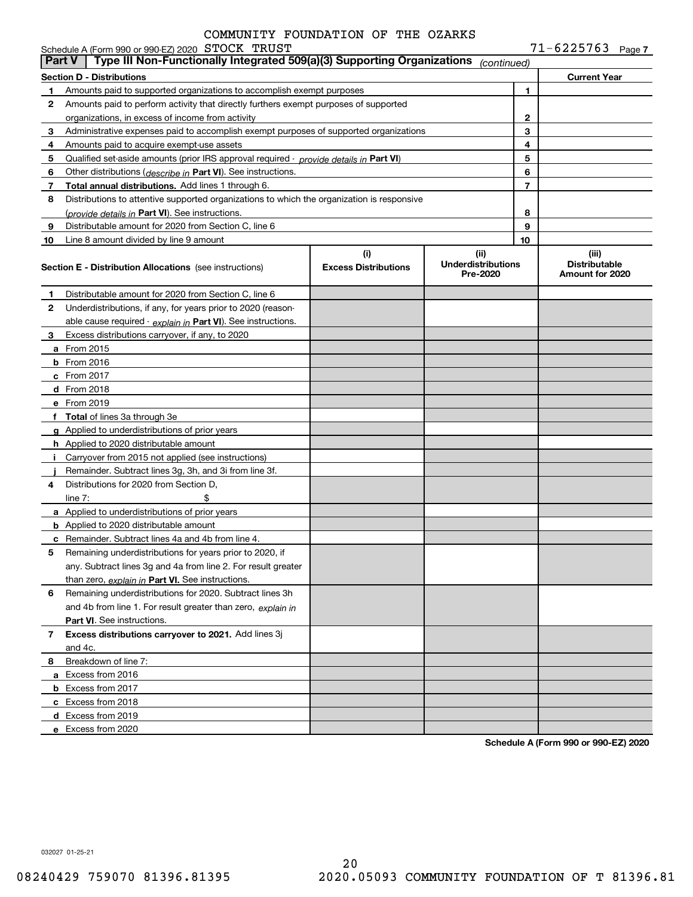COMMUNITY FOUNDATION OF THE OZARKS

Schedule A (Form 990 or 990-EZ) 2020 STOCK TRUST 71-6225763 Page 7

**Part V | Type III Non-Functionally Integrated 509(a)(3) Supporting Organizations** *(continued)*

| Section D - Distributions | | Current Year |
|---|---|---|
| **1** Amounts paid to supported organizations to accomplish exempt purposes | 1 | |
| **2** Amounts paid to perform activity that directly furthers exempt purposes of supported organizations, in excess of income from activity | 2 | |
| **3** Administrative expenses paid to accomplish exempt purposes of supported organizations | 3 | |
| **4** Amounts paid to acquire exempt-use assets | 4 | |
| **5** Qualified set-aside amounts (prior IRS approval required - *provide details in* **Part VI**) | 5 | |
| **6** Other distributions (*describe in* **Part VI**). See instructions. | 6 | |
| **7** **Total annual distributions.** Add lines 1 through 6. | 7 | |
| **8** Distributions to attentive supported organizations to which the organization is responsive (*provide details in* **Part VI**). See instructions. | 8 | |
| **9** Distributable amount for 2020 from Section C, line 6 | 9 | |
| **10** Line 8 amount divided by line 9 amount | 10 | |

| **Section E - Distribution Allocations** (see instructions) | (i) Excess Distributions | (ii) Underdistributions Pre-2020 | (iii) Distributable Amount for 2020 |
|---|---|---|---|
| **1** Distributable amount for 2020 from Section C, line 6 | | | |
| **2** Underdistributions, if any, for years prior to 2020 (reasonable cause required - *explain in* **Part VI**). See instructions. | | | |
| **3** Excess distributions carryover, if any, to 2020 | | | |
| **a** From 2015 | | | |
| **b** From 2016 | | | |
| **c** From 2017 | | | |
| **d** From 2018 | | | |
| **e** From 2019 | | | |
| **f** **Total** of lines 3a through 3e | | | |
| **g** Applied to underdistributions of prior years | | | |
| **h** Applied to 2020 distributable amount | | | |
| **i** Carryover from 2015 not applied (see instructions) | | | |
| **j** Remainder. Subtract lines 3g, 3h, and 3i from line 3f. | | | |
| **4** Distributions for 2020 from Section D, line 7: $ | | | |
| **a** Applied to underdistributions of prior years | | | |
| **b** Applied to 2020 distributable amount | | | |
| **c** Remainder. Subtract lines 4a and 4b from line 4. | | | |
| **5** Remaining underdistributions for years prior to 2020, if any. Subtract lines 3g and 4a from line 2. For result greater than zero, *explain in* **Part VI**. See instructions. | | | |
| **6** Remaining underdistributions for 2020. Subtract lines 3h and 4b from line 1. For result greater than zero, *explain in* **Part VI**. See instructions. | | | |
| **7** **Excess distributions carryover to 2021.** Add lines 3j and 4c. | | | |
| **8** Breakdown of line 7: | | | |
| **a** Excess from 2016 | | | |
| **b** Excess from 2017 | | | |
| **c** Excess from 2018 | | | |
| **d** Excess from 2019 | | | |
| **e** Excess from 2020 | | | |

**Schedule A (Form 990 or 990-EZ) 2020**

032027 01-25-21

08240429 759070 81396.81395 2020.05093 COMMUNITY FOUNDATION OF T 81396.81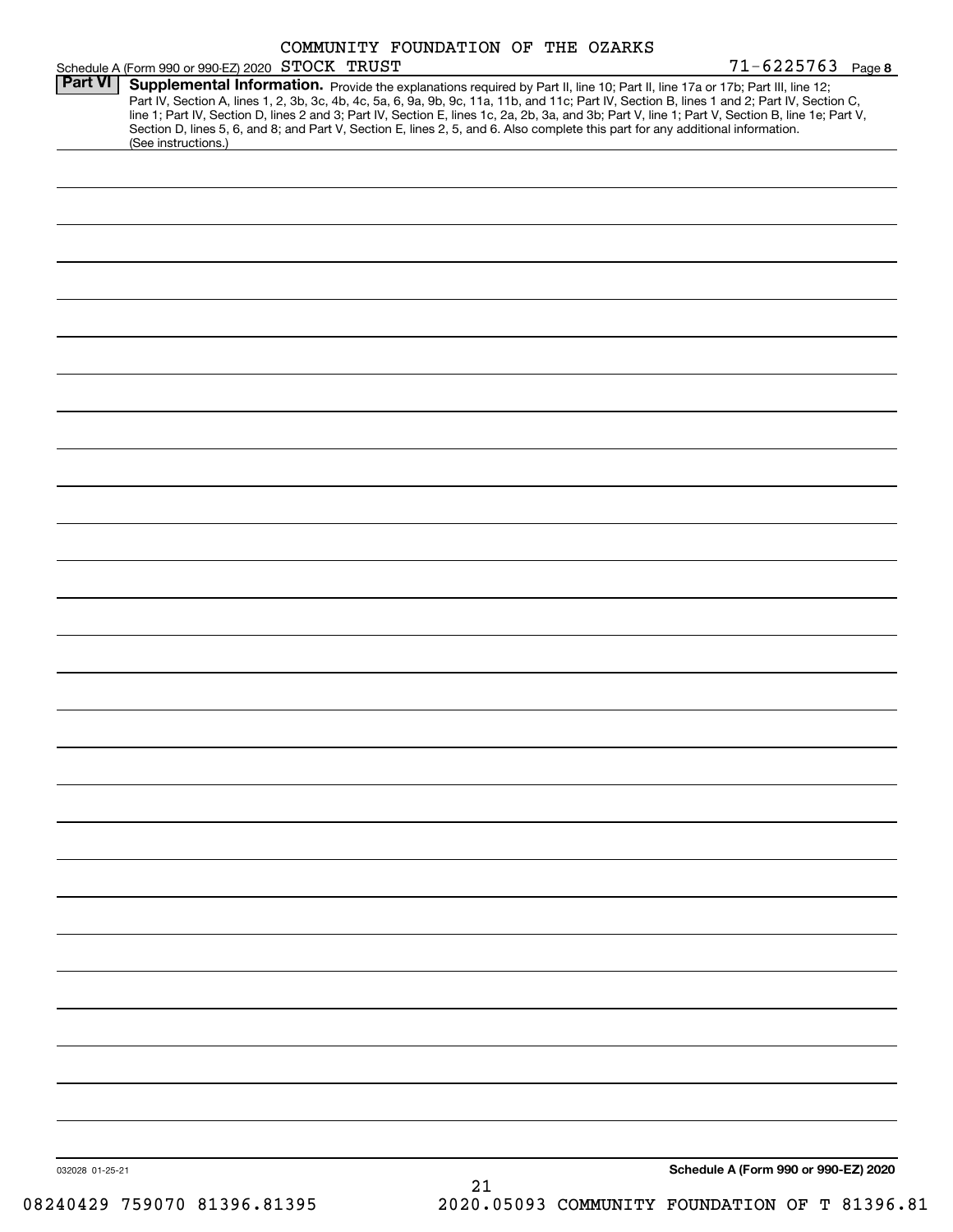COMMUNITY FOUNDATION OF THE OZARKS

Schedule A (Form 990 or 990-EZ) 2020 STOCK TRUST 71-6225763 Page 8

## Part VI Supplemental Information.

Provide the explanations required by Part II, line 10; Part II, line 17a or 17b; Part III, line 12; Part IV, Section A, lines 1, 2, 3b, 3c, 4b, 4c, 5a, 6, 9a, 9b, 9c, 11a, 11b, and 11c; Part IV, Section B, lines 1 and 2; Part IV, Section C, line 1; Part IV, Section D, lines 2 and 3; Part IV, Section E, lines 1c, 2a, 2b, 3a, and 3b; Part V, line 1; Part V, Section B, line 1e; Part V, Section D, lines 5, 6, and 8; and Part V, Section E, lines 2, 5, and 6. Also complete this part for any additional information. (See instructions.)

032028 01-25-21

**Schedule A (Form 990 or 990-EZ) 2020**

08240429 759070 81396.81395 2020.05093 COMMUNITY FOUNDATION OF T 81396.81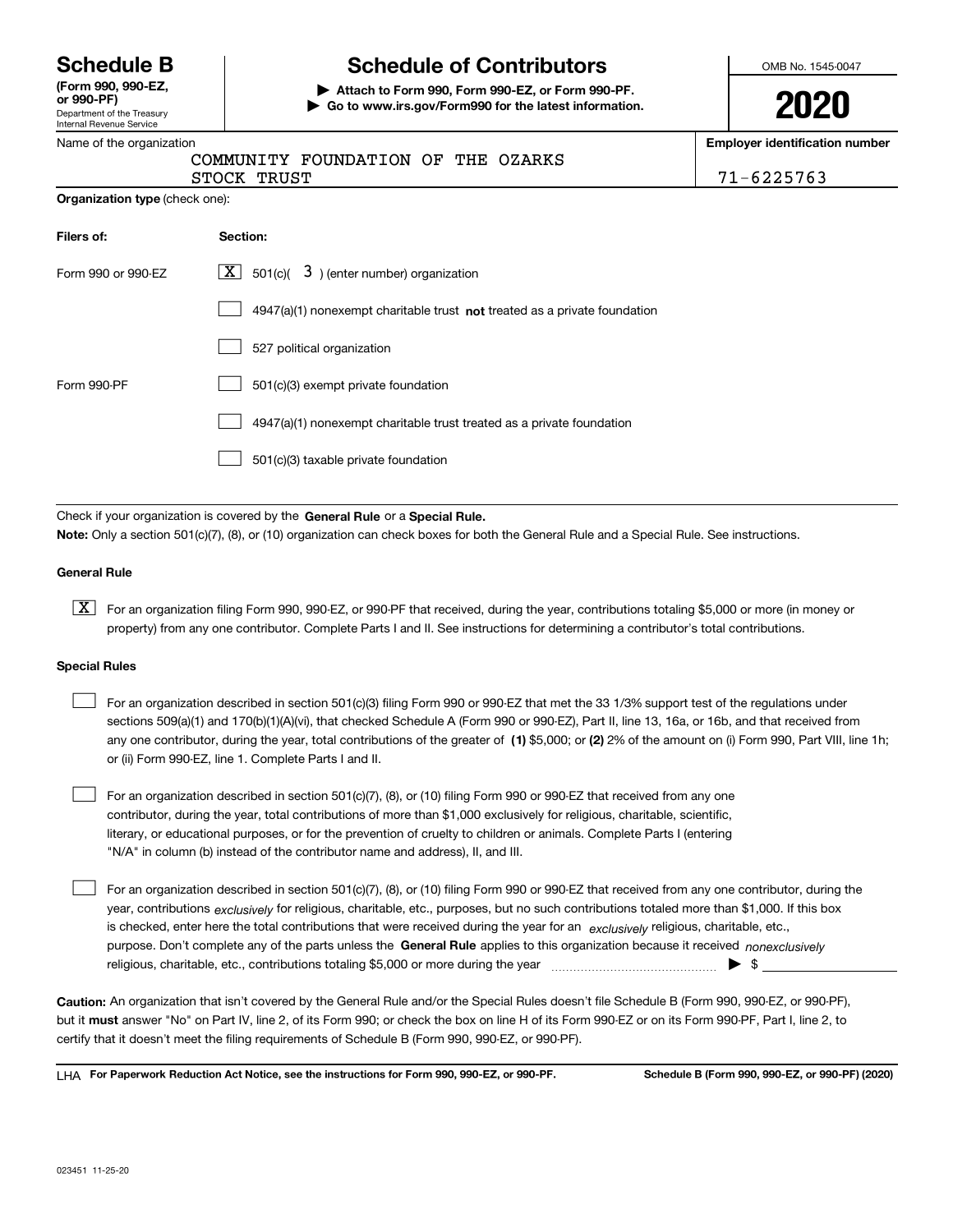# Schedule B

**(Form 990, 990-EZ, or 990-PF)**

Department of the Treasury
Internal Revenue Service

## Schedule of Contributors

▶ **Attach to Form 990, Form 990-EZ, or Form 990-PF.**
▶ **Go to www.irs.gov/Form990 for the latest information.**

OMB No. 1545-0047

**2020**

Name of the organization: COMMUNITY FOUNDATION OF THE OZARKS STOCK TRUST

**Employer identification number:** 71-6225763

**Organization type** (check one):

| Filers of: | Section: |
|---|---|
| Form 990 or 990-EZ | [X] 501(c)( 3 ) (enter number) organization |
| | [ ] 4947(a)(1) nonexempt charitable trust **not** treated as a private foundation |
| | [ ] 527 political organization |
| Form 990-PF | [ ] 501(c)(3) exempt private foundation |
| | [ ] 4947(a)(1) nonexempt charitable trust treated as a private foundation |
| | [ ] 501(c)(3) taxable private foundation |

Check if your organization is covered by the **General Rule** or a **Special Rule.**

**Note:** Only a section 501(c)(7), (8), or (10) organization can check boxes for both the General Rule and a Special Rule. See instructions.

### General Rule

[X] For an organization filing Form 990, 990-EZ, or 990-PF that received, during the year, contributions totaling $5,000 or more (in money or property) from any one contributor. Complete Parts I and II. See instructions for determining a contributor's total contributions.

### Special Rules

[ ] For an organization described in section 501(c)(3) filing Form 990 or 990-EZ that met the 33 1/3% support test of the regulations under sections 509(a)(1) and 170(b)(1)(A)(vi), that checked Schedule A (Form 990 or 990-EZ), Part II, line 13, 16a, or 16b, and that received from any one contributor, during the year, total contributions of the greater of **(1)** $5,000; or **(2)** 2% of the amount on (i) Form 990, Part VIII, line 1h; or (ii) Form 990-EZ, line 1. Complete Parts I and II.

[ ] For an organization described in section 501(c)(7), (8), or (10) filing Form 990 or 990-EZ that received from any one contributor, during the year, total contributions of more than $1,000 exclusively for religious, charitable, scientific, literary, or educational purposes, or for the prevention of cruelty to children or animals. Complete Parts I (entering "N/A" in column (b) instead of the contributor name and address), II, and III.

[ ] For an organization described in section 501(c)(7), (8), or (10) filing Form 990 or 990-EZ that received from any one contributor, during the year, contributions *exclusively* for religious, charitable, etc., purposes, but no such contributions totaled more than $1,000. If this box is checked, enter here the total contributions that were received during the year for an *exclusively* religious, charitable, etc., purpose. Don't complete any of the parts unless the **General Rule** applies to this organization because it received *nonexclusively* religious, charitable, etc., contributions totaling $5,000 or more during the year ▶ $ ____________

**Caution:** An organization that isn't covered by the General Rule and/or the Special Rules doesn't file Schedule B (Form 990, 990-EZ, or 990-PF), but it **must** answer "No" on Part IV, line 2, of its Form 990; or check the box on line H of its Form 990-EZ or on its Form 990-PF, Part I, line 2, to certify that it doesn't meet the filing requirements of Schedule B (Form 990, 990-EZ, or 990-PF).

LHA **For Paperwork Reduction Act Notice, see the instructions for Form 990, 990-EZ, or 990-PF.** **Schedule B (Form 990, 990-EZ, or 990-PF) (2020)**

023451 11-25-20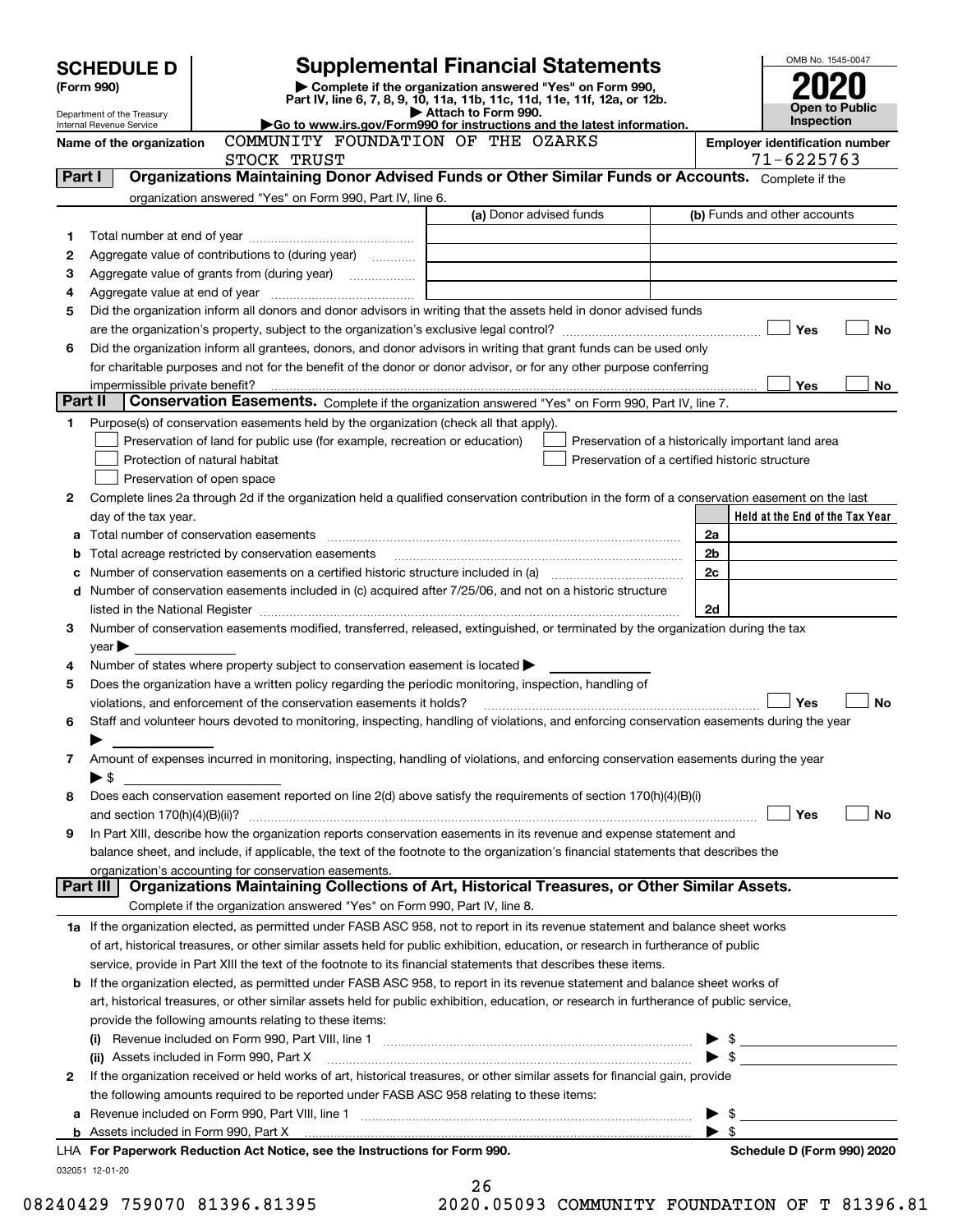# SCHEDULE D (Form 990)

Department of the Treasury
Internal Revenue Service

## Supplemental Financial Statements

▶ Complete if the organization answered "Yes" on Form 990, Part IV, line 6, 7, 8, 9, 10, 11a, 11b, 11c, 11d, 11e, 11f, 12a, or 12b.
▶ Attach to Form 990.
▶Go to www.irs.gov/Form990 for instructions and the latest information.

OMB No. 1545-0047

**2020**

**Open to Public Inspection**

**Name of the organization:** COMMUNITY FOUNDATION OF THE OZARKS STOCK TRUST

**Employer identification number:** 71-6225763

## Part I Organizations Maintaining Donor Advised Funds or Other Similar Funds or Accounts. Complete if the organization answered "Yes" on Form 990, Part IV, line 6.

| | | (a) Donor advised funds | (b) Funds and other accounts |
|---|---|---|---|
| 1 | Total number at end of year | | |
| 2 | Aggregate value of contributions to (during year) | | |
| 3 | Aggregate value of grants from (during year) | | |
| 4 | Aggregate value at end of year | | |

5 Did the organization inform all donors and donor advisors in writing that the assets held in donor advised funds are the organization's property, subject to the organization's exclusive legal control? ☐ Yes ☐ No

6 Did the organization inform all grantees, donors, and donor advisors in writing that grant funds can be used only for charitable purposes and not for the benefit of the donor or donor advisor, or for any other purpose conferring impermissible private benefit? ☐ Yes ☐ No

## Part II Conservation Easements. Complete if the organization answered "Yes" on Form 990, Part IV, line 7.

1 Purpose(s) of conservation easements held by the organization (check all that apply).

- ☐ Preservation of land for public use (for example, recreation or education)
- ☐ Protection of natural habitat
- ☐ Preservation of open space
- ☐ Preservation of a historically important land area
- ☐ Preservation of a certified historic structure

2 Complete lines 2a through 2d if the organization held a qualified conservation contribution in the form of a conservation easement on the last day of the tax year.

| | | | Held at the End of the Tax Year |
|---|---|---|---|
| a | Total number of conservation easements | 2a | |
| b | Total acreage restricted by conservation easements | 2b | |
| c | Number of conservation easements on a certified historic structure included in (a) | 2c | |
| d | Number of conservation easements included in (c) acquired after 7/25/06, and not on a historic structure listed in the National Register | 2d | |

3 Number of conservation easements modified, transferred, released, extinguished, or terminated by the organization during the tax year ▶

4 Number of states where property subject to conservation easement is located ▶

5 Does the organization have a written policy regarding the periodic monitoring, inspection, handling of violations, and enforcement of the conservation easements it holds? ☐ Yes ☐ No

6 Staff and volunteer hours devoted to monitoring, inspecting, handling of violations, and enforcing conservation easements during the year ▶

7 Amount of expenses incurred in monitoring, inspecting, handling of violations, and enforcing conservation easements during the year ▶ $

8 Does each conservation easement reported on line 2(d) above satisfy the requirements of section 170(h)(4)(B)(i) and section 170(h)(4)(B)(ii)? ☐ Yes ☐ No

9 In Part XIII, describe how the organization reports conservation easements in its revenue and expense statement and balance sheet, and include, if applicable, the text of the footnote to the organization's financial statements that describes the organization's accounting for conservation easements.

## Part III Organizations Maintaining Collections of Art, Historical Treasures, or Other Similar Assets. Complete if the organization answered "Yes" on Form 990, Part IV, line 8.

1a If the organization elected, as permitted under FASB ASC 958, not to report in its revenue statement and balance sheet works of art, historical treasures, or other similar assets held for public exhibition, education, or research in furtherance of public service, provide in Part XIII the text of the footnote to its financial statements that describes these items.

b If the organization elected, as permitted under FASB ASC 958, to report in its revenue statement and balance sheet works of art, historical treasures, or other similar assets held for public exhibition, education, or research in furtherance of public service, provide the following amounts relating to these items:

(i) Revenue included on Form 990, Part VIII, line 1 ▶ $

(ii) Assets included in Form 990, Part X ▶ $

2 If the organization received or held works of art, historical treasures, or other similar assets for financial gain, provide the following amounts required to be reported under FASB ASC 958 relating to these items:

a Revenue included on Form 990, Part VIII, line 1 ▶ $

b Assets included in Form 990, Part X ▶ $

LHA For Paperwork Reduction Act Notice, see the Instructions for Form 990. Schedule D (Form 990) 2020

032051 12-01-20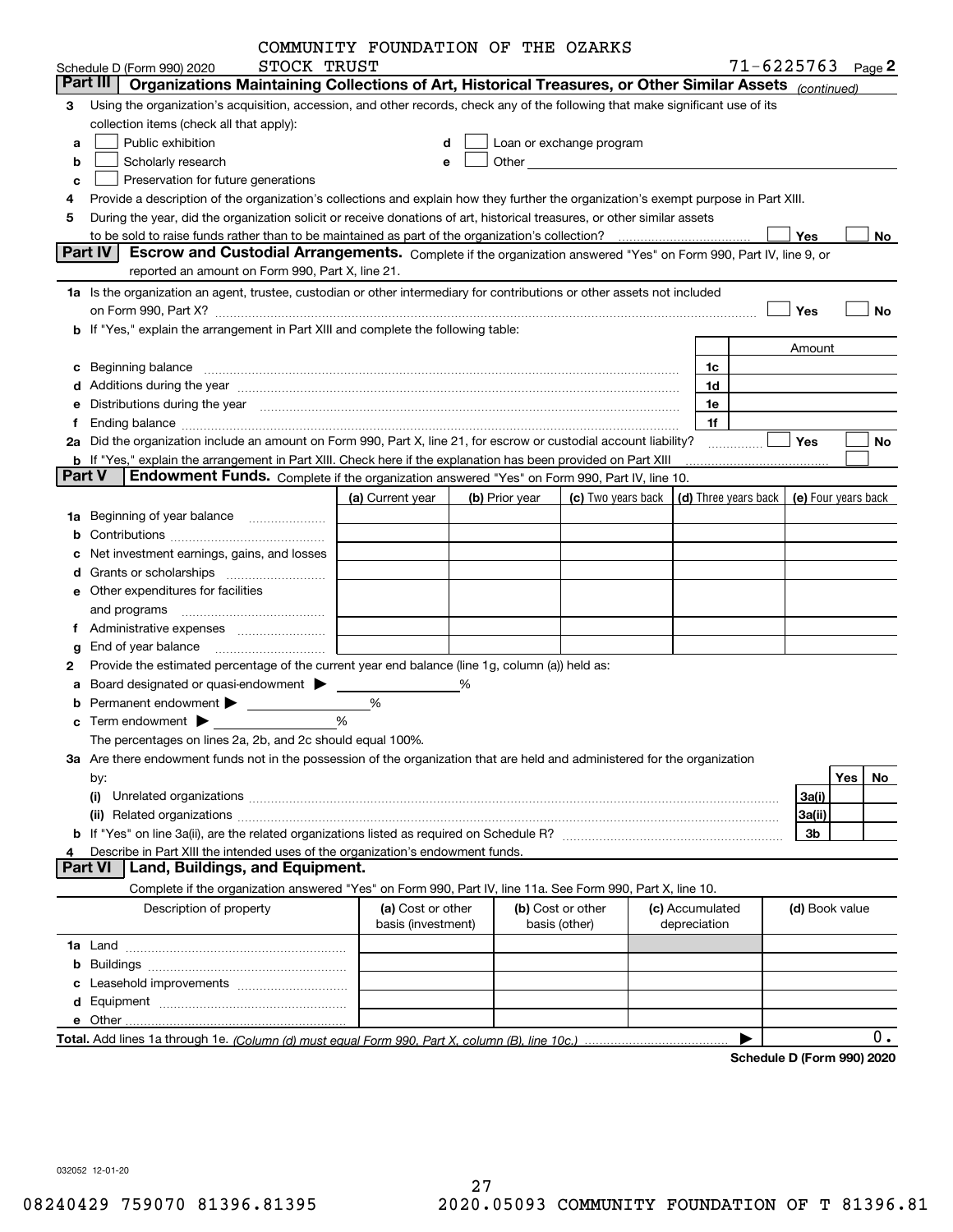COMMUNITY FOUNDATION OF THE OZARKS
Schedule D (Form 990) 2020 STOCK TRUST 71-6225763 Page **2**

## Part III Organizations Maintaining Collections of Art, Historical Treasures, or Other Similar Assets *(continued)*

**3** Using the organization's acquisition, accession, and other records, check any of the following that make significant use of its collection items (check all that apply):

- **a** ☐ Public exhibition
- **b** ☐ Scholarly research
- **c** ☐ Preservation for future generations
- **d** ☐ Loan or exchange program
- **e** ☐ Other

**4** Provide a description of the organization's collections and explain how they further the organization's exempt purpose in Part XIII.

**5** During the year, did the organization solicit or receive donations of art, historical treasures, or other similar assets to be sold to raise funds rather than to be maintained as part of the organization's collection? ☐ Yes ☐ No

## Part IV Escrow and Custodial Arrangements.

Complete if the organization answered "Yes" on Form 990, Part IV, line 9, or reported an amount on Form 990, Part X, line 21.

**1a** Is the organization an agent, trustee, custodian or other intermediary for contributions or other assets not included on Form 990, Part X? ☐ Yes ☐ No

**b** If "Yes," explain the arrangement in Part XIII and complete the following table:

| | | Amount |
|---|---|---|
| **c** Beginning balance | 1c | |
| **d** Additions during the year | 1d | |
| **e** Distributions during the year | 1e | |
| **f** Ending balance | 1f | |

**2a** Did the organization include an amount on Form 990, Part X, line 21, for escrow or custodial account liability? ☐ Yes ☐ No

**b** If "Yes," explain the arrangement in Part XIII. Check here if the explanation has been provided on Part XIII ☐

## Part V Endowment Funds.

Complete if the organization answered "Yes" on Form 990, Part IV, line 10.

| | (a) Current year | (b) Prior year | (c) Two years back | (d) Three years back | (e) Four years back |
|---|---|---|---|---|---|
| **1a** Beginning of year balance | | | | | |
| **b** Contributions | | | | | |
| **c** Net investment earnings, gains, and losses | | | | | |
| **d** Grants or scholarships | | | | | |
| **e** Other expenditures for facilities and programs | | | | | |
| **f** Administrative expenses | | | | | |
| **g** End of year balance | | | | | |

**2** Provide the estimated percentage of the current year end balance (line 1g, column (a)) held as:

- **a** Board designated or quasi-endowment ▶ ______ %
- **b** Permanent endowment ▶ ______ %
- **c** Term endowment ▶ ______ %

The percentages on lines 2a, 2b, and 2c should equal 100%.

**3a** Are there endowment funds not in the possession of the organization that are held and administered for the organization by:

| | | Yes | No |
|---|---|---|---|
| **(i)** Unrelated organizations | 3a(i) | | |
| **(ii)** Related organizations | 3a(ii) | | |
| **b** If "Yes" on line 3a(ii), are the related organizations listed as required on Schedule R? | 3b | | |

**4** Describe in Part XIII the intended uses of the organization's endowment funds.

## Part VI Land, Buildings, and Equipment.

Complete if the organization answered "Yes" on Form 990, Part IV, line 11a. See Form 990, Part X, line 10.

| Description of property | (a) Cost or other basis (investment) | (b) Cost or other basis (other) | (c) Accumulated depreciation | (d) Book value |
|---|---|---|---|---|
| **1a** Land | | | | |
| **b** Buildings | | | | |
| **c** Leasehold improvements | | | | |
| **d** Equipment | | | | |
| **e** Other | | | | |
| **Total.** Add lines 1a through 1e. *(Column (d) must equal Form 990, Part X, column (B), line 10c.)* ▶ | | | | 0. |

**Schedule D (Form 990) 2020**

032052 12-01-20

08240429 759070 81396.81395 2020.05093 COMMUNITY FOUNDATION OF T 81396.81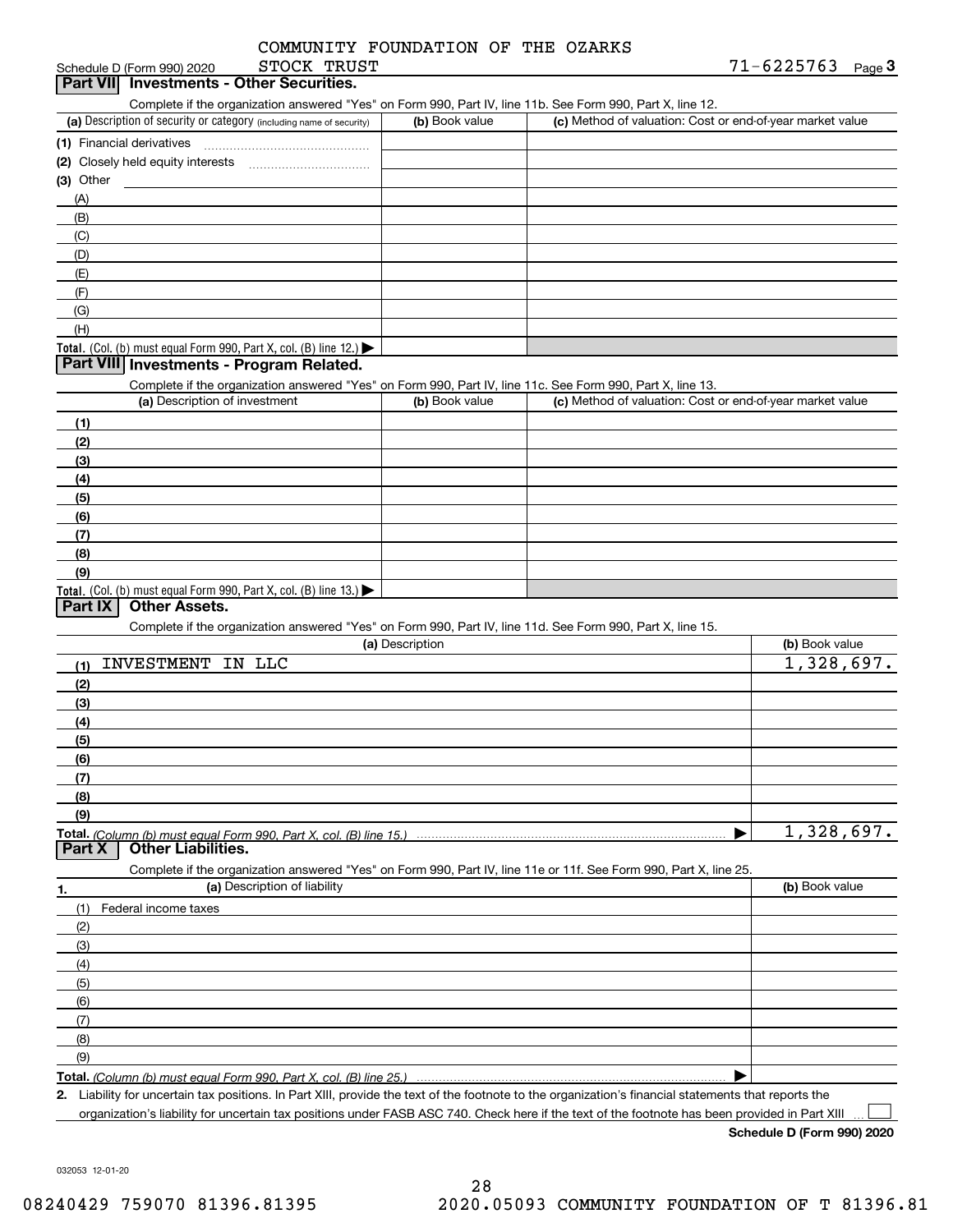COMMUNITY FOUNDATION OF THE OZARKS
STOCK TRUST

Schedule D (Form 990) 2020 — 71-6225763 — Page 3

## Part VII Investments - Other Securities.

Complete if the organization answered "Yes" on Form 990, Part IV, line 11b. See Form 990, Part X, line 12.

| (a) Description of security or category (including name of security) | (b) Book value | (c) Method of valuation: Cost or end-of-year market value |
|---|---|---|
| (1) Financial derivatives | | |
| (2) Closely held equity interests | | |
| (3) Other | | |
| (A) | | |
| (B) | | |
| (C) | | |
| (D) | | |
| (E) | | |
| (F) | | |
| (G) | | |
| (H) | | |
| **Total.** (Col. (b) must equal Form 990, Part X, col. (B) line 12.) ▶ | | |

## Part VIII Investments - Program Related.

Complete if the organization answered "Yes" on Form 990, Part IV, line 11c. See Form 990, Part X, line 13.

| (a) Description of investment | (b) Book value | (c) Method of valuation: Cost or end-of-year market value |
|---|---|---|
| (1) | | |
| (2) | | |
| (3) | | |
| (4) | | |
| (5) | | |
| (6) | | |
| (7) | | |
| (8) | | |
| (9) | | |
| **Total.** (Col. (b) must equal Form 990, Part X, col. (B) line 13.) ▶ | | |

## Part IX Other Assets.

Complete if the organization answered "Yes" on Form 990, Part IV, line 11d. See Form 990, Part X, line 15.

| (a) Description | (b) Book value |
|---|---|
| (1) INVESTMENT IN LLC | 1,328,697. |
| (2) | |
| (3) | |
| (4) | |
| (5) | |
| (6) | |
| (7) | |
| (8) | |
| (9) | |
| **Total.** *(Column (b) must equal Form 990, Part X, col. (B) line 15.)* ▶ | 1,328,697. |

## Part X Other Liabilities.

Complete if the organization answered "Yes" on Form 990, Part IV, line 11e or 11f. See Form 990, Part X, line 25.

| 1. (a) Description of liability | (b) Book value |
|---|---|
| (1) Federal income taxes | |
| (2) | |
| (3) | |
| (4) | |
| (5) | |
| (6) | |
| (7) | |
| (8) | |
| (9) | |
| **Total.** *(Column (b) must equal Form 990, Part X, col. (B) line 25.)* ▶ | |

**2.** Liability for uncertain tax positions. In Part XIII, provide the text of the footnote to the organization's financial statements that reports the organization's liability for uncertain tax positions under FASB ASC 740. Check here if the text of the footnote has been provided in Part XIII ☐

**Schedule D (Form 990) 2020**

032053 12-01-20

08240429 759070 81396.81395 2020.05093 COMMUNITY FOUNDATION OF T 81396.81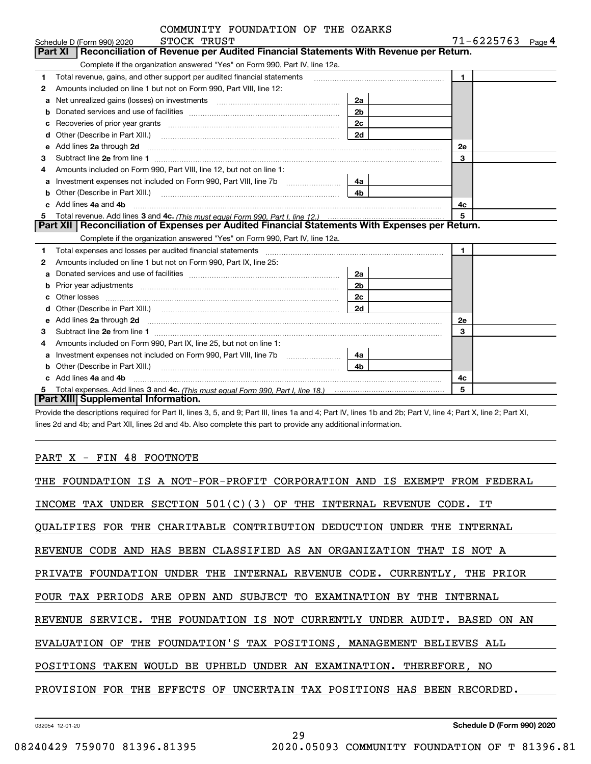COMMUNITY FOUNDATION OF THE OZARKS

Schedule D (Form 990) 2020 STOCK TRUST 71-6225763 Page 4

## Part XI Reconciliation of Revenue per Audited Financial Statements With Revenue per Return.

Complete if the organization answered "Yes" on Form 990, Part IV, line 12a.

| | | | | | |
|---|---|---|---|---|---|
| 1 | Total revenue, gains, and other support per audited financial statements | | | 1 | |
| 2 | Amounts included on line 1 but not on Form 990, Part VIII, line 12: | | | | |
| a | Net unrealized gains (losses) on investments | 2a | | | |
| b | Donated services and use of facilities | 2b | | | |
| c | Recoveries of prior year grants | 2c | | | |
| d | Other (Describe in Part XIII.) | 2d | | | |
| e | Add lines 2a through 2d | | | 2e | |
| 3 | Subtract line 2e from line 1 | | | 3 | |
| 4 | Amounts included on Form 990, Part VIII, line 12, but not on line 1: | | | | |
| a | Investment expenses not included on Form 990, Part VIII, line 7b | 4a | | | |
| b | Other (Describe in Part XIII.) | 4b | | | |
| c | Add lines 4a and 4b | | | 4c | |
| 5 | Total revenue. Add lines 3 and 4c. *(This must equal Form 990, Part I, line 12.)* | | | 5 | |

## Part XII Reconciliation of Expenses per Audited Financial Statements With Expenses per Return.

Complete if the organization answered "Yes" on Form 990, Part IV, line 12a.

| | | | | | |
|---|---|---|---|---|---|
| 1 | Total expenses and losses per audited financial statements | | | 1 | |
| 2 | Amounts included on line 1 but not on Form 990, Part IX, line 25: | | | | |
| a | Donated services and use of facilities | 2a | | | |
| b | Prior year adjustments | 2b | | | |
| c | Other losses | 2c | | | |
| d | Other (Describe in Part XIII.) | 2d | | | |
| e | Add lines 2a through 2d | | | 2e | |
| 3 | Subtract line 2e from line 1 | | | 3 | |
| 4 | Amounts included on Form 990, Part IX, line 25, but not on line 1: | | | | |
| a | Investment expenses not included on Form 990, Part VIII, line 7b | 4a | | | |
| b | Other (Describe in Part XIII.) | 4b | | | |
| c | Add lines 4a and 4b | | | 4c | |
| 5 | Total expenses. Add lines 3 and 4c. *(This must equal Form 990, Part I, line 18.)* | | | 5 | |

## Part XIII Supplemental Information.

Provide the descriptions required for Part II, lines 3, 5, and 9; Part III, lines 1a and 4; Part IV, lines 1b and 2b; Part V, line 4; Part X, line 2; Part XI, lines 2d and 4b; and Part XII, lines 2d and 4b. Also complete this part to provide any additional information.

PART X - FIN 48 FOOTNOTE

THE FOUNDATION IS A NOT-FOR-PROFIT CORPORATION AND IS EXEMPT FROM FEDERAL INCOME TAX UNDER SECTION 501(C)(3) OF THE INTERNAL REVENUE CODE. IT QUALIFIES FOR THE CHARITABLE CONTRIBUTION DEDUCTION UNDER THE INTERNAL REVENUE CODE AND HAS BEEN CLASSIFIED AS AN ORGANIZATION THAT IS NOT A PRIVATE FOUNDATION UNDER THE INTERNAL REVENUE CODE. CURRENTLY, THE PRIOR FOUR TAX PERIODS ARE OPEN AND SUBJECT TO EXAMINATION BY THE INTERNAL REVENUE SERVICE. THE FOUNDATION IS NOT CURRENTLY UNDER AUDIT. BASED ON AN EVALUATION OF THE FOUNDATION'S TAX POSITIONS, MANAGEMENT BELIEVES ALL POSITIONS TAKEN WOULD BE UPHELD UNDER AN EXAMINATION. THEREFORE, NO PROVISION FOR THE EFFECTS OF UNCERTAIN TAX POSITIONS HAS BEEN RECORDED.

032054 12-01-20 **Schedule D (Form 990) 2020**

08240429 759070 81396.81395 2020.05093 COMMUNITY FOUNDATION OF T 81396.81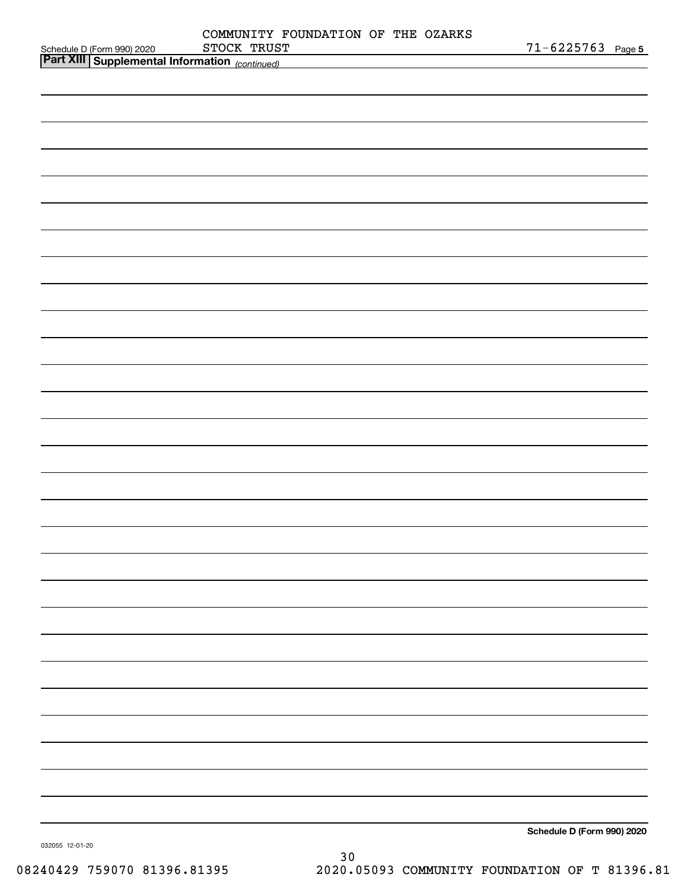COMMUNITY FOUNDATION OF THE OZARKS

STOCK TRUST

71-6225763

## Part XIII Supplemental Information *(continued)*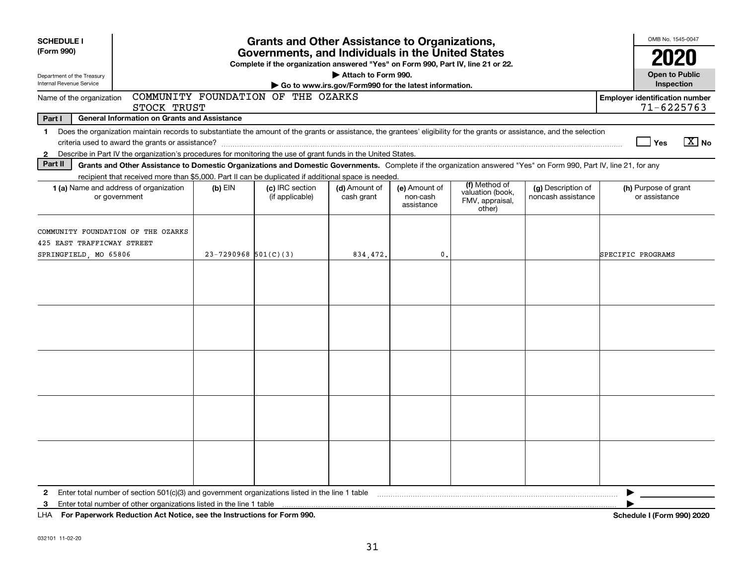**SCHEDULE I**
**(Form 990)**

Department of the Treasury
Internal Revenue Service

# Grants and Other Assistance to Organizations, Governments, and Individuals in the United States

**Complete if the organization answered "Yes" on Form 990, Part IV, line 21 or 22.**

▶ **Attach to Form 990.**

▶ **Go to www.irs.gov/Form990 for the latest information.**

OMB No. 1545-0047

**2020**

**Open to Public Inspection**

Name of the organization: COMMUNITY FOUNDATION OF THE OZARKS STOCK TRUST

**Employer identification number:** 71-6225763

**Part I — General Information on Grants and Assistance**

1 Does the organization maintain records to substantiate the amount of the grants or assistance, the grantees' eligibility for the grants or assistance, and the selection criteria used to award the grants or assistance? ☐ Yes ☒ No

2 Describe in Part IV the organization's procedures for monitoring the use of grant funds in the United States.

**Part II — Grants and Other Assistance to Domestic Organizations and Domestic Governments.** Complete if the organization answered "Yes" on Form 990, Part IV, line 21, for any recipient that received more than $5,000. Part II can be duplicated if additional space is needed.

| 1 (a) Name and address of organization or government | (b) EIN | (c) IRC section (if applicable) | (d) Amount of cash grant | (e) Amount of non-cash assistance | (f) Method of valuation (book, FMV, appraisal, other) | (g) Description of noncash assistance | (h) Purpose of grant or assistance |
|---|---|---|---|---|---|---|---|
| COMMUNITY FOUNDATION OF THE OZARKS<br>425 EAST TRAFFICWAY STREET<br>SPRINGFIELD, MO 65806 | 23-7290968 | 501(C)(3) | 834,472. | 0. | | | SPECIFIC PROGRAMS |
| | | | | | | | |
| | | | | | | | |
| | | | | | | | |
| | | | | | | | |
| | | | | | | | |

2 Enter total number of section 501(c)(3) and government organizations listed in the line 1 table ▶

3 Enter total number of other organizations listed in the line 1 table ▶

LHA **For Paperwork Reduction Act Notice, see the Instructions for Form 990.** **Schedule I (Form 990) 2020**

032101 11-02-20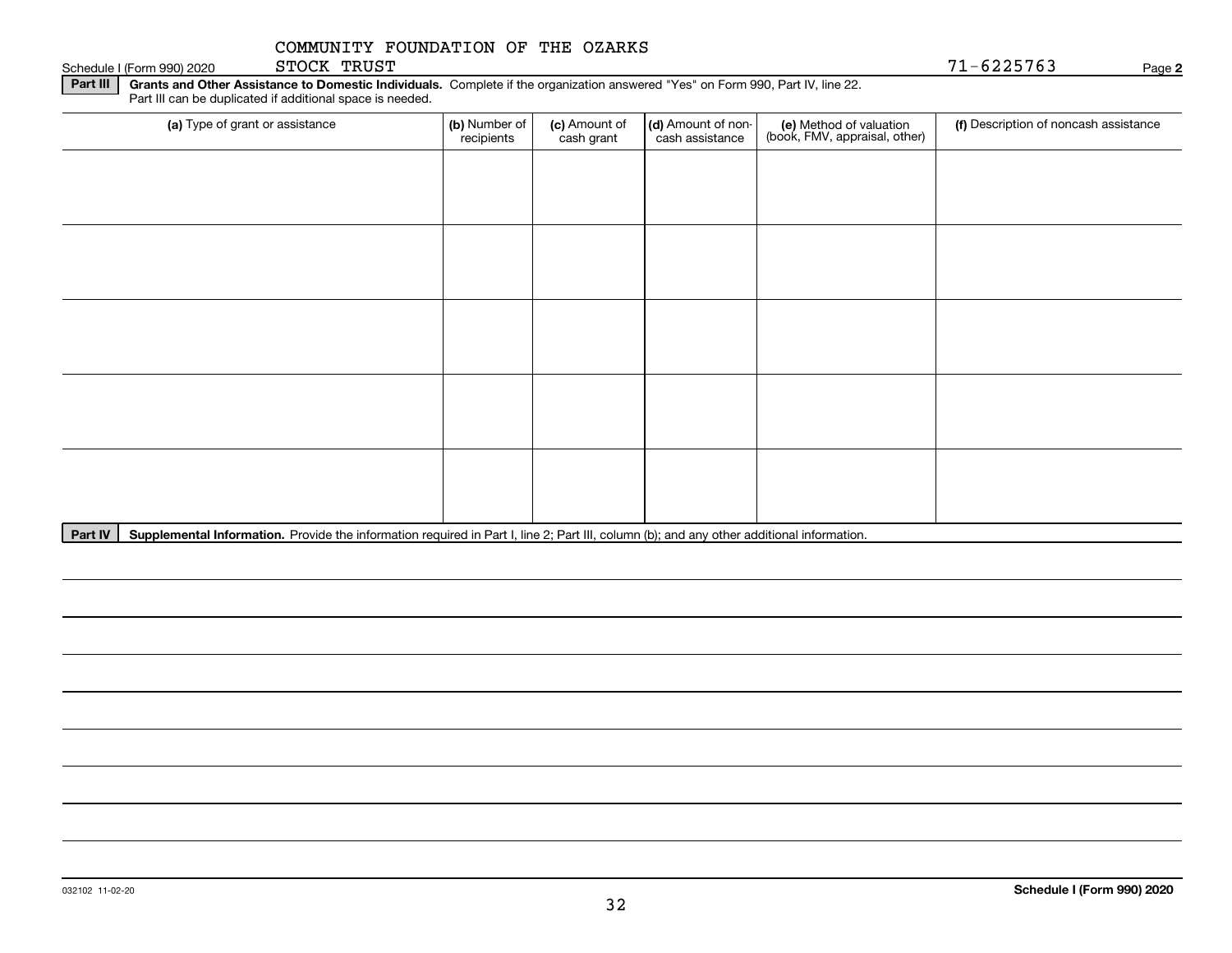COMMUNITY FOUNDATION OF THE OZARKS

Schedule I (Form 990) 2020 STOCK TRUST 71-6225763 Page **2**

**Part III** **Grants and Other Assistance to Domestic Individuals.** Complete if the organization answered "Yes" on Form 990, Part IV, line 22. Part III can be duplicated if additional space is needed.

| **(a)** Type of grant or assistance | **(b)** Number of recipients | **(c)** Amount of cash grant | **(d)** Amount of non-cash assistance | **(e)** Method of valuation (book, FMV, appraisal, other) | **(f)** Description of noncash assistance |
|---|---|---|---|---|---|
| | | | | | |
| | | | | | |
| | | | | | |
| | | | | | |
| | | | | | |

**Part IV** **Supplemental Information.** Provide the information required in Part I, line 2; Part III, column (b); and any other additional information.

032102 11-02-20 **Schedule I (Form 990) 2020**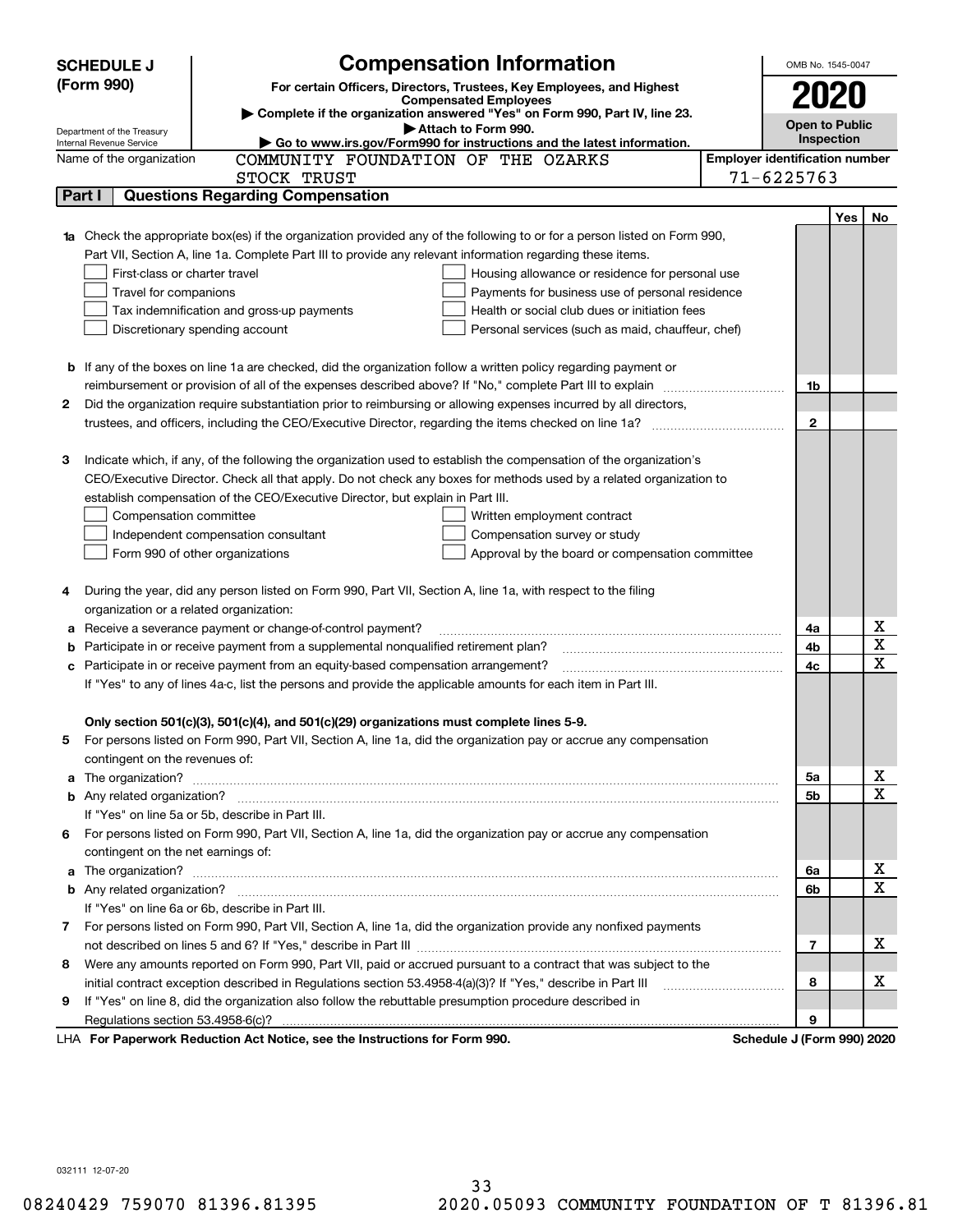**SCHEDULE J (Form 990)**

Department of the Treasury
Internal Revenue Service

# Compensation Information

**For certain Officers, Directors, Trustees, Key Employees, and Highest Compensated Employees**

▶ Complete if the organization answered "Yes" on Form 990, Part IV, line 23.
▶ Attach to Form 990.
▶ Go to www.irs.gov/Form990 for instructions and the latest information.

OMB No. 1545-0047

**2020**

**Open to Public Inspection**

Name of the organization: COMMUNITY FOUNDATION OF THE OZARKS STOCK TRUST

Employer identification number: 71-6225763

## Part I — Questions Regarding Compensation

| | | | Yes | No |
|---|---|---|---|---|
| **1a** | Check the appropriate box(es) if the organization provided any of the following to or for a person listed on Form 990, Part VII, Section A, line 1a. Complete Part III to provide any relevant information regarding these items.<br>☐ First-class or charter travel ☐ Housing allowance or residence for personal use<br>☐ Travel for companions ☐ Payments for business use of personal residence<br>☐ Tax indemnification and gross-up payments ☐ Health or social club dues or initiation fees<br>☐ Discretionary spending account ☐ Personal services (such as maid, chauffeur, chef) | | | |
| **b** | If any of the boxes on line 1a are checked, did the organization follow a written policy regarding payment or reimbursement or provision of all of the expenses described above? If "No," complete Part III to explain | 1b | | |
| **2** | Did the organization require substantiation prior to reimbursing or allowing expenses incurred by all directors, trustees, and officers, including the CEO/Executive Director, regarding the items checked on line 1a? | 2 | | |
| **3** | Indicate which, if any, of the following the organization used to establish the compensation of the organization's CEO/Executive Director. Check all that apply. Do not check any boxes for methods used by a related organization to establish compensation of the CEO/Executive Director, but explain in Part III.<br>☐ Compensation committee ☐ Written employment contract<br>☐ Independent compensation consultant ☐ Compensation survey or study<br>☐ Form 990 of other organizations ☐ Approval by the board or compensation committee | | | |
| **4** | During the year, did any person listed on Form 990, Part VII, Section A, line 1a, with respect to the filing organization or a related organization: | | | |
| **a** | Receive a severance payment or change-of-control payment? | 4a | | X |
| **b** | Participate in or receive payment from a supplemental nonqualified retirement plan? | 4b | | X |
| **c** | Participate in or receive payment from an equity-based compensation arrangement? | 4c | | X |
| | If "Yes" to any of lines 4a-c, list the persons and provide the applicable amounts for each item in Part III. | | | |
| | **Only section 501(c)(3), 501(c)(4), and 501(c)(29) organizations must complete lines 5-9.** | | | |
| **5** | For persons listed on Form 990, Part VII, Section A, line 1a, did the organization pay or accrue any compensation contingent on the revenues of: | | | |
| **a** | The organization? | 5a | | X |
| **b** | Any related organization? | 5b | | X |
| | If "Yes" on line 5a or 5b, describe in Part III. | | | |
| **6** | For persons listed on Form 990, Part VII, Section A, line 1a, did the organization pay or accrue any compensation contingent on the net earnings of: | | | |
| **a** | The organization? | 6a | | X |
| **b** | Any related organization? | 6b | | X |
| | If "Yes" on line 6a or 6b, describe in Part III. | | | |
| **7** | For persons listed on Form 990, Part VII, Section A, line 1a, did the organization provide any nonfixed payments not described on lines 5 and 6? If "Yes," describe in Part III | 7 | | X |
| **8** | Were any amounts reported on Form 990, Part VII, paid or accrued pursuant to a contract that was subject to the initial contract exception described in Regulations section 53.4958-4(a)(3)? If "Yes," describe in Part III | 8 | | X |
| **9** | If "Yes" on line 8, did the organization also follow the rebuttable presumption procedure described in Regulations section 53.4958-6(c)? | 9 | | |

LHA **For Paperwork Reduction Act Notice, see the Instructions for Form 990.** **Schedule J (Form 990) 2020**

032111 12-07-20

08240429 759070 81396.81395 2020.05093 COMMUNITY FOUNDATION OF T 81396.81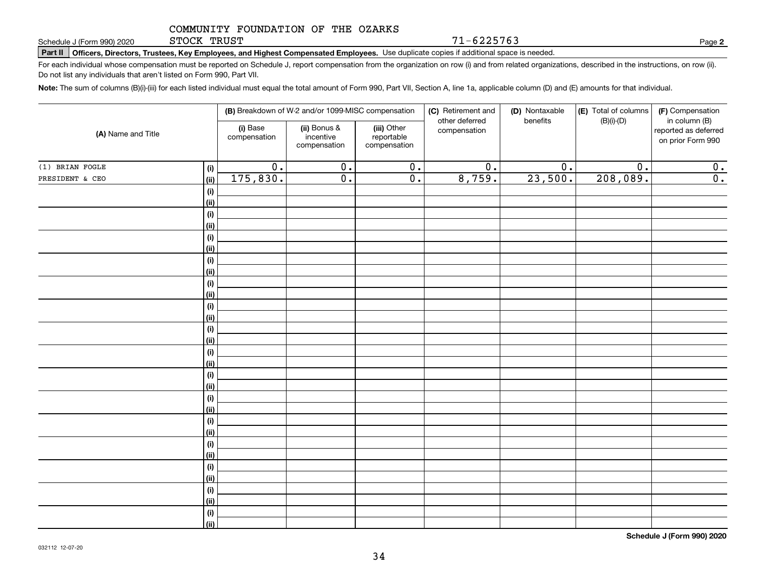COMMUNITY FOUNDATION OF THE OZARKS

Schedule J (Form 990) 2020 STOCK TRUST 71-6225763 Page **2**

**Part II Officers, Directors, Trustees, Key Employees, and Highest Compensated Employees.** Use duplicate copies if additional space is needed.

For each individual whose compensation must be reported on Schedule J, report compensation from the organization on row (i) and from related organizations, described in the instructions, on row (ii). Do not list any individuals that aren't listed on Form 990, Part VII.

**Note:** The sum of columns (B)(i)-(iii) for each listed individual must equal the total amount of Form 990, Part VII, Section A, line 1a, applicable column (D) and (E) amounts for that individual.

| (A) Name and Title | | (B) Breakdown of W-2 and/or 1099-MISC compensation | | | (C) Retirement and other deferred compensation | (D) Nontaxable benefits | (E) Total of columns (B)(i)-(D) | (F) Compensation in column (B) reported as deferred on prior Form 990 |
|---|---|---|---|---|---|---|---|---|
| | | (i) Base compensation | (ii) Bonus & incentive compensation | (iii) Other reportable compensation | | | | |
| (1) BRIAN FOGLE | (i) | 0. | 0. | 0. | 0. | 0. | 0. | 0. |
| PRESIDENT & CEO | (ii) | 175,830. | 0. | 0. | 8,759. | 23,500. | 208,089. | 0. |
| | (i) | | | | | | | |
| | (ii) | | | | | | | |
| | (i) | | | | | | | |
| | (ii) | | | | | | | |
| | (i) | | | | | | | |
| | (ii) | | | | | | | |
| | (i) | | | | | | | |
| | (ii) | | | | | | | |
| | (i) | | | | | | | |
| | (ii) | | | | | | | |
| | (i) | | | | | | | |
| | (ii) | | | | | | | |
| | (i) | | | | | | | |
| | (ii) | | | | | | | |
| | (i) | | | | | | | |
| | (ii) | | | | | | | |
| | (i) | | | | | | | |
| | (ii) | | | | | | | |
| | (i) | | | | | | | |
| | (ii) | | | | | | | |
| | (i) | | | | | | | |
| | (ii) | | | | | | | |
| | (i) | | | | | | | |
| | (ii) | | | | | | | |
| | (i) | | | | | | | |
| | (ii) | | | | | | | |
| | (i) | | | | | | | |
| | (ii) | | | | | | | |
| | (i) | | | | | | | |
| | (ii) | | | | | | | |

**Schedule J (Form 990) 2020**

032112 12-07-20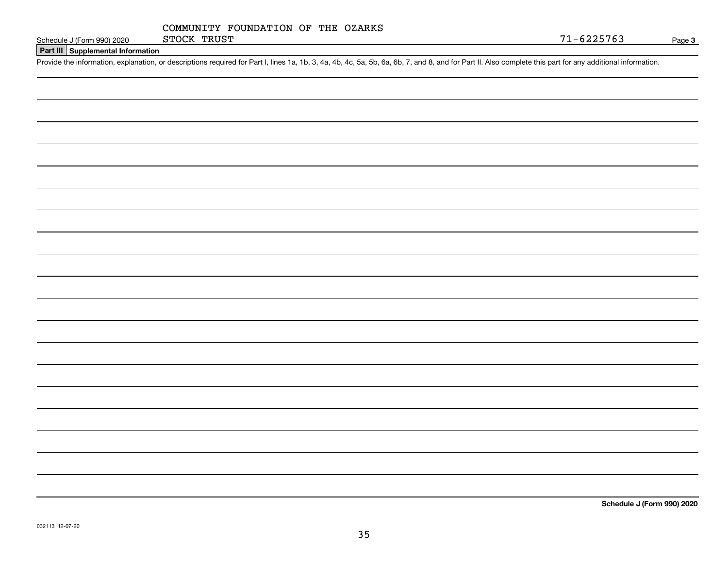COMMUNITY FOUNDATION OF THE OZARKS
STOCK TRUST

71-6225763

## Part III Supplemental Information

Provide the information, explanation, or descriptions required for Part I, lines 1a, 1b, 3, 4a, 4b, 4c, 5a, 5b, 6a, 6b, 7, and 8, and for Part II. Also complete this part for any additional information.

**Schedule J (Form 990) 2020**

032113 12-07-20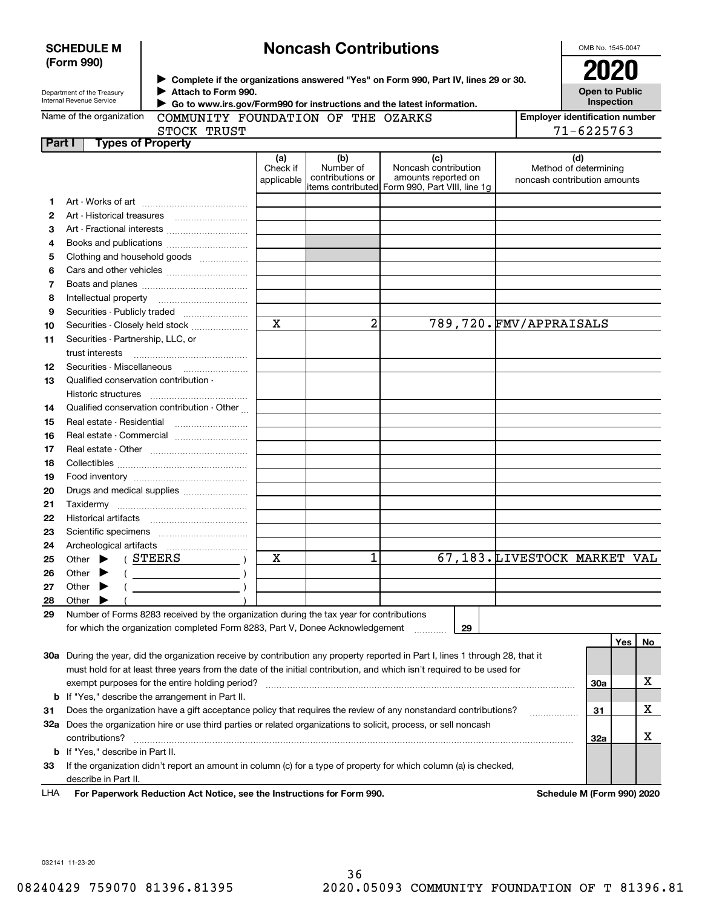**SCHEDULE M (Form 990)**

Department of the Treasury
Internal Revenue Service

# Noncash Contributions

▶ Complete if the organizations answered "Yes" on Form 990, Part IV, lines 29 or 30.
▶ Attach to Form 990.
▶ Go to www.irs.gov/Form990 for instructions and the latest information.

OMB No. 1545-0047

**2020**

**Open to Public Inspection**

Name of the organization: COMMUNITY FOUNDATION OF THE OZARKS STOCK TRUST

Employer identification number: 71-6225763

**Part I — Types of Property**

| | | (a) Check if applicable | (b) Number of contributions or items contributed | (c) Noncash contribution amounts reported on Form 990, Part VIII, line 1g | (d) Method of determining noncash contribution amounts |
|---|---|---|---|---|---|
| 1 | Art - Works of art | | | | |
| 2 | Art - Historical treasures | | | | |
| 3 | Art - Fractional interests | | | | |
| 4 | Books and publications | | | | |
| 5 | Clothing and household goods | | | | |
| 6 | Cars and other vehicles | | | | |
| 7 | Boats and planes | | | | |
| 8 | Intellectual property | | | | |
| 9 | Securities - Publicly traded | | | | |
| 10 | Securities - Closely held stock | X | 2 | 789,720. | FMV/APPRAISALS |
| 11 | Securities - Partnership, LLC, or trust interests | | | | |
| 12 | Securities - Miscellaneous | | | | |
| 13 | Qualified conservation contribution - Historic structures | | | | |
| 14 | Qualified conservation contribution - Other | | | | |
| 15 | Real estate - Residential | | | | |
| 16 | Real estate - Commercial | | | | |
| 17 | Real estate - Other | | | | |
| 18 | Collectibles | | | | |
| 19 | Food inventory | | | | |
| 20 | Drugs and medical supplies | | | | |
| 21 | Taxidermy | | | | |
| 22 | Historical artifacts | | | | |
| 23 | Scientific specimens | | | | |
| 24 | Archeological artifacts | | | | |
| 25 | Other ▶ ( STEERS ) | X | 1 | 67,183. | LIVESTOCK MARKET VAL |
| 26 | Other ▶ ( ) | | | | |
| 27 | Other ▶ ( ) | | | | |
| 28 | Other ▶ ( ) | | | | |

29 Number of Forms 8283 received by the organization during the tax year for contributions for which the organization completed Form 8283, Part V, Donee Acknowledgement ..... **29**

| | | | Yes | No |
|---|---|---|---|---|
| **30a** | During the year, did the organization receive by contribution any property reported in Part I, lines 1 through 28, that it must hold for at least three years from the date of the initial contribution, and which isn't required to be used for exempt purposes for the entire holding period? | 30a | | X |
| **b** | If "Yes," describe the arrangement in Part II. | | | |
| **31** | Does the organization have a gift acceptance policy that requires the review of any nonstandard contributions? | 31 | | X |
| **32a** | Does the organization hire or use third parties or related organizations to solicit, process, or sell noncash contributions? | 32a | | X |
| **b** | If "Yes," describe in Part II. | | | |
| **33** | If the organization didn't report an amount in column (c) for a type of property for which column (a) is checked, describe in Part II. | | | |

LHA **For Paperwork Reduction Act Notice, see the Instructions for Form 990.** **Schedule M (Form 990) 2020**

032141 11-23-20

08240429 759070 81396.81395 2020.05093 COMMUNITY FOUNDATION OF T 81396.81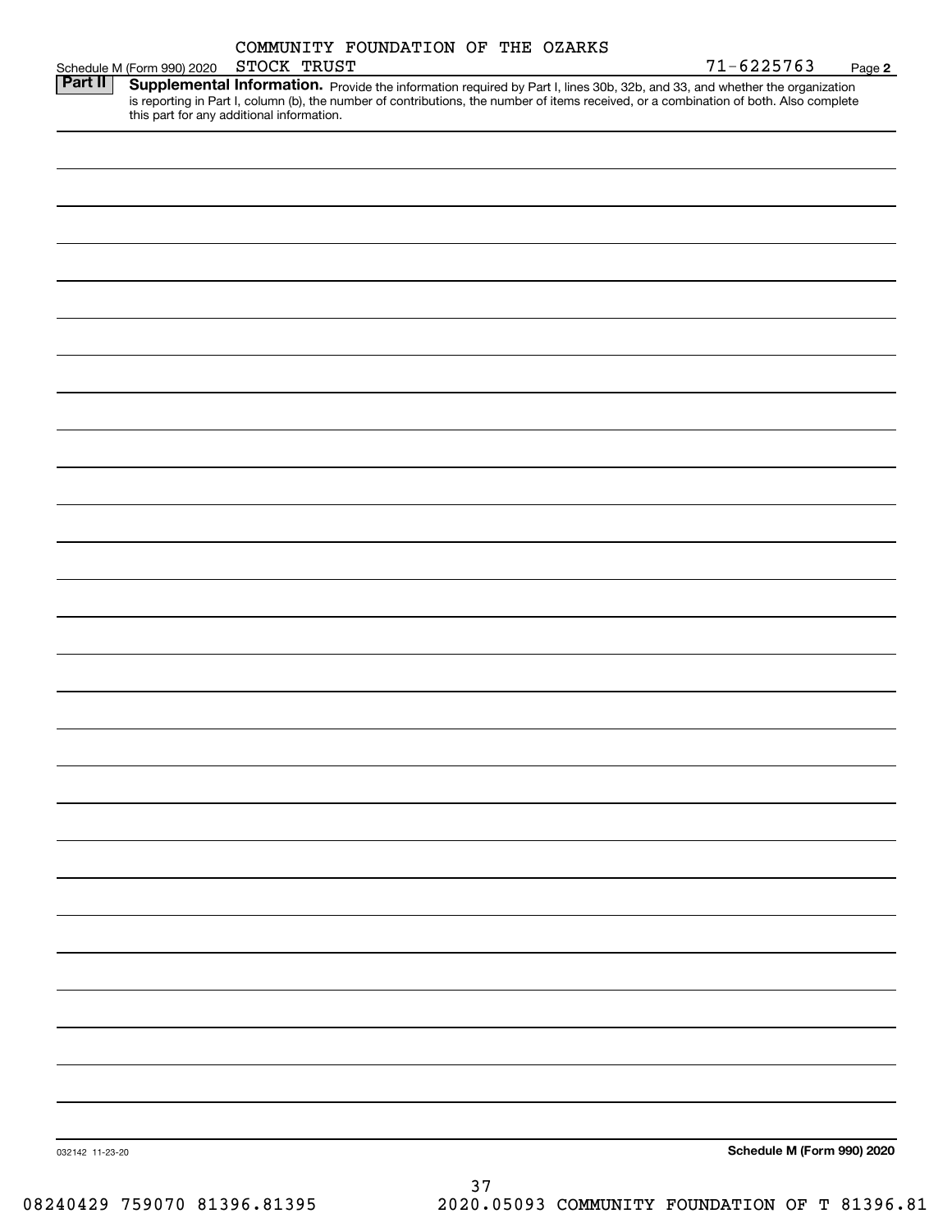COMMUNITY FOUNDATION OF THE OZARKS

Schedule M (Form 990) 2020 STOCK TRUST 71-6225763 Page 2

**Part II** **Supplemental Information.** Provide the information required by Part I, lines 30b, 32b, and 33, and whether the organization is reporting in Part I, column (b), the number of contributions, the number of items received, or a combination of both. Also complete this part for any additional information.

032142 11-23-20 **Schedule M (Form 990) 2020**

08240429 759070 81396.81395 2020.05093 COMMUNITY FOUNDATION OF T 81396.81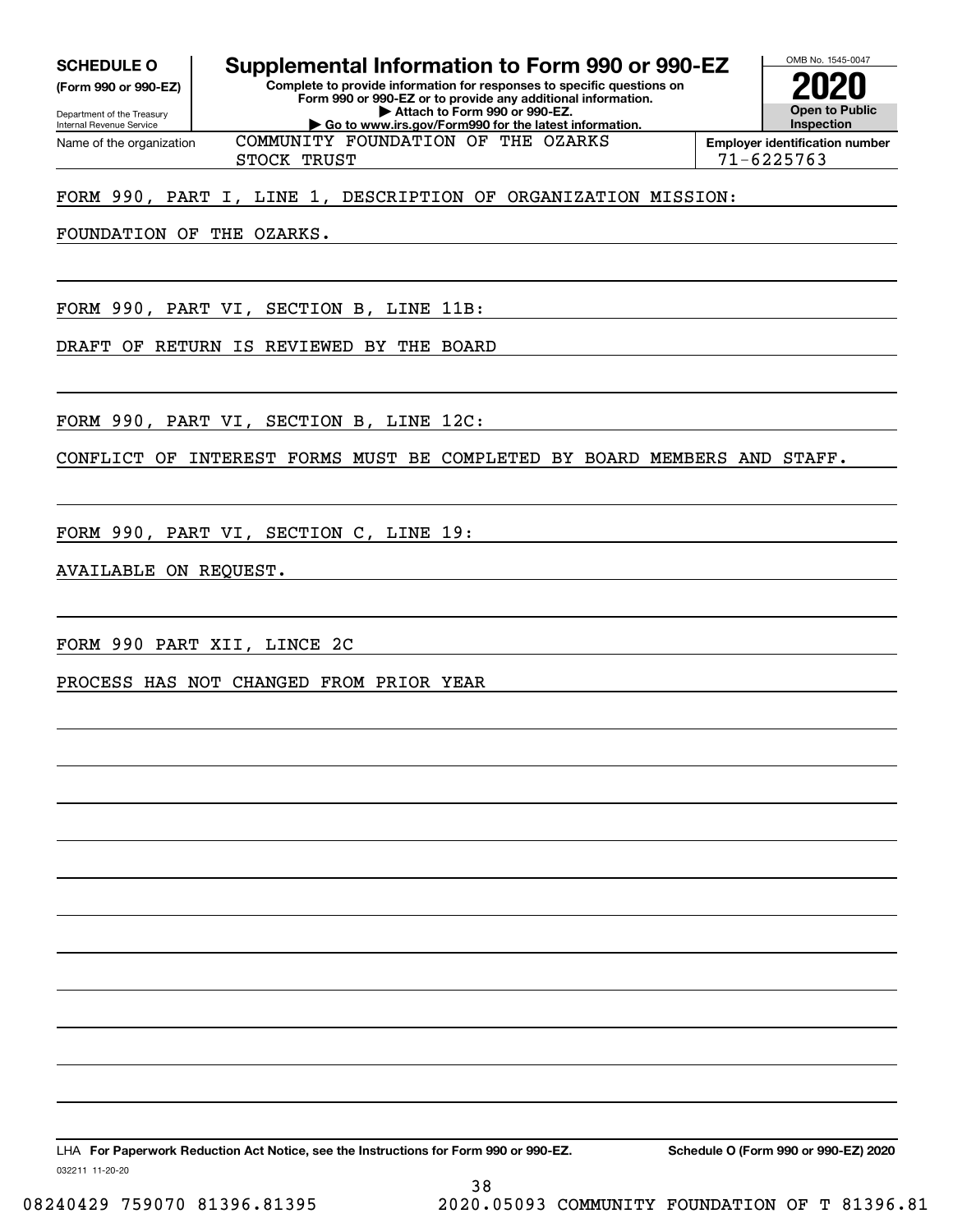**SCHEDULE O**
**(Form 990 or 990-EZ)**

Department of the Treasury
Internal Revenue Service

# Supplemental Information to Form 990 or 990-EZ

**Complete to provide information for responses to specific questions on Form 990 or 990-EZ or to provide any additional information.**
**▶ Attach to Form 990 or 990-EZ.**
**▶ Go to www.irs.gov/Form990 for the latest information.**

OMB No. 1545-0047

**2020**

**Open to Public Inspection**

| Name of the organization | Employer identification number |
|---|---|
| COMMUNITY FOUNDATION OF THE OZARKS STOCK TRUST | 71-6225763 |

FORM 990, PART I, LINE 1, DESCRIPTION OF ORGANIZATION MISSION:

FOUNDATION OF THE OZARKS.

FORM 990, PART VI, SECTION B, LINE 11B:

DRAFT OF RETURN IS REVIEWED BY THE BOARD

FORM 990, PART VI, SECTION B, LINE 12C:

CONFLICT OF INTEREST FORMS MUST BE COMPLETED BY BOARD MEMBERS AND STAFF.

FORM 990, PART VI, SECTION C, LINE 19:

AVAILABLE ON REQUEST.

FORM 990 PART XII, LINCE 2C

PROCESS HAS NOT CHANGED FROM PRIOR YEAR

LHA **For Paperwork Reduction Act Notice, see the Instructions for Form 990 or 990-EZ.** **Schedule O (Form 990 or 990-EZ) 2020**

032211 11-20-20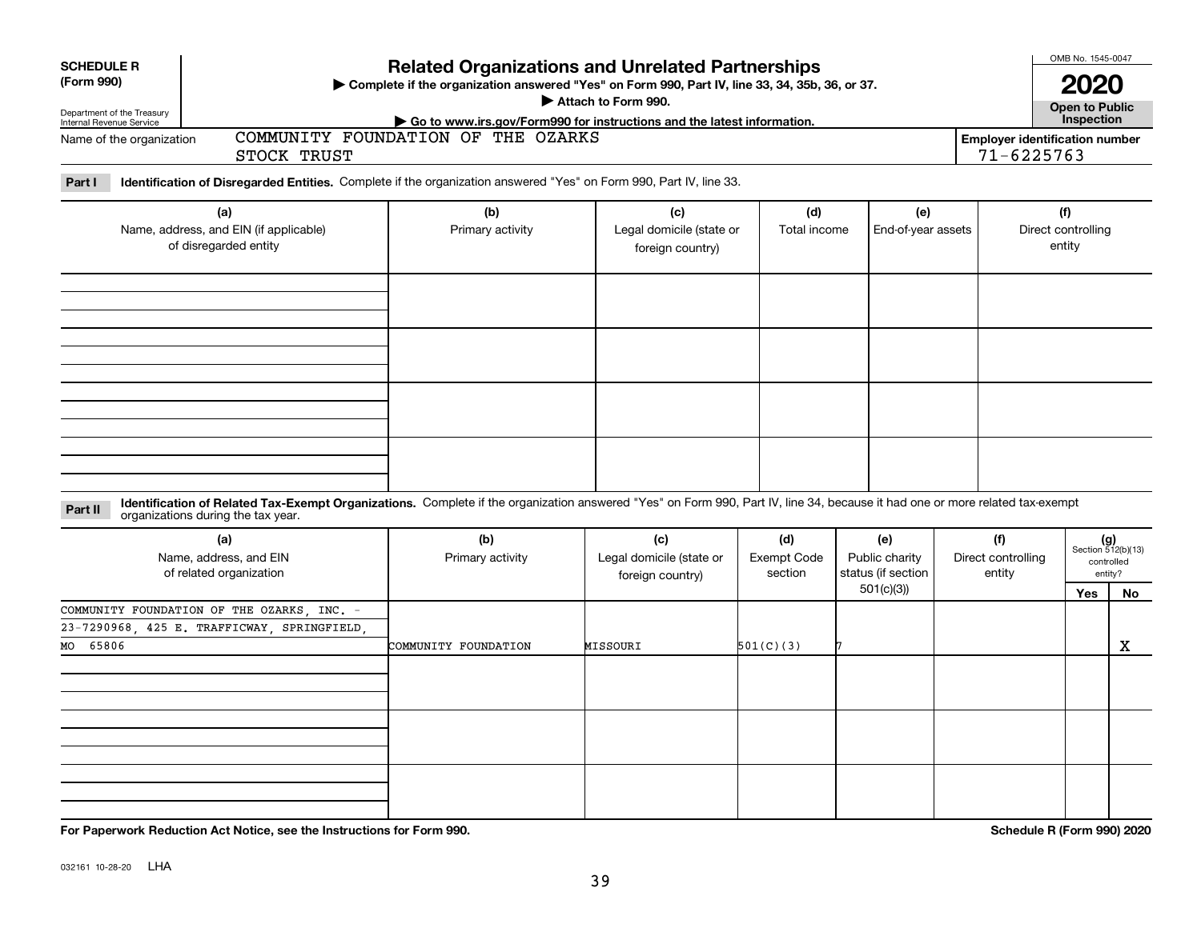**SCHEDULE R (Form 990)**

Department of the Treasury
Internal Revenue Service

# Related Organizations and Unrelated Partnerships

▶ Complete if the organization answered "Yes" on Form 990, Part IV, line 33, 34, 35b, 36, or 37.

▶ Attach to Form 990.

▶ Go to www.irs.gov/Form990 for instructions and the latest information.

OMB No. 1545-0047

**2020**

**Open to Public Inspection**

Name of the organization: COMMUNITY FOUNDATION OF THE OZARKS STOCK TRUST

**Employer identification number** 71-6225763

**Part I** **Identification of Disregarded Entities.** Complete if the organization answered "Yes" on Form 990, Part IV, line 33.

| (a) Name, address, and EIN (if applicable) of disregarded entity | (b) Primary activity | (c) Legal domicile (state or foreign country) | (d) Total income | (e) End-of-year assets | (f) Direct controlling entity |
|---|---|---|---|---|---|
| | | | | | |
| | | | | | |
| | | | | | |
| | | | | | |

**Part II** **Identification of Related Tax-Exempt Organizations.** Complete if the organization answered "Yes" on Form 990, Part IV, line 34, because it had one or more related tax-exempt organizations during the tax year.

| (a) Name, address, and EIN of related organization | (b) Primary activity | (c) Legal domicile (state or foreign country) | (d) Exempt Code section | (e) Public charity status (if section 501(c)(3)) | (f) Direct controlling entity | (g) Section 512(b)(13) controlled entity? Yes | No |
|---|---|---|---|---|---|---|---|
| COMMUNITY FOUNDATION OF THE OZARKS, INC. - 23-7290968, 425 E. TRAFFICWAY, SPRINGFIELD, MO 65806 | COMMUNITY FOUNDATION | MISSOURI | 501(C)(3) | 7 | | | X |
| | | | | | | | |
| | | | | | | | |
| | | | | | | | |

**For Paperwork Reduction Act Notice, see the Instructions for Form 990.**

**Schedule R (Form 990) 2020**

032161 10-28-20 LHA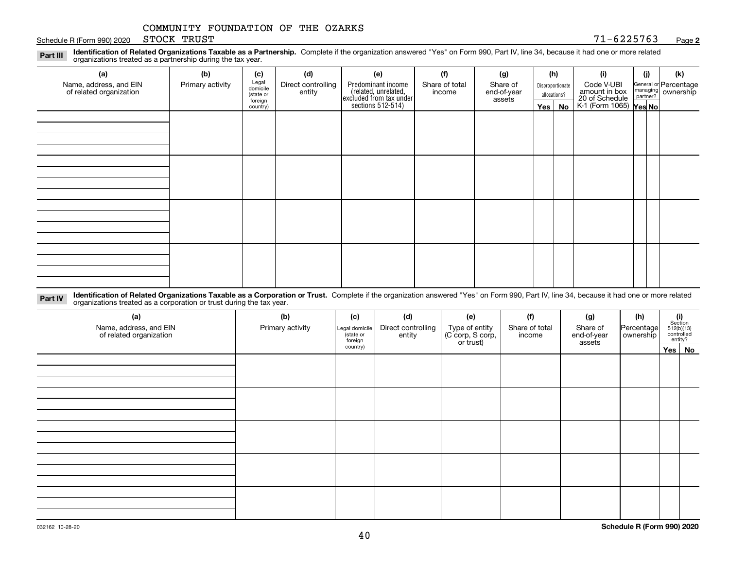COMMUNITY FOUNDATION OF THE OZARKS

Schedule R (Form 990) 2020 STOCK TRUST 71-6225763 Page **2**

**Part III** **Identification of Related Organizations Taxable as a Partnership.** Complete if the organization answered "Yes" on Form 990, Part IV, line 34, because it had one or more related organizations treated as a partnership during the tax year.

| (a) Name, address, and EIN of related organization | (b) Primary activity | (c) Legal domicile (state or foreign country) | (d) Direct controlling entity | (e) Predominant income (related, unrelated, excluded from tax under sections 512-514) | (f) Share of total income | (g) Share of end-of-year assets | (h) Disproportionate allocations? Yes | No | (i) Code V-UBI amount in box 20 of Schedule K-1 (Form 1065) | (j) General or managing partner? Yes | No | (k) Percentage ownership |
|---|---|---|---|---|---|---|---|---|---|---|---|---|
| | | | | | | | | | | | | |
| | | | | | | | | | | | | |
| | | | | | | | | | | | | |
| | | | | | | | | | | | | |

**Part IV** **Identification of Related Organizations Taxable as a Corporation or Trust.** Complete if the organization answered "Yes" on Form 990, Part IV, line 34, because it had one or more related organizations treated as a corporation or trust during the tax year.

| (a) Name, address, and EIN of related organization | (b) Primary activity | (c) Legal domicile (state or foreign country) | (d) Direct controlling entity | (e) Type of entity (C corp, S corp, or trust) | (f) Share of total income | (g) Share of end-of-year assets | (h) Percentage ownership | (i) Section 512(b)(13) controlled entity? Yes | No |
|---|---|---|---|---|---|---|---|---|---|
| | | | | | | | | | |
| | | | | | | | | | |
| | | | | | | | | | |
| | | | | | | | | | |
| | | | | | | | | | |

032162 10-28-20 **Schedule R (Form 990) 2020**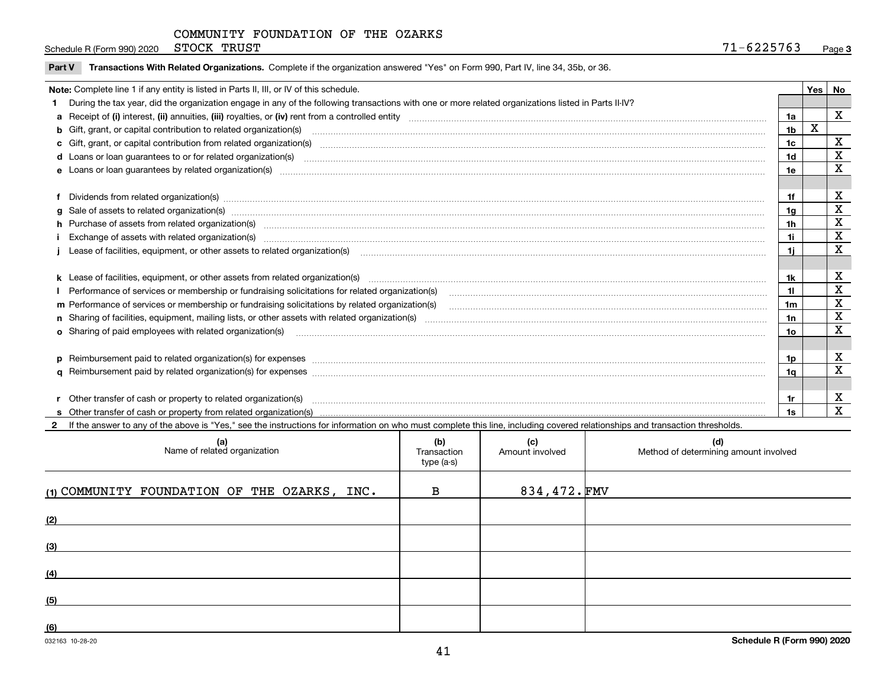COMMUNITY FOUNDATION OF THE OZARKS

Schedule R (Form 990) 2020 STOCK TRUST 71-6225763 Page **3**

**Part V** **Transactions With Related Organizations.** Complete if the organization answered "Yes" on Form 990, Part IV, line 34, 35b, or 36.

| **Note:** Complete line 1 if any entity is listed in Parts II, III, or IV of this schedule. | | **Yes** | **No** |
|---|---|---|---|
| **1** During the tax year, did the organization engage in any of the following transactions with one or more related organizations listed in Parts II-IV? | | | |
| **a** Receipt of **(i)** interest, **(ii)** annuities, **(iii)** royalties, or **(iv)** rent from a controlled entity | **1a** | | X |
| **b** Gift, grant, or capital contribution to related organization(s) | **1b** | X | |
| **c** Gift, grant, or capital contribution from related organization(s) | **1c** | | X |
| **d** Loans or loan guarantees to or for related organization(s) | **1d** | | X |
| **e** Loans or loan guarantees by related organization(s) | **1e** | | X |
| **f** Dividends from related organization(s) | **1f** | | X |
| **g** Sale of assets to related organization(s) | **1g** | | X |
| **h** Purchase of assets from related organization(s) | **1h** | | X |
| **i** Exchange of assets with related organization(s) | **1i** | | X |
| **j** Lease of facilities, equipment, or other assets to related organization(s) | **1j** | | X |
| **k** Lease of facilities, equipment, or other assets from related organization(s) | **1k** | | X |
| **l** Performance of services or membership or fundraising solicitations for related organization(s) | **1l** | | X |
| **m** Performance of services or membership or fundraising solicitations by related organization(s) | **1m** | | X |
| **n** Sharing of facilities, equipment, mailing lists, or other assets with related organization(s) | **1n** | | X |
| **o** Sharing of paid employees with related organization(s) | **1o** | | X |
| **p** Reimbursement paid to related organization(s) for expenses | **1p** | | X |
| **q** Reimbursement paid by related organization(s) for expenses | **1q** | | X |
| **r** Other transfer of cash or property to related organization(s) | **1r** | | X |
| **s** Other transfer of cash or property from related organization(s) | **1s** | | X |

**2** If the answer to any of the above is "Yes," see the instructions for information on who must complete this line, including covered relationships and transaction thresholds.

| **(a)** Name of related organization | **(b)** Transaction type (a-s) | **(c)** Amount involved | **(d)** Method of determining amount involved |
|---|---|---|---|
| **(1)** COMMUNITY FOUNDATION OF THE OZARKS, INC. | B | 834,472. | FMV |
| **(2)** | | | |
| **(3)** | | | |
| **(4)** | | | |
| **(5)** | | | |
| **(6)** | | | |

032163 10-28-20 **Schedule R (Form 990) 2020**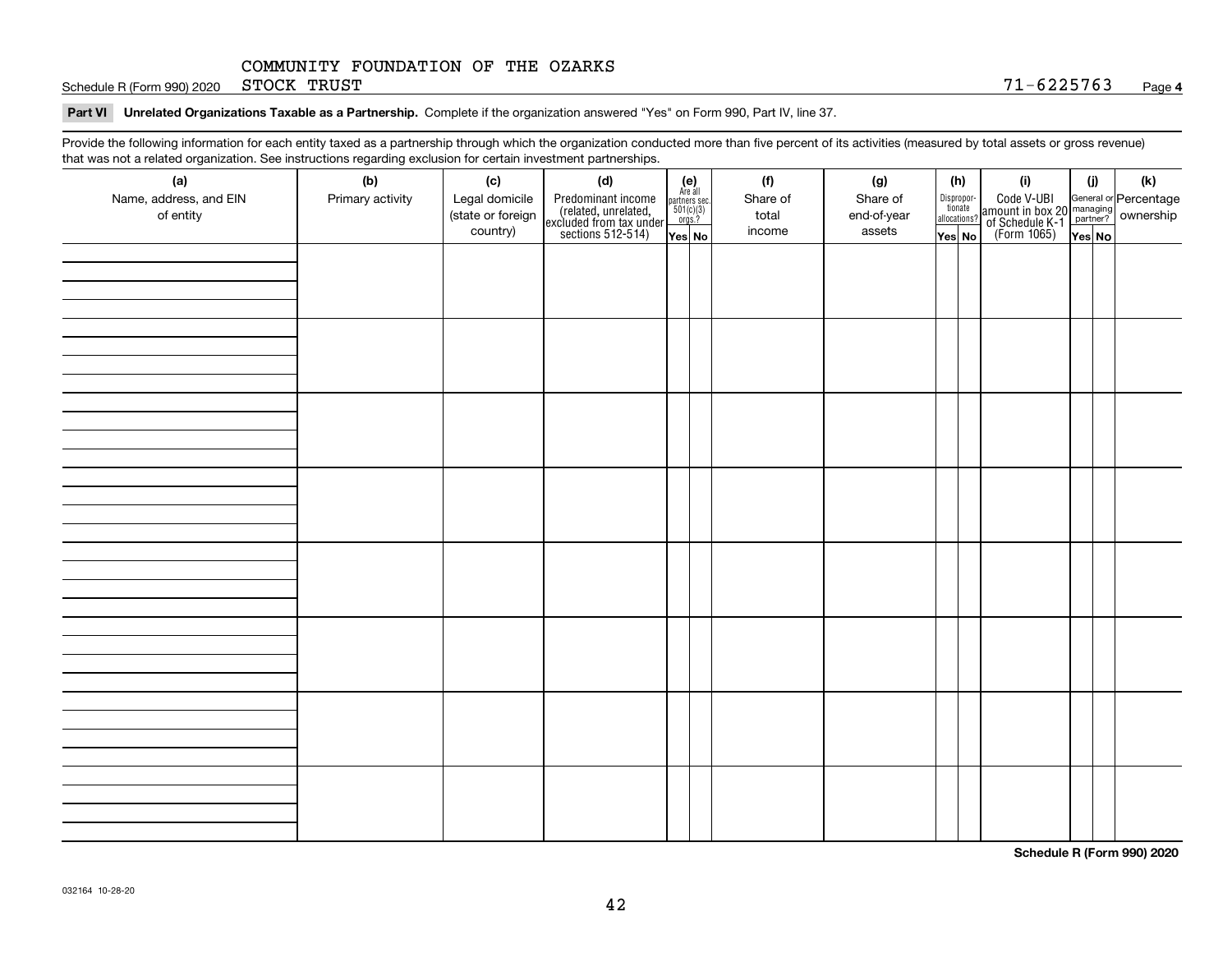COMMUNITY FOUNDATION OF THE OZARKS

Schedule R (Form 990) 2020 STOCK TRUST 71-6225763 Page **4**

**Part VI Unrelated Organizations Taxable as a Partnership.** Complete if the organization answered "Yes" on Form 990, Part IV, line 37.

Provide the following information for each entity taxed as a partnership through which the organization conducted more than five percent of its activities (measured by total assets or gross revenue) that was not a related organization. See instructions regarding exclusion for certain investment partnerships.

| (a) Name, address, and EIN of entity | (b) Primary activity | (c) Legal domicile (state or foreign country) | (d) Predominant income (related, unrelated, excluded from tax under sections 512-514) | (e) Are all partners sec. 501(c)(3) orgs.? | | (f) Share of total income | (g) Share of end-of-year assets | (h) Disproportionate allocations? | | (i) Code V-UBI amount in box 20 of Schedule K-1 (Form 1065) | (j) General or managing partner? | | (k) Percentage ownership |
|---|---|---|---|---|---|---|---|---|---|---|---|---|---|
| | | | | Yes | No | | | Yes | No | | Yes | No | |
| | | | | | | | | | | | | | |
| | | | | | | | | | | | | | |
| | | | | | | | | | | | | | |
| | | | | | | | | | | | | | |
| | | | | | | | | | | | | | |
| | | | | | | | | | | | | | |
| | | | | | | | | | | | | | |
| | | | | | | | | | | | | | |

**Schedule R (Form 990) 2020**

032164 10-28-20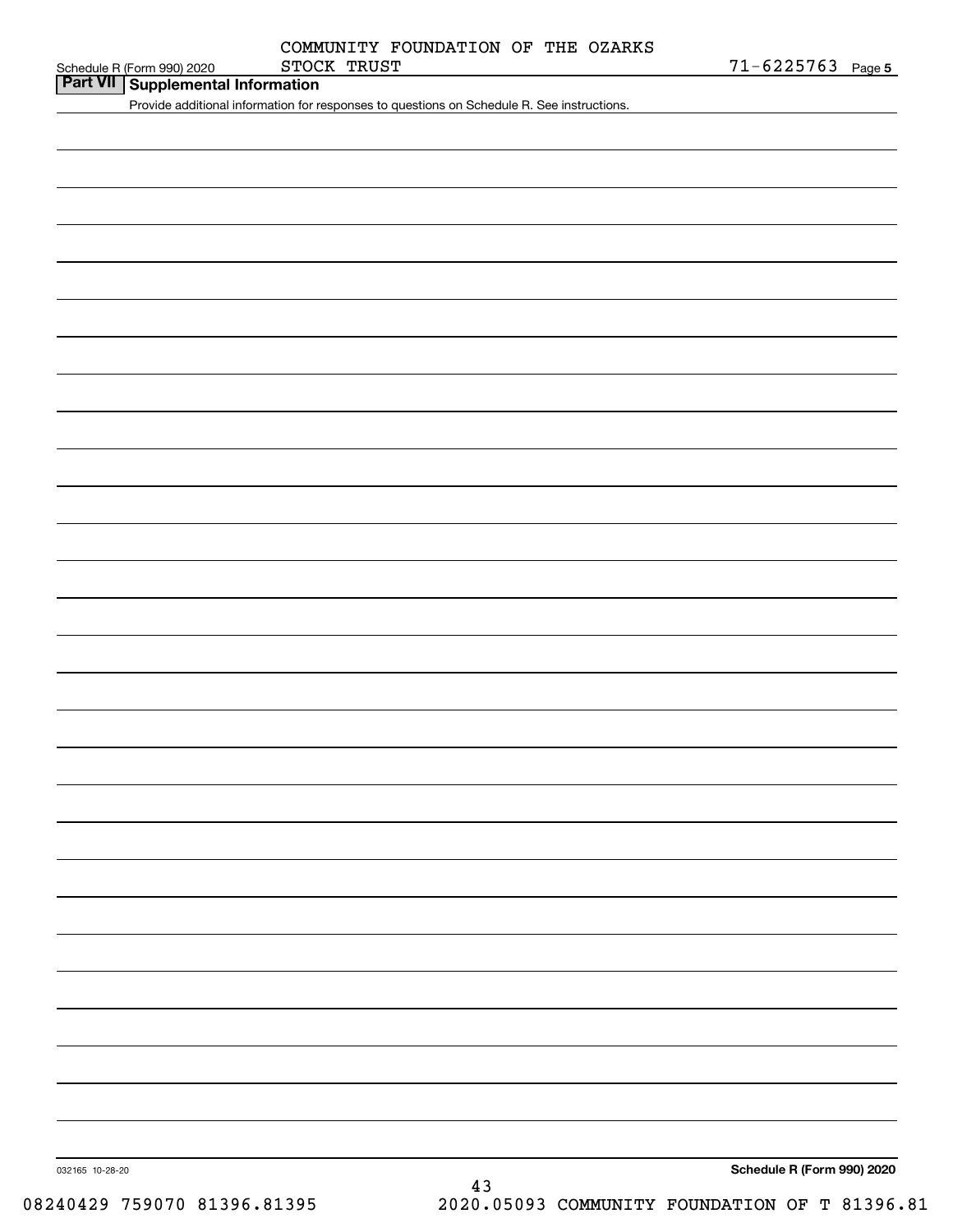COMMUNITY FOUNDATION OF THE OZARKS STOCK TRUST 71-6225763

## Part VII Supplemental Information

Provide additional information for responses to questions on Schedule R. See instructions.